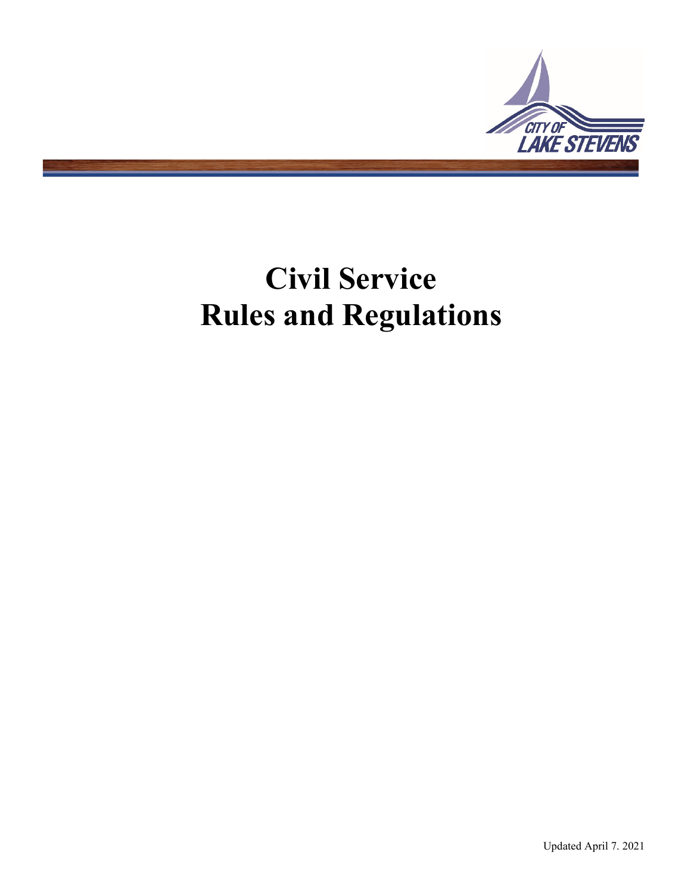CITY OF
LAKE STEVENS

# Civil Service
# Rules and Regulations

Updated April 7. 2021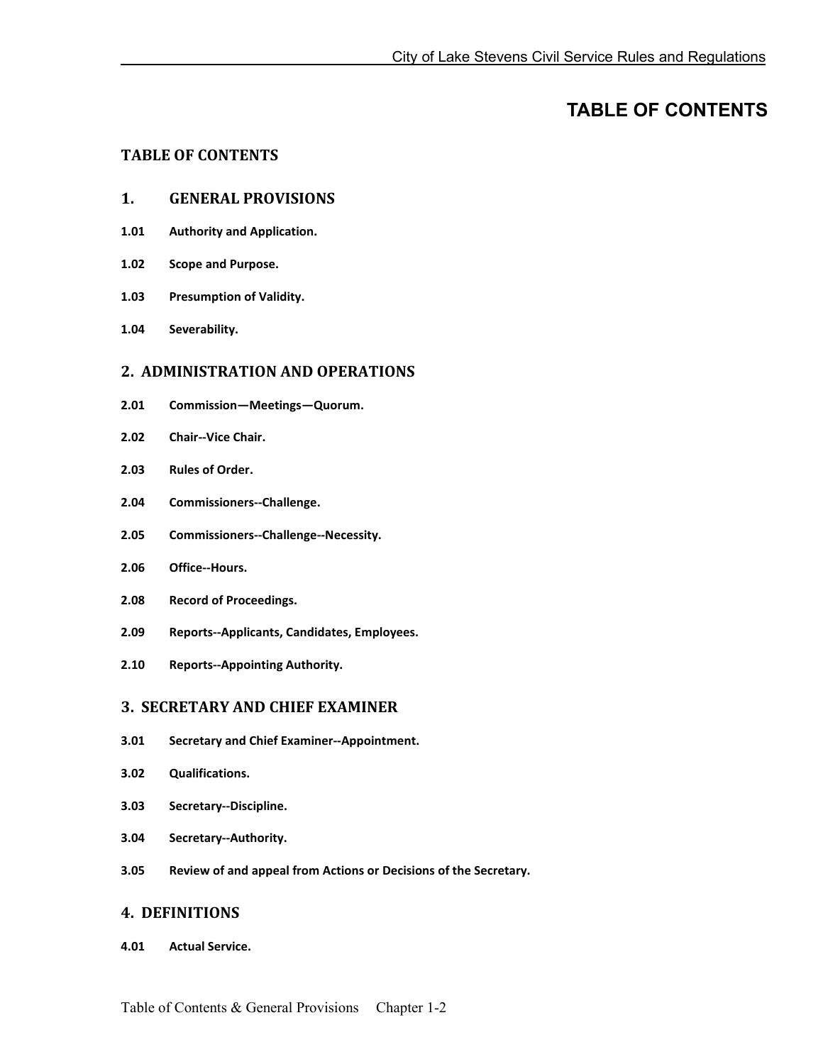# TABLE OF CONTENTS

## TABLE OF CONTENTS

### 1. GENERAL PROVISIONS

**1.01 Authority and Application.**

**1.02 Scope and Purpose.**

**1.03 Presumption of Validity.**

**1.04 Severability.**

### 2. ADMINISTRATION AND OPERATIONS

**2.01 Commission—Meetings—Quorum.**

**2.02 Chair--Vice Chair.**

**2.03 Rules of Order.**

**2.04 Commissioners--Challenge.**

**2.05 Commissioners--Challenge--Necessity.**

**2.06 Office--Hours.**

**2.08 Record of Proceedings.**

**2.09 Reports--Applicants, Candidates, Employees.**

**2.10 Reports--Appointing Authority.**

### 3. SECRETARY AND CHIEF EXAMINER

**3.01 Secretary and Chief Examiner--Appointment.**

**3.02 Qualifications.**

**3.03 Secretary--Discipline.**

**3.04 Secretary--Authority.**

**3.05 Review of and appeal from Actions or Decisions of the Secretary.**

### 4. DEFINITIONS

**4.01 Actual Service.**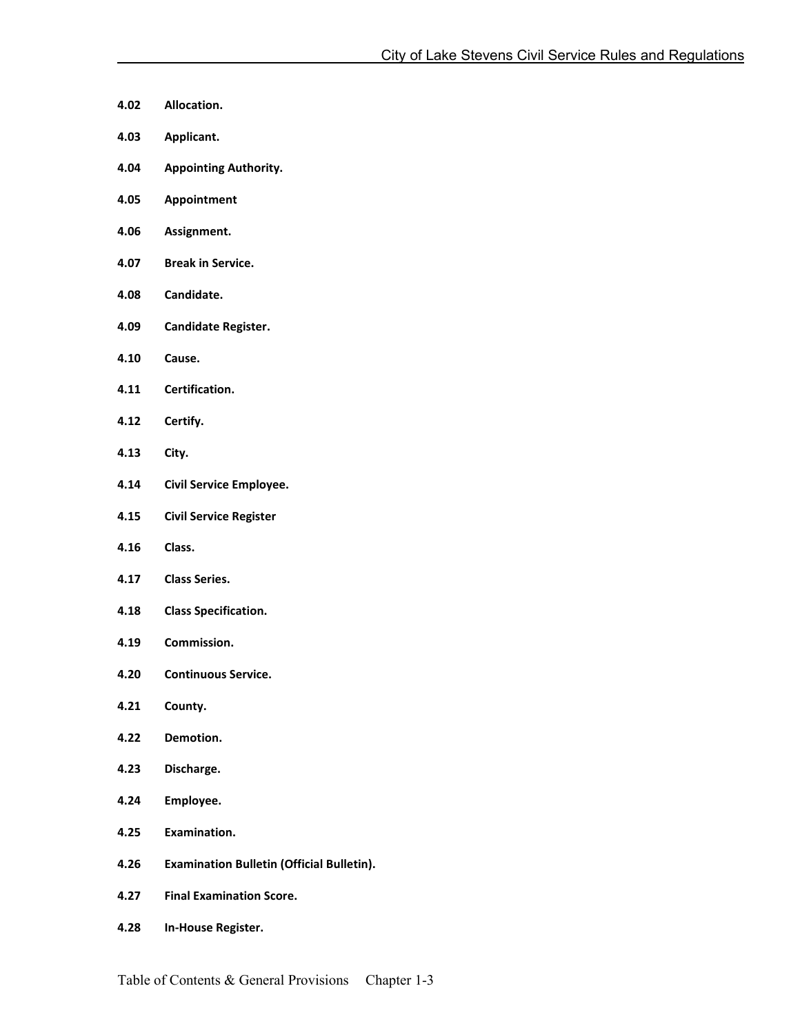**4.02 Allocation.**

**4.03 Applicant.**

**4.04 Appointing Authority.**

**4.05 Appointment**

**4.06 Assignment.**

**4.07 Break in Service.**

**4.08 Candidate.**

**4.09 Candidate Register.**

**4.10 Cause.**

**4.11 Certification.**

**4.12 Certify.**

**4.13 City.**

**4.14 Civil Service Employee.**

**4.15 Civil Service Register**

**4.16 Class.**

**4.17 Class Series.**

**4.18 Class Specification.**

**4.19 Commission.**

**4.20 Continuous Service.**

**4.21 County.**

**4.22 Demotion.**

**4.23 Discharge.**

**4.24 Employee.**

**4.25 Examination.**

**4.26 Examination Bulletin (Official Bulletin).**

**4.27 Final Examination Score.**

**4.28 In-House Register.**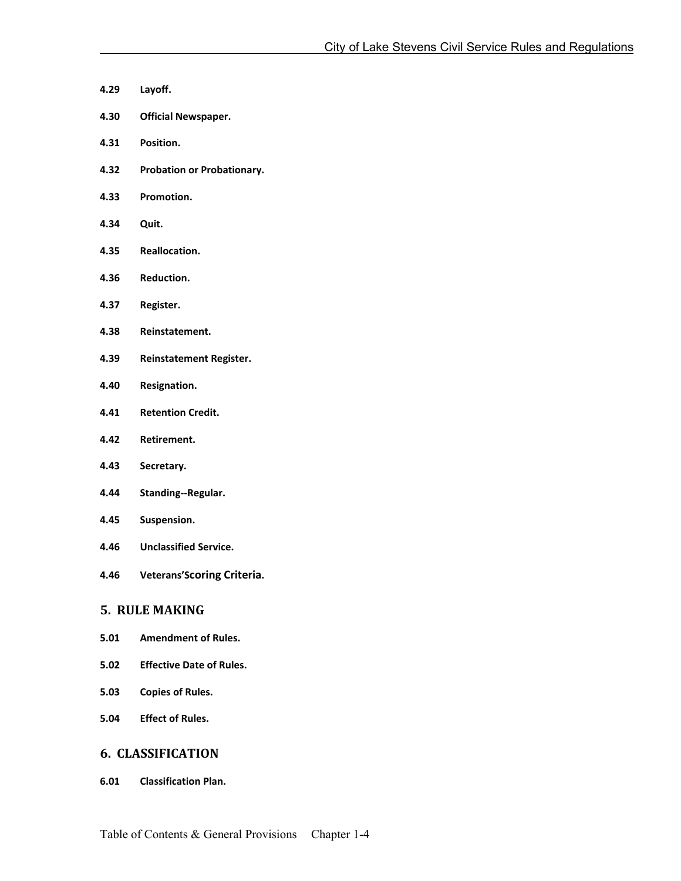**4.29 Layoff.**

**4.30 Official Newspaper.**

**4.31 Position.**

**4.32 Probation or Probationary.**

**4.33 Promotion.**

**4.34 Quit.**

**4.35 Reallocation.**

**4.36 Reduction.**

**4.37 Register.**

**4.38 Reinstatement.**

**4.39 Reinstatement Register.**

**4.40 Resignation.**

**4.41 Retention Credit.**

**4.42 Retirement.**

**4.43 Secretary.**

**4.44 Standing--Regular.**

**4.45 Suspension.**

**4.46 Unclassified Service.**

**4.46 Veterans'Scoring Criteria.**

## 5. RULE MAKING

**5.01 Amendment of Rules.**

**5.02 Effective Date of Rules.**

**5.03 Copies of Rules.**

**5.04 Effect of Rules.**

## 6. CLASSIFICATION

**6.01 Classification Plan.**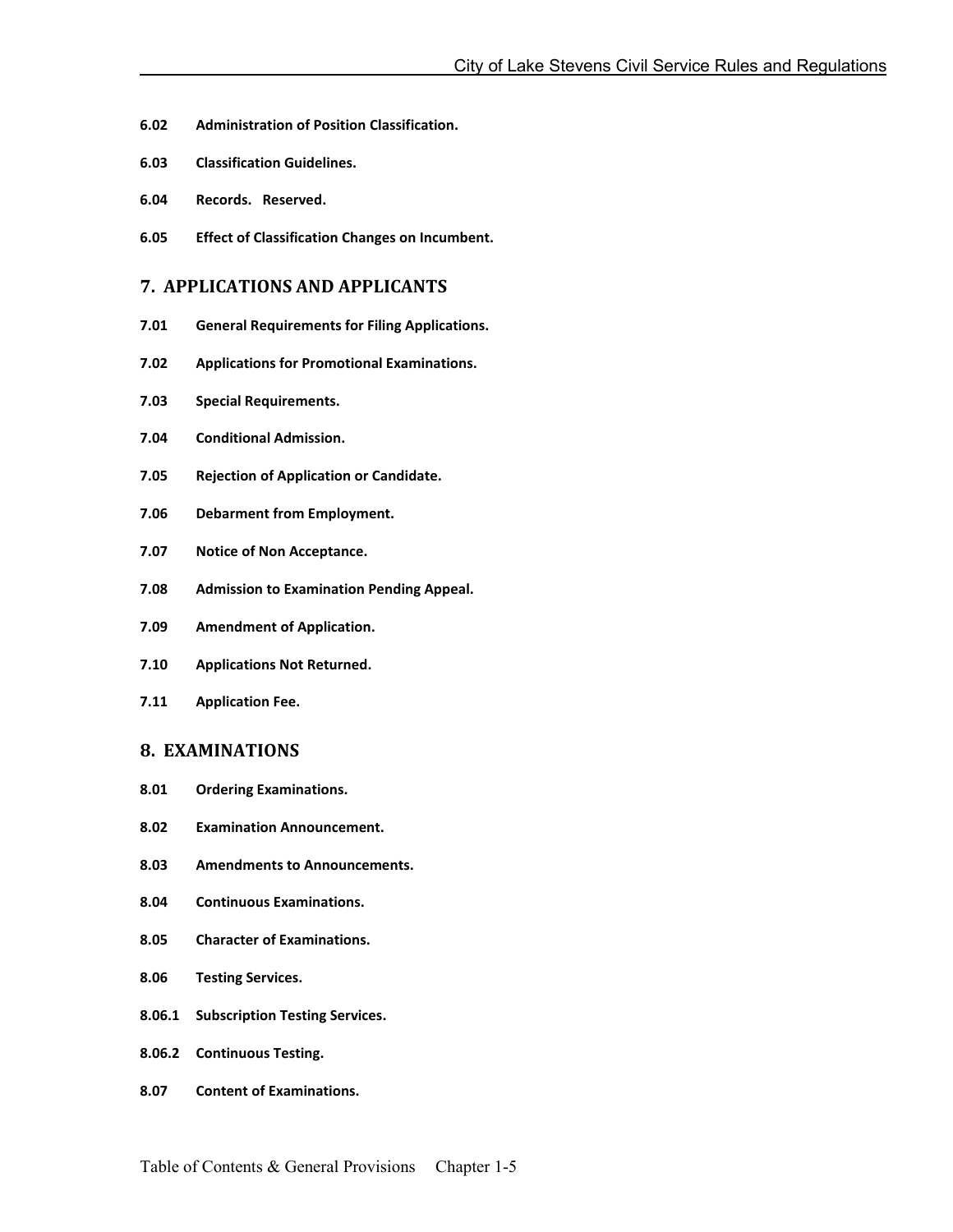**6.02 Administration of Position Classification.**

**6.03 Classification Guidelines.**

**6.04 Records. Reserved.**

**6.05 Effect of Classification Changes on Incumbent.**

## 7. APPLICATIONS AND APPLICANTS

**7.01 General Requirements for Filing Applications.**

**7.02 Applications for Promotional Examinations.**

**7.03 Special Requirements.**

**7.04 Conditional Admission.**

**7.05 Rejection of Application or Candidate.**

**7.06 Debarment from Employment.**

**7.07 Notice of Non Acceptance.**

**7.08 Admission to Examination Pending Appeal.**

**7.09 Amendment of Application.**

**7.10 Applications Not Returned.**

**7.11 Application Fee.**

## 8. EXAMINATIONS

**8.01 Ordering Examinations.**

**8.02 Examination Announcement.**

**8.03 Amendments to Announcements.**

**8.04 Continuous Examinations.**

**8.05 Character of Examinations.**

**8.06 Testing Services.**

**8.06.1 Subscription Testing Services.**

**8.06.2 Continuous Testing.**

**8.07 Content of Examinations.**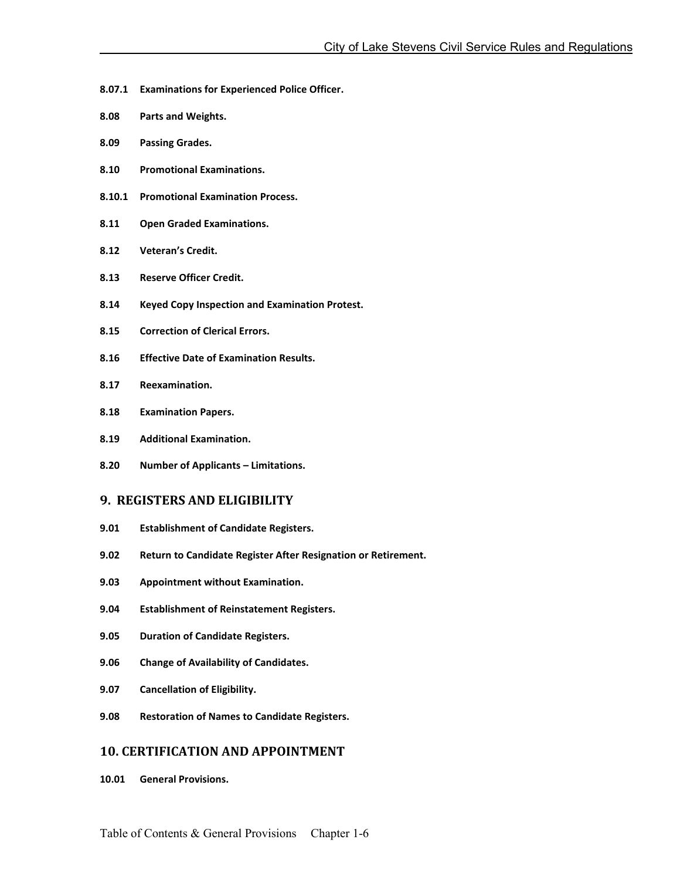**8.07.1 Examinations for Experienced Police Officer.**

**8.08 Parts and Weights.**

**8.09 Passing Grades.**

**8.10 Promotional Examinations.**

**8.10.1 Promotional Examination Process.**

**8.11 Open Graded Examinations.**

**8.12 Veteran's Credit.**

**8.13 Reserve Officer Credit.**

**8.14 Keyed Copy Inspection and Examination Protest.**

**8.15 Correction of Clerical Errors.**

**8.16 Effective Date of Examination Results.**

**8.17 Reexamination.**

**8.18 Examination Papers.**

**8.19 Additional Examination.**

**8.20 Number of Applicants – Limitations.**

## 9. REGISTERS AND ELIGIBILITY

**9.01 Establishment of Candidate Registers.**

**9.02 Return to Candidate Register After Resignation or Retirement.**

**9.03 Appointment without Examination.**

**9.04 Establishment of Reinstatement Registers.**

**9.05 Duration of Candidate Registers.**

**9.06 Change of Availability of Candidates.**

**9.07 Cancellation of Eligibility.**

**9.08 Restoration of Names to Candidate Registers.**

## 10. CERTIFICATION AND APPOINTMENT

**10.01 General Provisions.**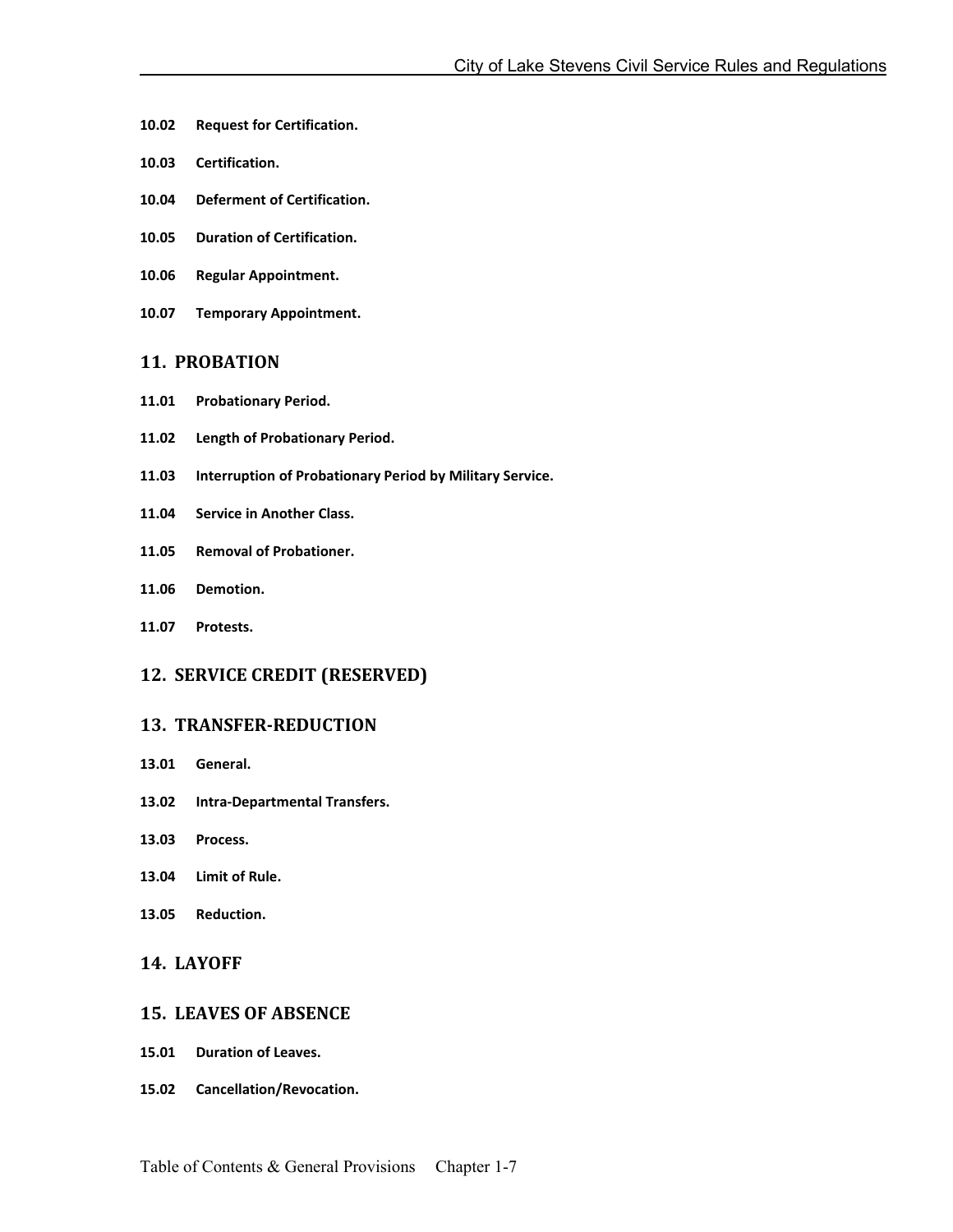**10.02 Request for Certification.**

**10.03 Certification.**

**10.04 Deferment of Certification.**

**10.05 Duration of Certification.**

**10.06 Regular Appointment.**

**10.07 Temporary Appointment.**

## 11. PROBATION

**11.01 Probationary Period.**

**11.02 Length of Probationary Period.**

**11.03 Interruption of Probationary Period by Military Service.**

**11.04 Service in Another Class.**

**11.05 Removal of Probationer.**

**11.06 Demotion.**

**11.07 Protests.**

## 12. SERVICE CREDIT (RESERVED)

## 13. TRANSFER-REDUCTION

**13.01 General.**

**13.02 Intra-Departmental Transfers.**

**13.03 Process.**

**13.04 Limit of Rule.**

**13.05 Reduction.**

## 14. LAYOFF

## 15. LEAVES OF ABSENCE

**15.01 Duration of Leaves.**

**15.02 Cancellation/Revocation.**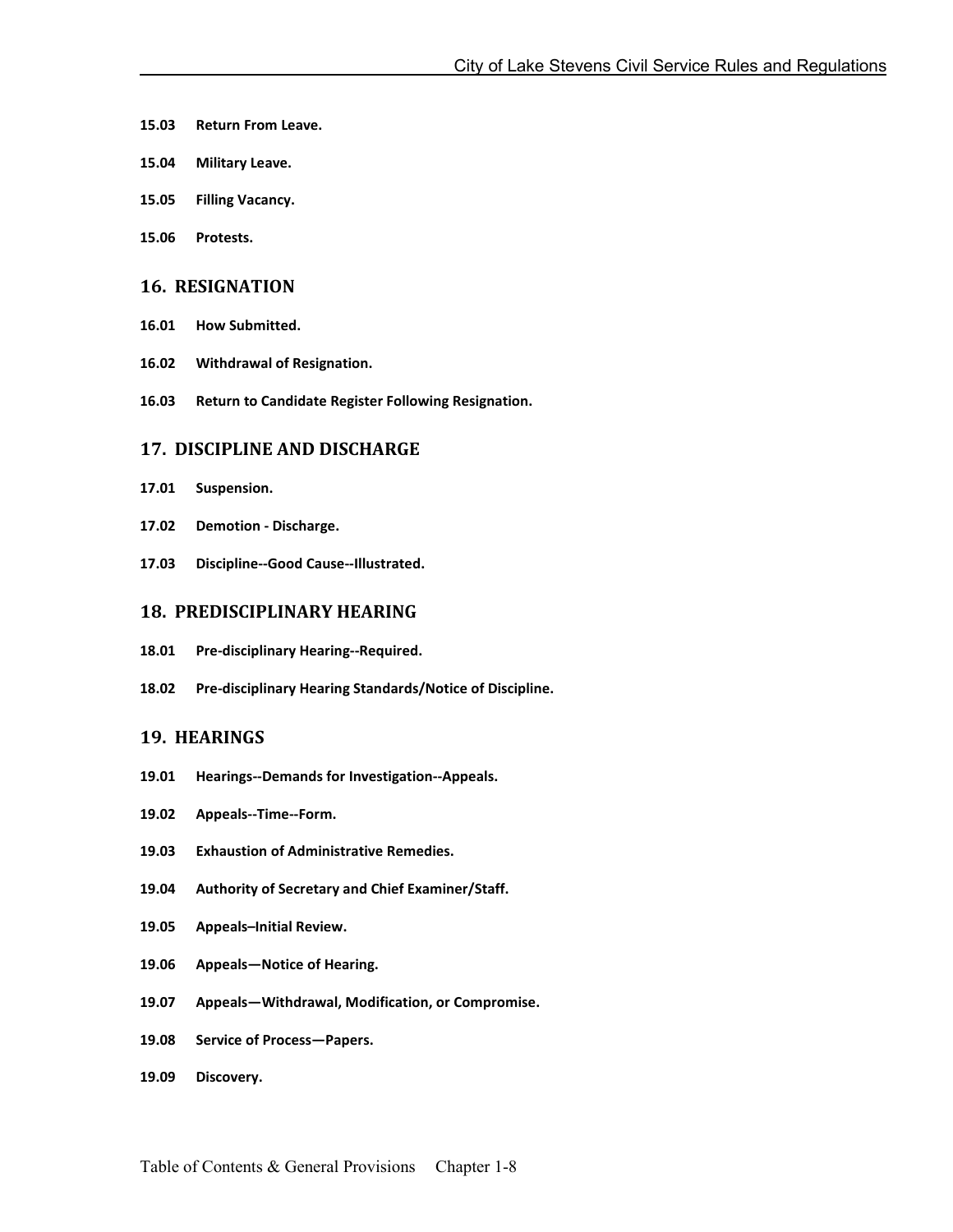**15.03 Return From Leave.**

**15.04 Military Leave.**

**15.05 Filling Vacancy.**

**15.06 Protests.**

## 16. RESIGNATION

**16.01 How Submitted.**

**16.02 Withdrawal of Resignation.**

**16.03 Return to Candidate Register Following Resignation.**

## 17. DISCIPLINE AND DISCHARGE

**17.01 Suspension.**

**17.02 Demotion - Discharge.**

**17.03 Discipline--Good Cause--Illustrated.**

## 18. PREDISCIPLINARY HEARING

**18.01 Pre-disciplinary Hearing--Required.**

**18.02 Pre-disciplinary Hearing Standards/Notice of Discipline.**

## 19. HEARINGS

**19.01 Hearings--Demands for Investigation--Appeals.**

**19.02 Appeals--Time--Form.**

**19.03 Exhaustion of Administrative Remedies.**

**19.04 Authority of Secretary and Chief Examiner/Staff.**

**19.05 Appeals–Initial Review.**

**19.06 Appeals—Notice of Hearing.**

**19.07 Appeals—Withdrawal, Modification, or Compromise.**

**19.08 Service of Process—Papers.**

**19.09 Discovery.**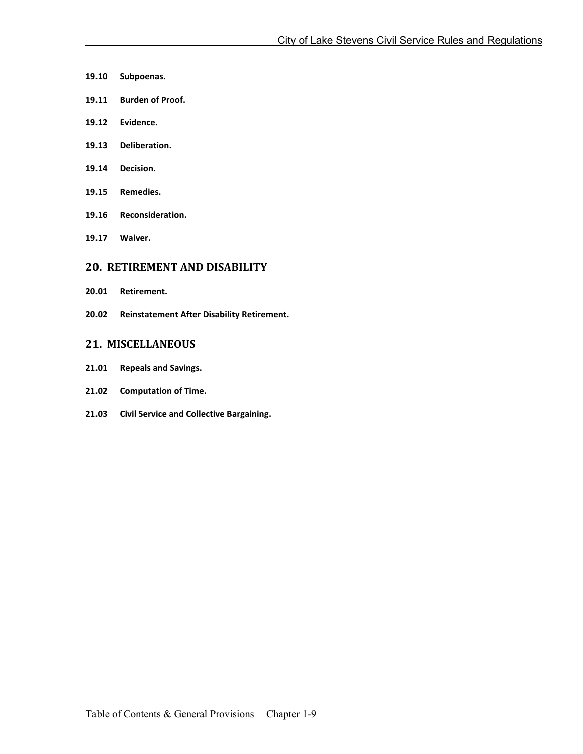**19.10 Subpoenas.**

**19.11 Burden of Proof.**

**19.12 Evidence.**

**19.13 Deliberation.**

**19.14 Decision.**

**19.15 Remedies.**

**19.16 Reconsideration.**

**19.17 Waiver.**

## 20. RETIREMENT AND DISABILITY

**20.01 Retirement.**

**20.02 Reinstatement After Disability Retirement.**

## 21. MISCELLANEOUS

**21.01 Repeals and Savings.**

**21.02 Computation of Time.**

**21.03 Civil Service and Collective Bargaining.**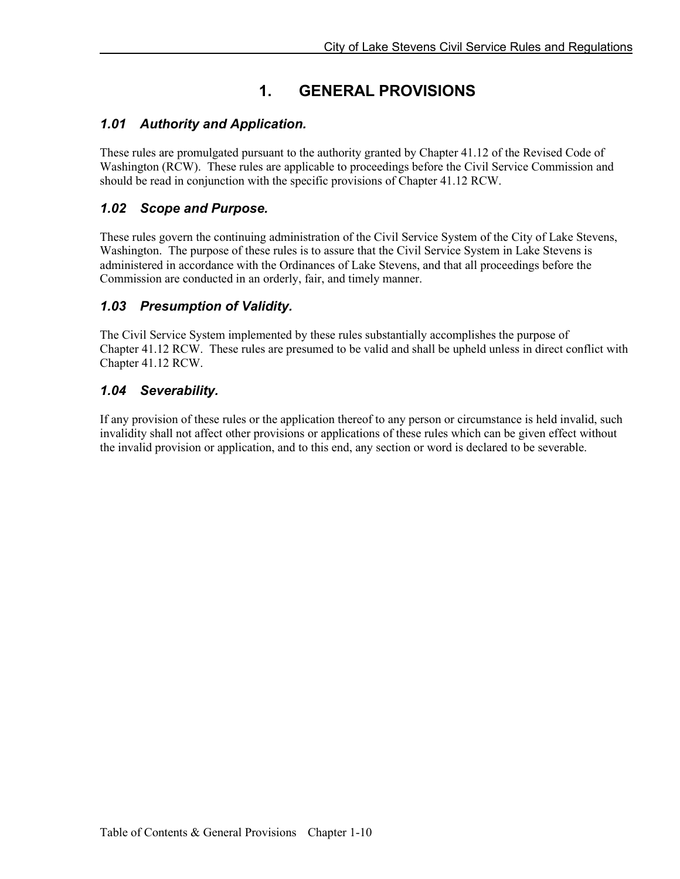# 1. GENERAL PROVISIONS

### *1.01 Authority and Application.*

These rules are promulgated pursuant to the authority granted by Chapter 41.12 of the Revised Code of Washington (RCW). These rules are applicable to proceedings before the Civil Service Commission and should be read in conjunction with the specific provisions of Chapter 41.12 RCW.

### *1.02 Scope and Purpose.*

These rules govern the continuing administration of the Civil Service System of the City of Lake Stevens, Washington. The purpose of these rules is to assure that the Civil Service System in Lake Stevens is administered in accordance with the Ordinances of Lake Stevens, and that all proceedings before the Commission are conducted in an orderly, fair, and timely manner.

### *1.03 Presumption of Validity.*

The Civil Service System implemented by these rules substantially accomplishes the purpose of Chapter 41.12 RCW. These rules are presumed to be valid and shall be upheld unless in direct conflict with Chapter 41.12 RCW.

### *1.04 Severability.*

If any provision of these rules or the application thereof to any person or circumstance is held invalid, such invalidity shall not affect other provisions or applications of these rules which can be given effect without the invalid provision or application, and to this end, any section or word is declared to be severable.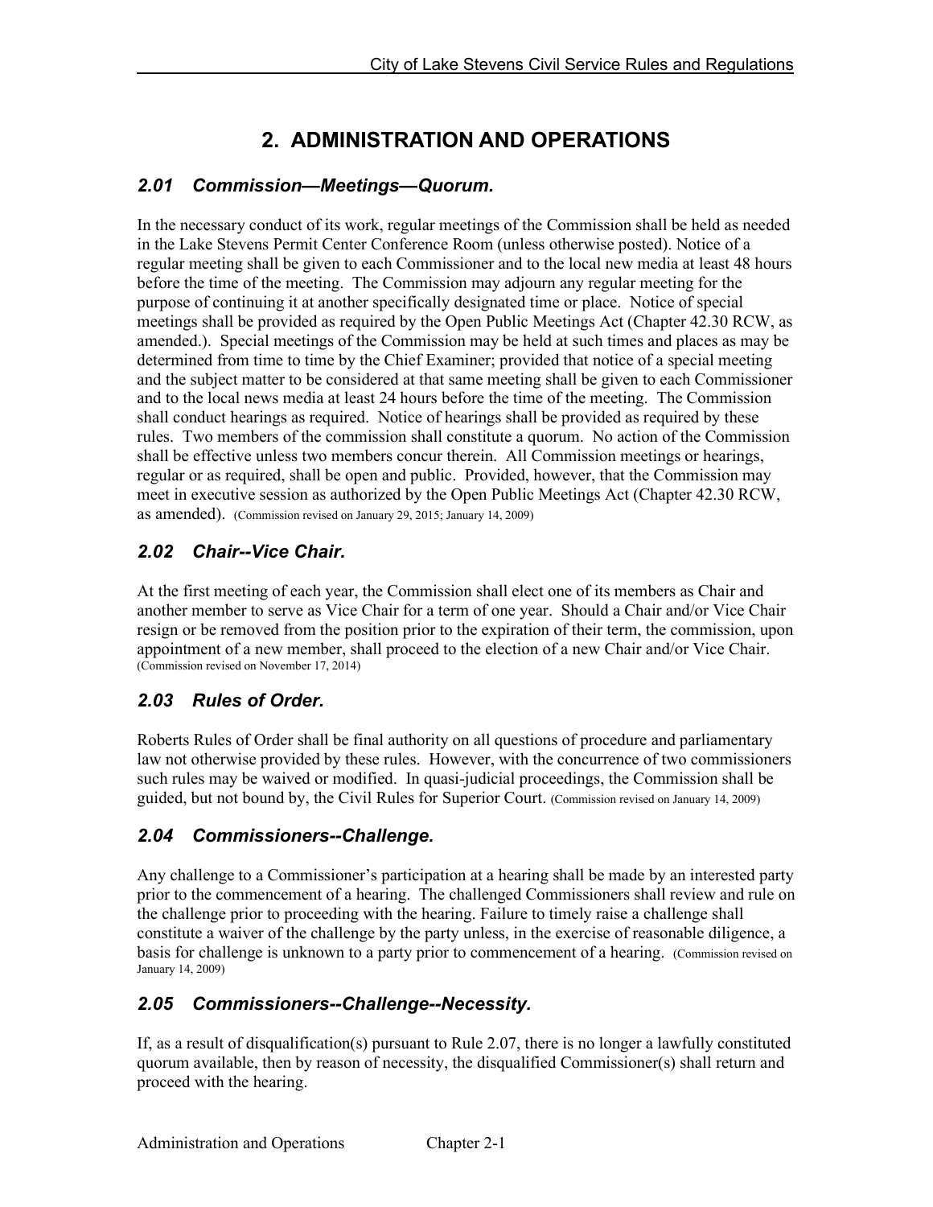# 2. ADMINISTRATION AND OPERATIONS

## *2.01 Commission—Meetings—Quorum.*

In the necessary conduct of its work, regular meetings of the Commission shall be held as needed in the Lake Stevens Permit Center Conference Room (unless otherwise posted). Notice of a regular meeting shall be given to each Commissioner and to the local new media at least 48 hours before the time of the meeting. The Commission may adjourn any regular meeting for the purpose of continuing it at another specifically designated time or place. Notice of special meetings shall be provided as required by the Open Public Meetings Act (Chapter 42.30 RCW, as amended.). Special meetings of the Commission may be held at such times and places as may be determined from time to time by the Chief Examiner; provided that notice of a special meeting and the subject matter to be considered at that same meeting shall be given to each Commissioner and to the local news media at least 24 hours before the time of the meeting. The Commission shall conduct hearings as required. Notice of hearings shall be provided as required by these rules. Two members of the commission shall constitute a quorum. No action of the Commission shall be effective unless two members concur therein. All Commission meetings or hearings, regular or as required, shall be open and public. Provided, however, that the Commission may meet in executive session as authorized by the Open Public Meetings Act (Chapter 42.30 RCW, as amended). (Commission revised on January 29, 2015; January 14, 2009)

## *2.02 Chair--Vice Chair.*

At the first meeting of each year, the Commission shall elect one of its members as Chair and another member to serve as Vice Chair for a term of one year. Should a Chair and/or Vice Chair resign or be removed from the position prior to the expiration of their term, the commission, upon appointment of a new member, shall proceed to the election of a new Chair and/or Vice Chair. (Commission revised on November 17, 2014)

## *2.03 Rules of Order.*

Roberts Rules of Order shall be final authority on all questions of procedure and parliamentary law not otherwise provided by these rules. However, with the concurrence of two commissioners such rules may be waived or modified. In quasi-judicial proceedings, the Commission shall be guided, but not bound by, the Civil Rules for Superior Court. (Commission revised on January 14, 2009)

## *2.04 Commissioners--Challenge.*

Any challenge to a Commissioner's participation at a hearing shall be made by an interested party prior to the commencement of a hearing. The challenged Commissioners shall review and rule on the challenge prior to proceeding with the hearing. Failure to timely raise a challenge shall constitute a waiver of the challenge by the party unless, in the exercise of reasonable diligence, a basis for challenge is unknown to a party prior to commencement of a hearing. (Commission revised on January 14, 2009)

## *2.05 Commissioners--Challenge--Necessity.*

If, as a result of disqualification(s) pursuant to Rule 2.07, there is no longer a lawfully constituted quorum available, then by reason of necessity, the disqualified Commissioner(s) shall return and proceed with the hearing.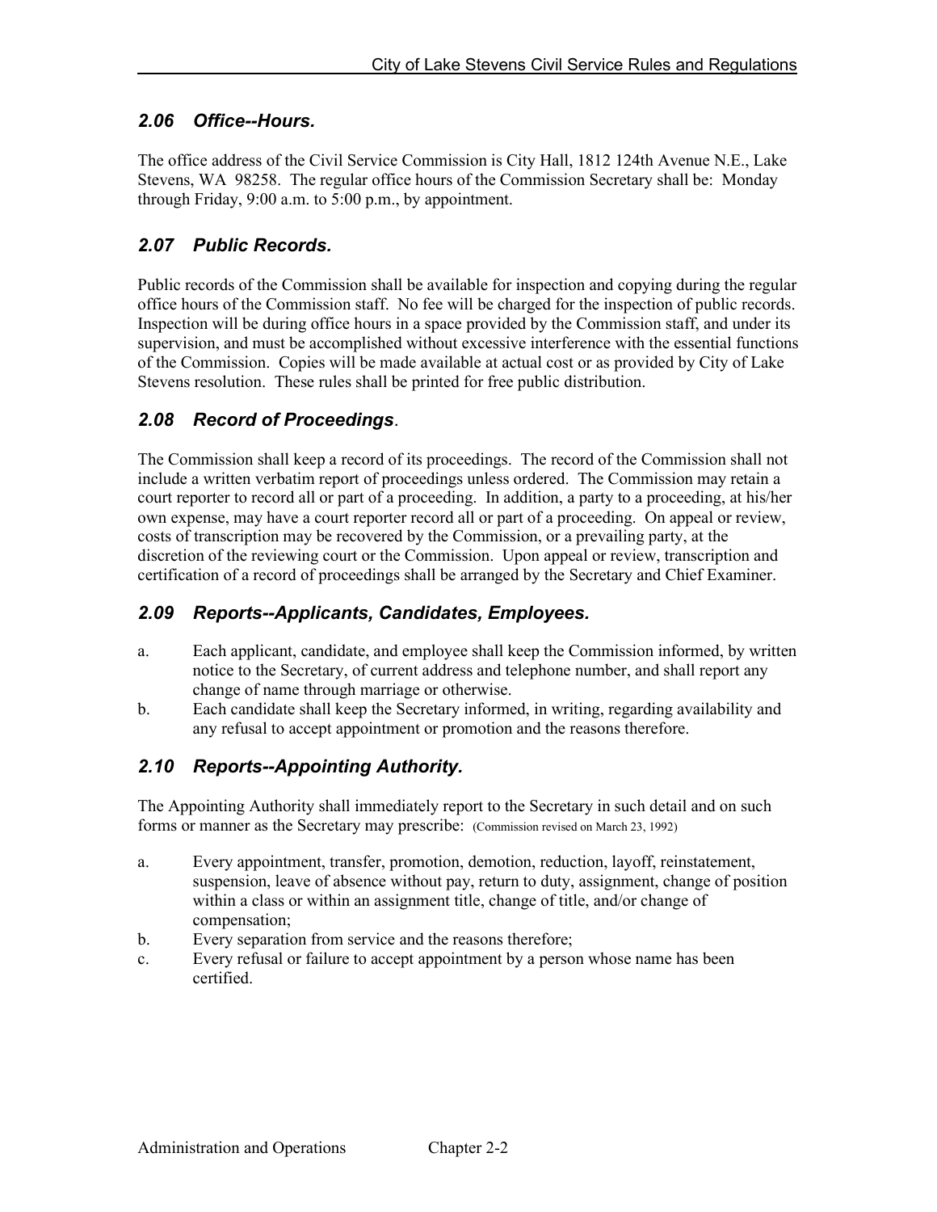## *2.06 Office--Hours.*

The office address of the Civil Service Commission is City Hall, 1812 124th Avenue N.E., Lake Stevens, WA 98258. The regular office hours of the Commission Secretary shall be: Monday through Friday, 9:00 a.m. to 5:00 p.m., by appointment.

## *2.07 Public Records.*

Public records of the Commission shall be available for inspection and copying during the regular office hours of the Commission staff. No fee will be charged for the inspection of public records. Inspection will be during office hours in a space provided by the Commission staff, and under its supervision, and must be accomplished without excessive interference with the essential functions of the Commission. Copies will be made available at actual cost or as provided by City of Lake Stevens resolution. These rules shall be printed for free public distribution.

## *2.08 Record of Proceedings*.

The Commission shall keep a record of its proceedings. The record of the Commission shall not include a written verbatim report of proceedings unless ordered. The Commission may retain a court reporter to record all or part of a proceeding. In addition, a party to a proceeding, at his/her own expense, may have a court reporter record all or part of a proceeding. On appeal or review, costs of transcription may be recovered by the Commission, or a prevailing party, at the discretion of the reviewing court or the Commission. Upon appeal or review, transcription and certification of a record of proceedings shall be arranged by the Secretary and Chief Examiner.

## *2.09 Reports--Applicants, Candidates, Employees.*

a. Each applicant, candidate, and employee shall keep the Commission informed, by written notice to the Secretary, of current address and telephone number, and shall report any change of name through marriage or otherwise.

b. Each candidate shall keep the Secretary informed, in writing, regarding availability and any refusal to accept appointment or promotion and the reasons therefore.

## *2.10 Reports--Appointing Authority.*

The Appointing Authority shall immediately report to the Secretary in such detail and on such forms or manner as the Secretary may prescribe: (Commission revised on March 23, 1992)

a. Every appointment, transfer, promotion, demotion, reduction, layoff, reinstatement, suspension, leave of absence without pay, return to duty, assignment, change of position within a class or within an assignment title, change of title, and/or change of compensation;

b. Every separation from service and the reasons therefore;

c. Every refusal or failure to accept appointment by a person whose name has been certified.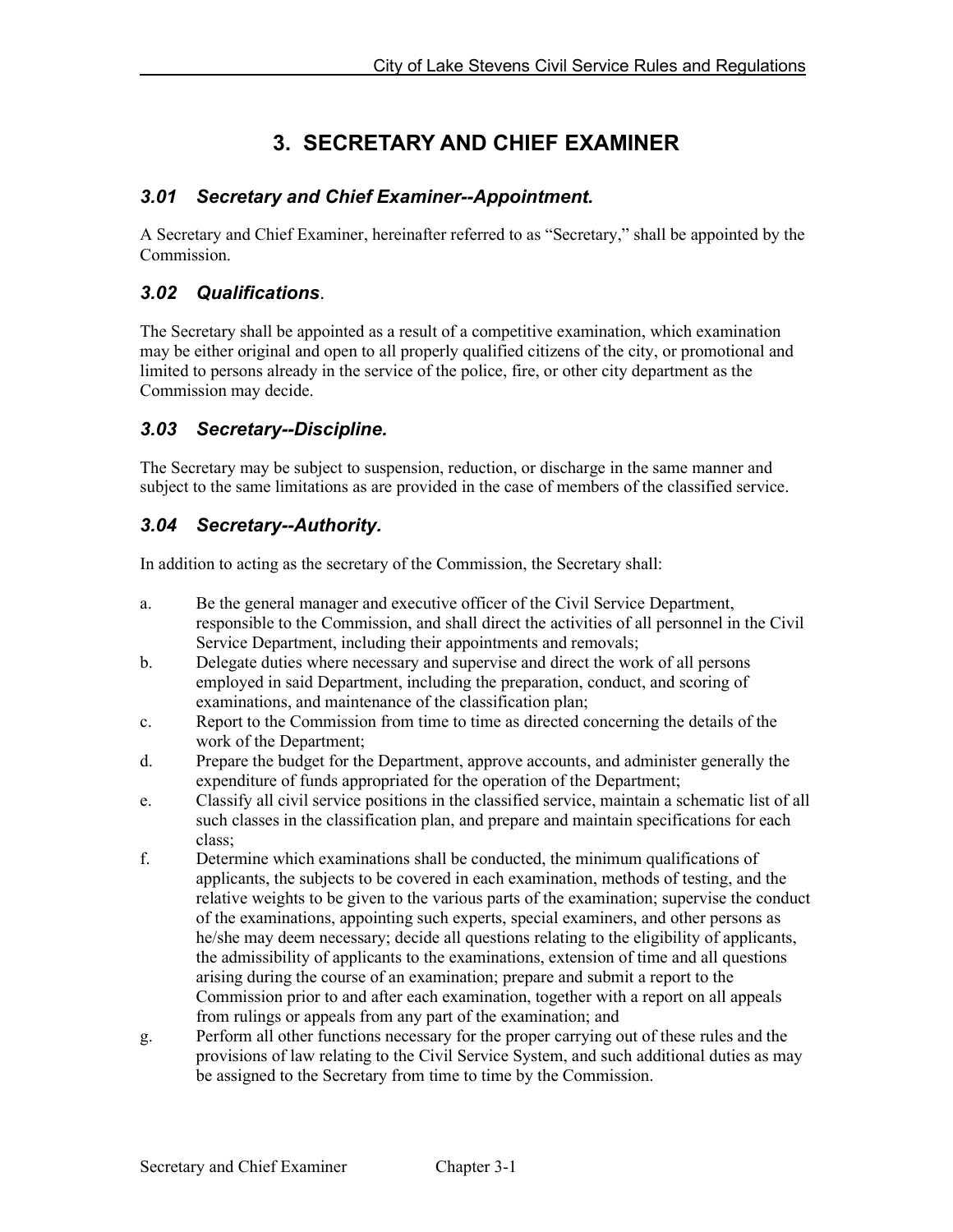# 3. SECRETARY AND CHIEF EXAMINER

## *3.01 Secretary and Chief Examiner--Appointment.*

A Secretary and Chief Examiner, hereinafter referred to as "Secretary," shall be appointed by the Commission.

## *3.02 Qualifications*.

The Secretary shall be appointed as a result of a competitive examination, which examination may be either original and open to all properly qualified citizens of the city, or promotional and limited to persons already in the service of the police, fire, or other city department as the Commission may decide.

## *3.03 Secretary--Discipline.*

The Secretary may be subject to suspension, reduction, or discharge in the same manner and subject to the same limitations as are provided in the case of members of the classified service.

## *3.04 Secretary--Authority.*

In addition to acting as the secretary of the Commission, the Secretary shall:

a. Be the general manager and executive officer of the Civil Service Department, responsible to the Commission, and shall direct the activities of all personnel in the Civil Service Department, including their appointments and removals;

b. Delegate duties where necessary and supervise and direct the work of all persons employed in said Department, including the preparation, conduct, and scoring of examinations, and maintenance of the classification plan;

c. Report to the Commission from time to time as directed concerning the details of the work of the Department;

d. Prepare the budget for the Department, approve accounts, and administer generally the expenditure of funds appropriated for the operation of the Department;

e. Classify all civil service positions in the classified service, maintain a schematic list of all such classes in the classification plan, and prepare and maintain specifications for each class;

f. Determine which examinations shall be conducted, the minimum qualifications of applicants, the subjects to be covered in each examination, methods of testing, and the relative weights to be given to the various parts of the examination; supervise the conduct of the examinations, appointing such experts, special examiners, and other persons as he/she may deem necessary; decide all questions relating to the eligibility of applicants, the admissibility of applicants to the examinations, extension of time and all questions arising during the course of an examination; prepare and submit a report to the Commission prior to and after each examination, together with a report on all appeals from rulings or appeals from any part of the examination; and

g. Perform all other functions necessary for the proper carrying out of these rules and the provisions of law relating to the Civil Service System, and such additional duties as may be assigned to the Secretary from time to time by the Commission.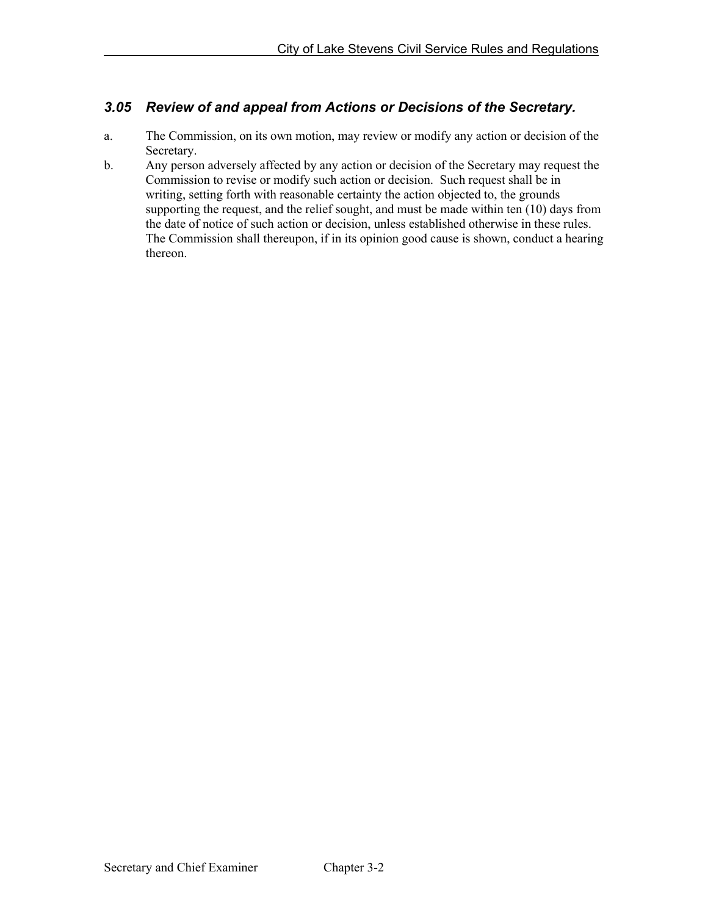### *3.05 Review of and appeal from Actions or Decisions of the Secretary.*

a. The Commission, on its own motion, may review or modify any action or decision of the Secretary.

b. Any person adversely affected by any action or decision of the Secretary may request the Commission to revise or modify such action or decision. Such request shall be in writing, setting forth with reasonable certainty the action objected to, the grounds supporting the request, and the relief sought, and must be made within ten (10) days from the date of notice of such action or decision, unless established otherwise in these rules. The Commission shall thereupon, if in its opinion good cause is shown, conduct a hearing thereon.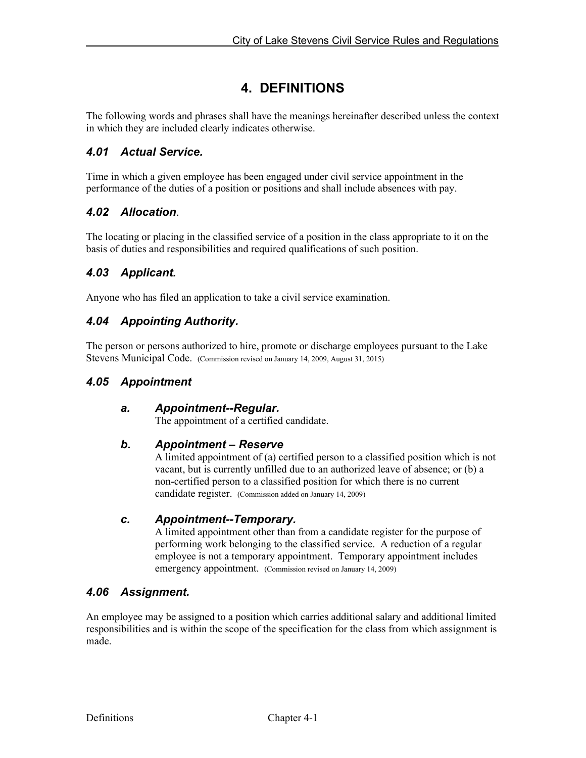# 4. DEFINITIONS

The following words and phrases shall have the meanings hereinafter described unless the context in which they are included clearly indicates otherwise.

### *4.01 Actual Service.*

Time in which a given employee has been engaged under civil service appointment in the performance of the duties of a position or positions and shall include absences with pay.

### *4.02 Allocation*.

The locating or placing in the classified service of a position in the class appropriate to it on the basis of duties and responsibilities and required qualifications of such position.

### *4.03 Applicant.*

Anyone who has filed an application to take a civil service examination.

### *4.04 Appointing Authority.*

The person or persons authorized to hire, promote or discharge employees pursuant to the Lake Stevens Municipal Code. (Commission revised on January 14, 2009, August 31, 2015)

### *4.05 Appointment*

#### *a. Appointment--Regular.*

The appointment of a certified candidate.

#### *b. Appointment – Reserve*

A limited appointment of (a) certified person to a classified position which is not vacant, but is currently unfilled due to an authorized leave of absence; or (b) a non-certified person to a classified position for which there is no current candidate register. (Commission added on January 14, 2009)

#### *c. Appointment--Temporary.*

A limited appointment other than from a candidate register for the purpose of performing work belonging to the classified service. A reduction of a regular employee is not a temporary appointment. Temporary appointment includes emergency appointment. (Commission revised on January 14, 2009)

### *4.06 Assignment.*

An employee may be assigned to a position which carries additional salary and additional limited responsibilities and is within the scope of the specification for the class from which assignment is made.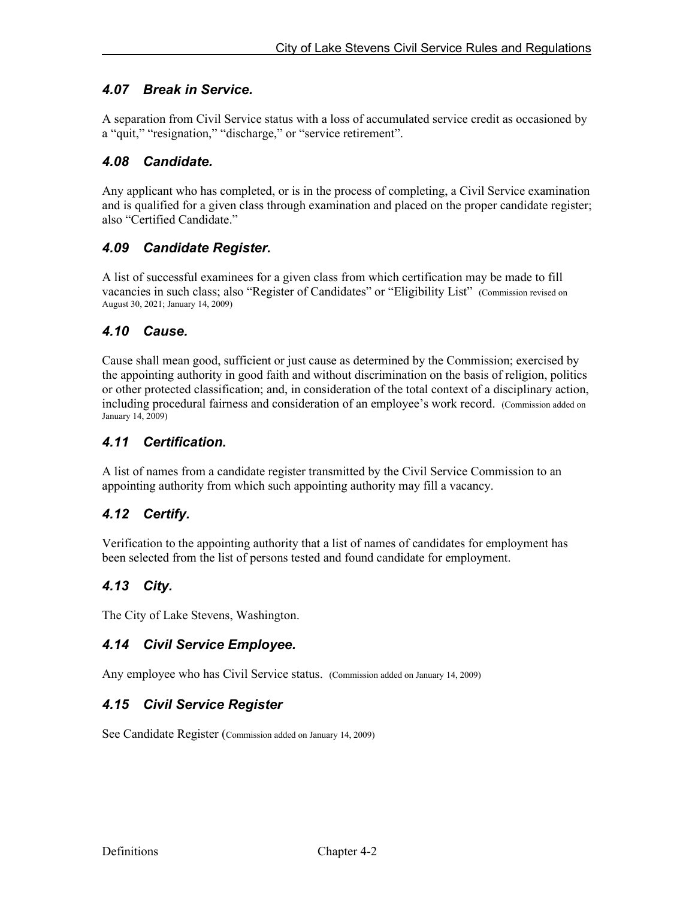### *4.07 Break in Service.*

A separation from Civil Service status with a loss of accumulated service credit as occasioned by a "quit," "resignation," "discharge," or "service retirement".

### *4.08 Candidate.*

Any applicant who has completed, or is in the process of completing, a Civil Service examination and is qualified for a given class through examination and placed on the proper candidate register; also "Certified Candidate."

### *4.09 Candidate Register.*

A list of successful examinees for a given class from which certification may be made to fill vacancies in such class; also "Register of Candidates" or "Eligibility List" (Commission revised on August 30, 2021; January 14, 2009)

### *4.10 Cause.*

Cause shall mean good, sufficient or just cause as determined by the Commission; exercised by the appointing authority in good faith and without discrimination on the basis of religion, politics or other protected classification; and, in consideration of the total context of a disciplinary action, including procedural fairness and consideration of an employee's work record. (Commission added on January 14, 2009)

### *4.11 Certification.*

A list of names from a candidate register transmitted by the Civil Service Commission to an appointing authority from which such appointing authority may fill a vacancy.

### *4.12 Certify.*

Verification to the appointing authority that a list of names of candidates for employment has been selected from the list of persons tested and found candidate for employment.

### *4.13 City.*

The City of Lake Stevens, Washington.

### *4.14 Civil Service Employee.*

Any employee who has Civil Service status. (Commission added on January 14, 2009)

### *4.15 Civil Service Register*

See Candidate Register (Commission added on January 14, 2009)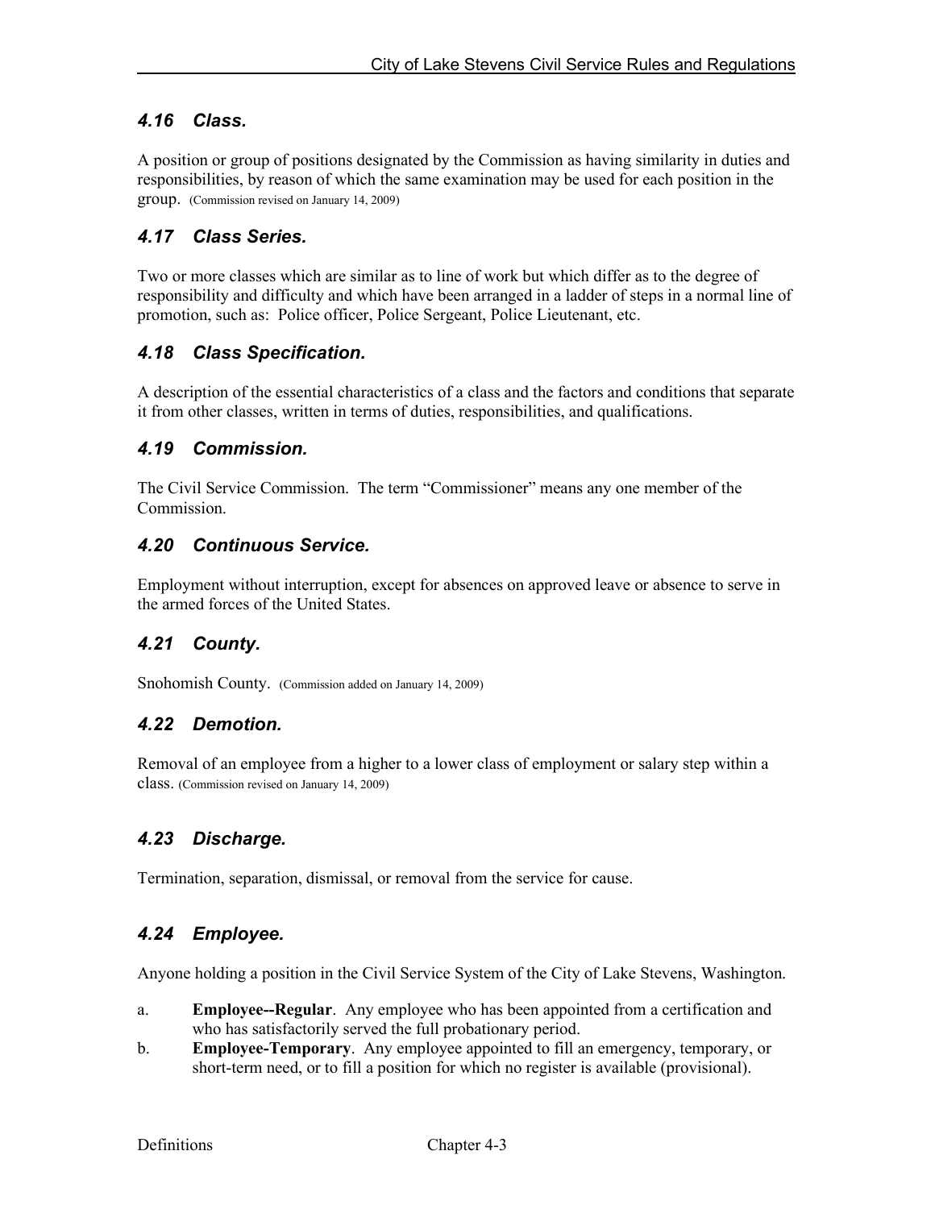### *4.16 Class.*

A position or group of positions designated by the Commission as having similarity in duties and responsibilities, by reason of which the same examination may be used for each position in the group. (Commission revised on January 14, 2009)

### *4.17 Class Series.*

Two or more classes which are similar as to line of work but which differ as to the degree of responsibility and difficulty and which have been arranged in a ladder of steps in a normal line of promotion, such as: Police officer, Police Sergeant, Police Lieutenant, etc.

### *4.18 Class Specification.*

A description of the essential characteristics of a class and the factors and conditions that separate it from other classes, written in terms of duties, responsibilities, and qualifications.

### *4.19 Commission.*

The Civil Service Commission. The term "Commissioner" means any one member of the Commission.

### *4.20 Continuous Service.*

Employment without interruption, except for absences on approved leave or absence to serve in the armed forces of the United States.

### *4.21 County.*

Snohomish County. (Commission added on January 14, 2009)

### *4.22 Demotion.*

Removal of an employee from a higher to a lower class of employment or salary step within a class. (Commission revised on January 14, 2009)

### *4.23 Discharge.*

Termination, separation, dismissal, or removal from the service for cause.

### *4.24 Employee.*

Anyone holding a position in the Civil Service System of the City of Lake Stevens, Washington.

a. **Employee--Regular**. Any employee who has been appointed from a certification and who has satisfactorily served the full probationary period.
b. **Employee-Temporary**. Any employee appointed to fill an emergency, temporary, or short-term need, or to fill a position for which no register is available (provisional).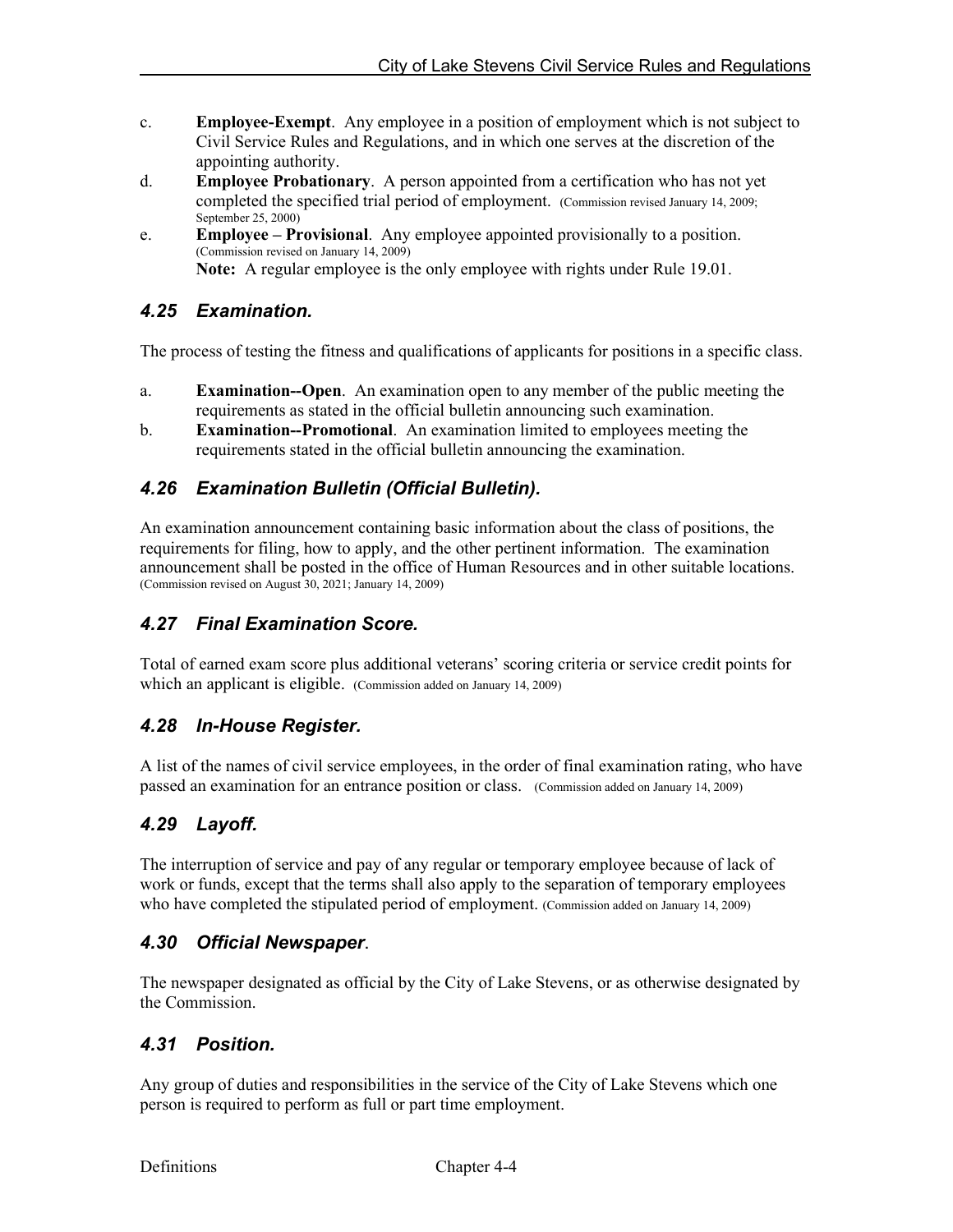c. **Employee-Exempt**. Any employee in a position of employment which is not subject to Civil Service Rules and Regulations, and in which one serves at the discretion of the appointing authority.

d. **Employee Probationary**. A person appointed from a certification who has not yet completed the specified trial period of employment. (Commission revised January 14, 2009; September 25, 2000)

e. **Employee – Provisional**. Any employee appointed provisionally to a position. (Commission revised on January 14, 2009)
**Note:** A regular employee is the only employee with rights under Rule 19.01.

### *4.25 Examination.*

The process of testing the fitness and qualifications of applicants for positions in a specific class.

a. **Examination--Open**. An examination open to any member of the public meeting the requirements as stated in the official bulletin announcing such examination.

b. **Examination--Promotional**. An examination limited to employees meeting the requirements stated in the official bulletin announcing the examination.

### *4.26 Examination Bulletin (Official Bulletin).*

An examination announcement containing basic information about the class of positions, the requirements for filing, how to apply, and the other pertinent information. The examination announcement shall be posted in the office of Human Resources and in other suitable locations. (Commission revised on August 30, 2021; January 14, 2009)

### *4.27 Final Examination Score.*

Total of earned exam score plus additional veterans' scoring criteria or service credit points for which an applicant is eligible. (Commission added on January 14, 2009)

### *4.28 In-House Register.*

A list of the names of civil service employees, in the order of final examination rating, who have passed an examination for an entrance position or class. (Commission added on January 14, 2009)

### *4.29 Layoff.*

The interruption of service and pay of any regular or temporary employee because of lack of work or funds, except that the terms shall also apply to the separation of temporary employees who have completed the stipulated period of employment. (Commission added on January 14, 2009)

### *4.30 Official Newspaper*.

The newspaper designated as official by the City of Lake Stevens, or as otherwise designated by the Commission.

### *4.31 Position.*

Any group of duties and responsibilities in the service of the City of Lake Stevens which one person is required to perform as full or part time employment.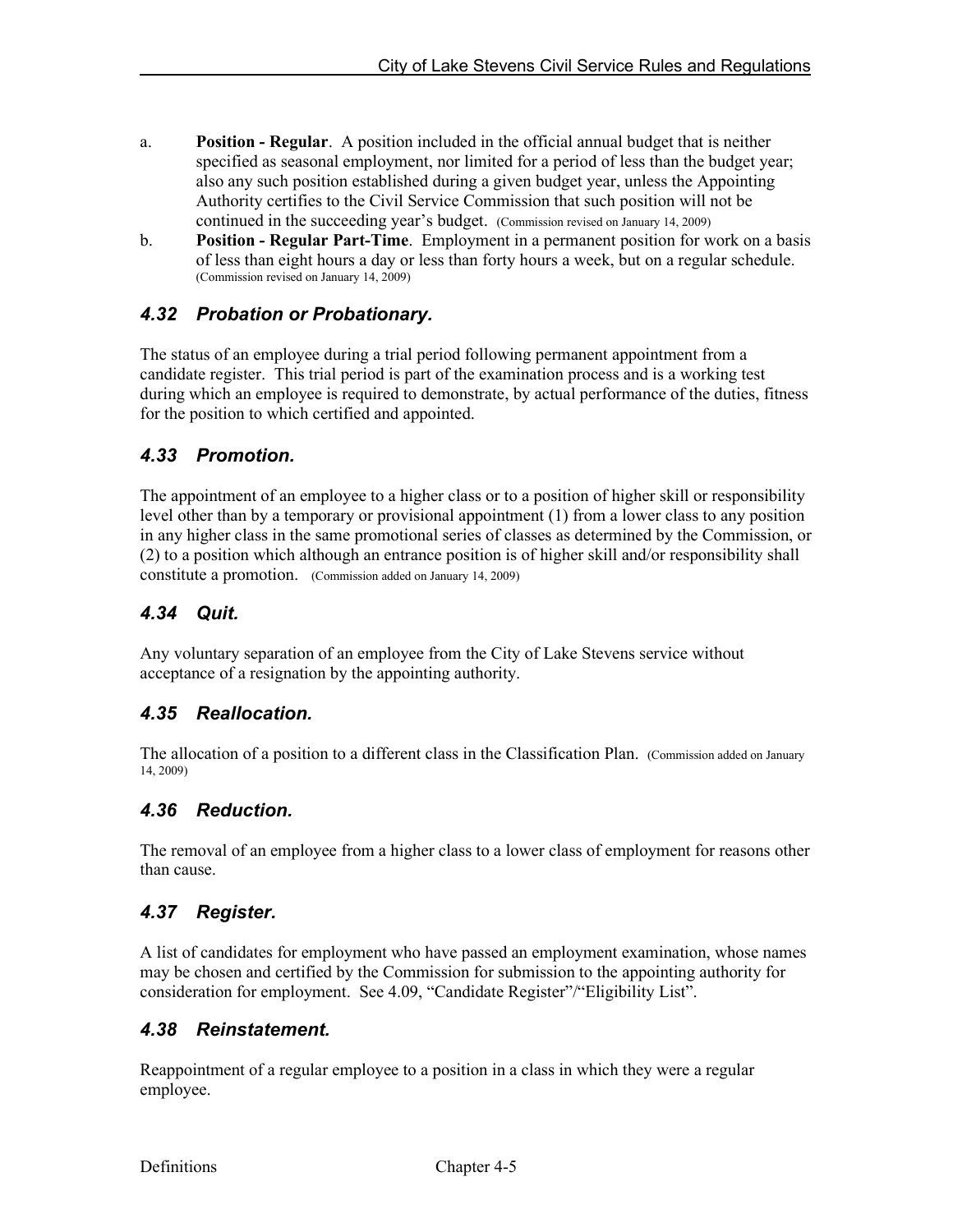a. **Position - Regular**. A position included in the official annual budget that is neither specified as seasonal employment, nor limited for a period of less than the budget year; also any such position established during a given budget year, unless the Appointing Authority certifies to the Civil Service Commission that such position will not be continued in the succeeding year's budget. (Commission revised on January 14, 2009)

b. **Position - Regular Part-Time**. Employment in a permanent position for work on a basis of less than eight hours a day or less than forty hours a week, but on a regular schedule. (Commission revised on January 14, 2009)

### *4.32 Probation or Probationary.*

The status of an employee during a trial period following permanent appointment from a candidate register. This trial period is part of the examination process and is a working test during which an employee is required to demonstrate, by actual performance of the duties, fitness for the position to which certified and appointed.

### *4.33 Promotion.*

The appointment of an employee to a higher class or to a position of higher skill or responsibility level other than by a temporary or provisional appointment (1) from a lower class to any position in any higher class in the same promotional series of classes as determined by the Commission, or (2) to a position which although an entrance position is of higher skill and/or responsibility shall constitute a promotion. (Commission added on January 14, 2009)

### *4.34 Quit.*

Any voluntary separation of an employee from the City of Lake Stevens service without acceptance of a resignation by the appointing authority.

### *4.35 Reallocation.*

The allocation of a position to a different class in the Classification Plan. (Commission added on January 14, 2009)

### *4.36 Reduction.*

The removal of an employee from a higher class to a lower class of employment for reasons other than cause.

### *4.37 Register.*

A list of candidates for employment who have passed an employment examination, whose names may be chosen and certified by the Commission for submission to the appointing authority for consideration for employment. See 4.09, "Candidate Register"/"Eligibility List".

### *4.38 Reinstatement.*

Reappointment of a regular employee to a position in a class in which they were a regular employee.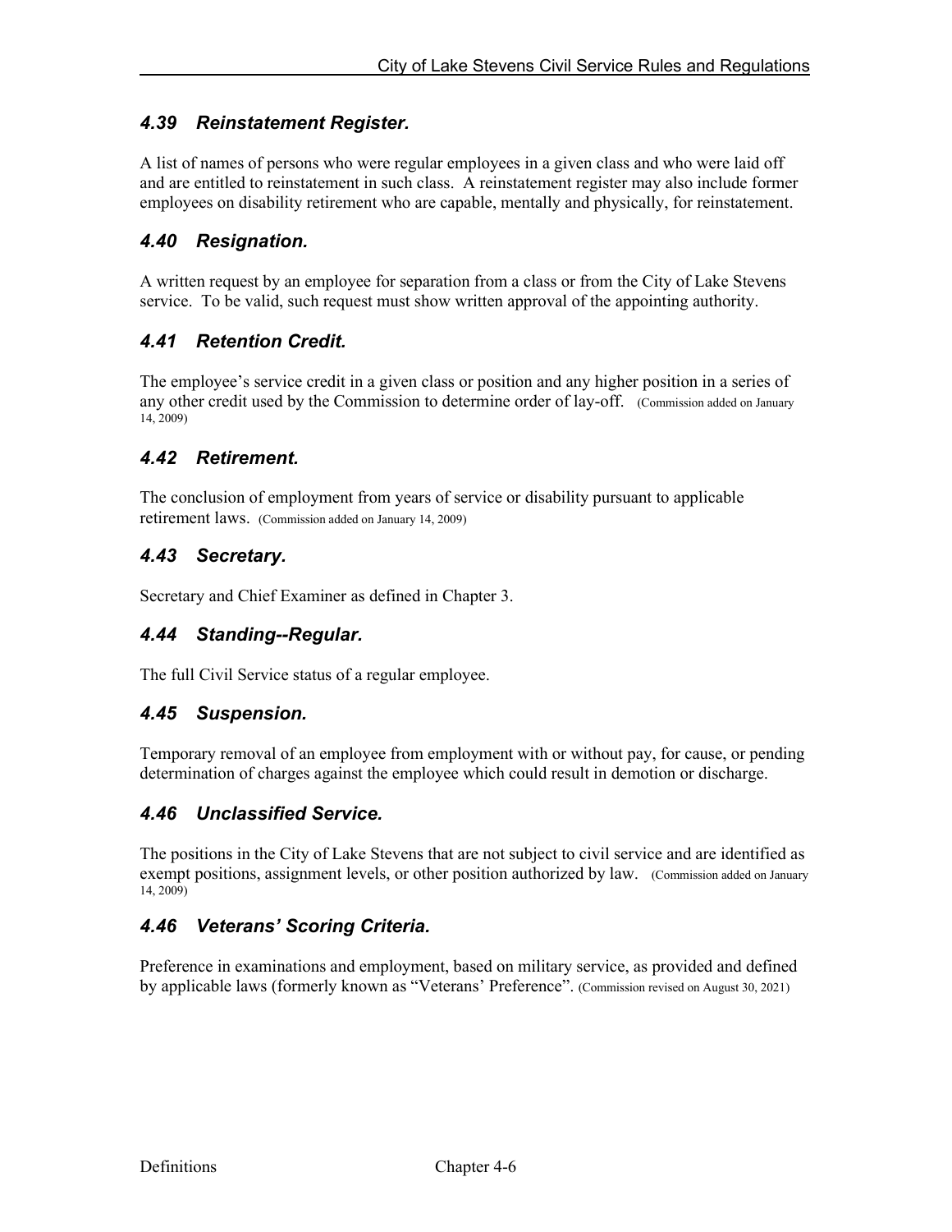### *4.39 Reinstatement Register.*

A list of names of persons who were regular employees in a given class and who were laid off and are entitled to reinstatement in such class. A reinstatement register may also include former employees on disability retirement who are capable, mentally and physically, for reinstatement.

### *4.40 Resignation.*

A written request by an employee for separation from a class or from the City of Lake Stevens service. To be valid, such request must show written approval of the appointing authority.

### *4.41 Retention Credit.*

The employee's service credit in a given class or position and any higher position in a series of any other credit used by the Commission to determine order of lay-off. (Commission added on January 14, 2009)

### *4.42 Retirement.*

The conclusion of employment from years of service or disability pursuant to applicable retirement laws. (Commission added on January 14, 2009)

### *4.43 Secretary.*

Secretary and Chief Examiner as defined in Chapter 3.

### *4.44 Standing--Regular.*

The full Civil Service status of a regular employee.

### *4.45 Suspension.*

Temporary removal of an employee from employment with or without pay, for cause, or pending determination of charges against the employee which could result in demotion or discharge.

### *4.46 Unclassified Service.*

The positions in the City of Lake Stevens that are not subject to civil service and are identified as exempt positions, assignment levels, or other position authorized by law. (Commission added on January 14, 2009)

### *4.46 Veterans' Scoring Criteria.*

Preference in examinations and employment, based on military service, as provided and defined by applicable laws (formerly known as "Veterans' Preference". (Commission revised on August 30, 2021)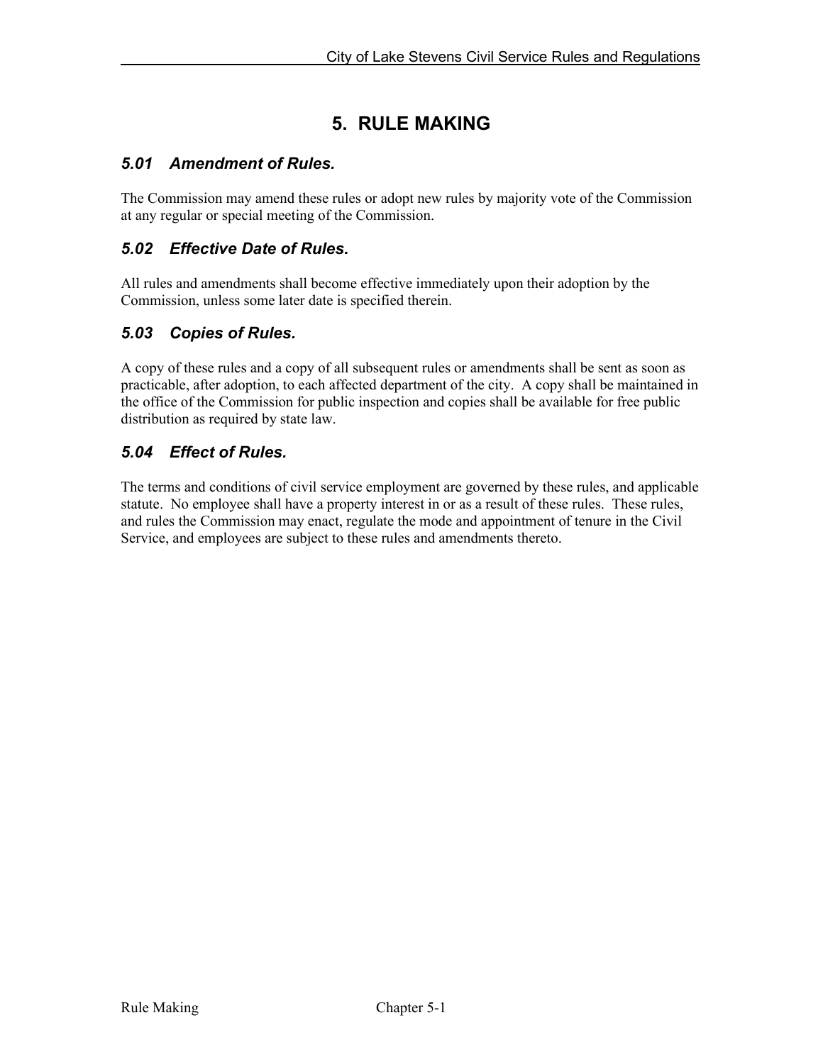# 5. RULE MAKING

### *5.01 Amendment of Rules.*

The Commission may amend these rules or adopt new rules by majority vote of the Commission at any regular or special meeting of the Commission.

### *5.02 Effective Date of Rules.*

All rules and amendments shall become effective immediately upon their adoption by the Commission, unless some later date is specified therein.

### *5.03 Copies of Rules.*

A copy of these rules and a copy of all subsequent rules or amendments shall be sent as soon as practicable, after adoption, to each affected department of the city. A copy shall be maintained in the office of the Commission for public inspection and copies shall be available for free public distribution as required by state law.

### *5.04 Effect of Rules.*

The terms and conditions of civil service employment are governed by these rules, and applicable statute. No employee shall have a property interest in or as a result of these rules. These rules, and rules the Commission may enact, regulate the mode and appointment of tenure in the Civil Service, and employees are subject to these rules and amendments thereto.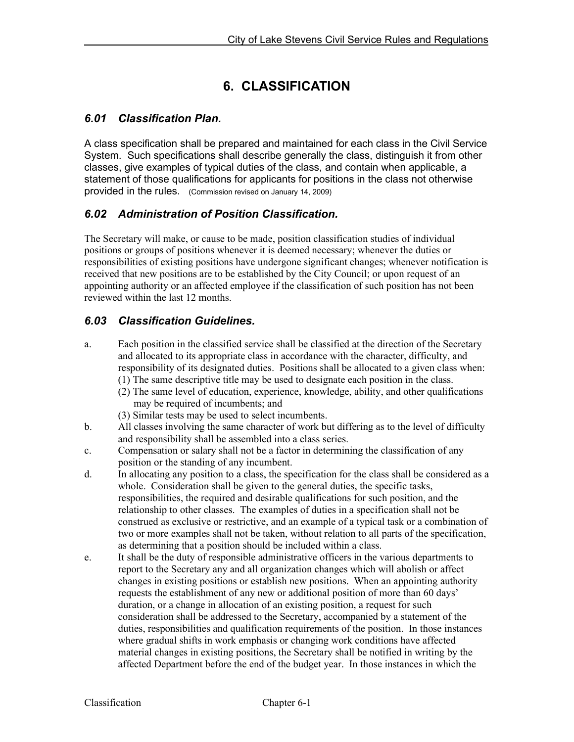# 6. CLASSIFICATION

### *6.01 Classification Plan.*

A class specification shall be prepared and maintained for each class in the Civil Service System. Such specifications shall describe generally the class, distinguish it from other classes, give examples of typical duties of the class, and contain when applicable, a statement of those qualifications for applicants for positions in the class not otherwise provided in the rules. (Commission revised on January 14, 2009)

### *6.02 Administration of Position Classification.*

The Secretary will make, or cause to be made, position classification studies of individual positions or groups of positions whenever it is deemed necessary; whenever the duties or responsibilities of existing positions have undergone significant changes; whenever notification is received that new positions are to be established by the City Council; or upon request of an appointing authority or an affected employee if the classification of such position has not been reviewed within the last 12 months.

### *6.03 Classification Guidelines.*

a. Each position in the classified service shall be classified at the direction of the Secretary and allocated to its appropriate class in accordance with the character, difficulty, and responsibility of its designated duties. Positions shall be allocated to a given class when:
   (1) The same descriptive title may be used to designate each position in the class.
   (2) The same level of education, experience, knowledge, ability, and other qualifications may be required of incumbents; and
   (3) Similar tests may be used to select incumbents.

b. All classes involving the same character of work but differing as to the level of difficulty and responsibility shall be assembled into a class series.

c. Compensation or salary shall not be a factor in determining the classification of any position or the standing of any incumbent.

d. In allocating any position to a class, the specification for the class shall be considered as a whole. Consideration shall be given to the general duties, the specific tasks, responsibilities, the required and desirable qualifications for such position, and the relationship to other classes. The examples of duties in a specification shall not be construed as exclusive or restrictive, and an example of a typical task or a combination of two or more examples shall not be taken, without relation to all parts of the specification, as determining that a position should be included within a class.

e. It shall be the duty of responsible administrative officers in the various departments to report to the Secretary any and all organization changes which will abolish or affect changes in existing positions or establish new positions. When an appointing authority requests the establishment of any new or additional position of more than 60 days' duration, or a change in allocation of an existing position, a request for such consideration shall be addressed to the Secretary, accompanied by a statement of the duties, responsibilities and qualification requirements of the position. In those instances where gradual shifts in work emphasis or changing work conditions have affected material changes in existing positions, the Secretary shall be notified in writing by the affected Department before the end of the budget year. In those instances in which the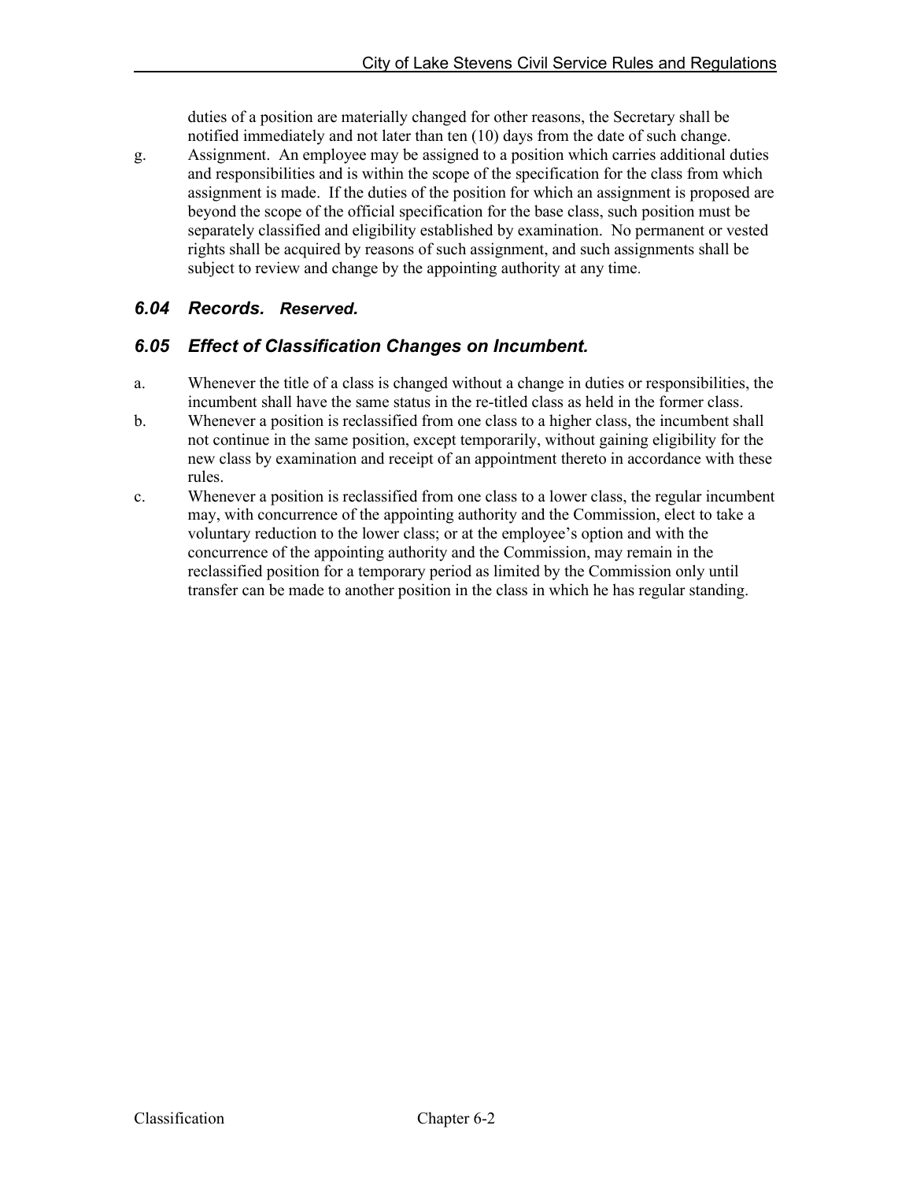duties of a position are materially changed for other reasons, the Secretary shall be notified immediately and not later than ten (10) days from the date of such change.

g. Assignment. An employee may be assigned to a position which carries additional duties and responsibilities and is within the scope of the specification for the class from which assignment is made. If the duties of the position for which an assignment is proposed are beyond the scope of the official specification for the base class, such position must be separately classified and eligibility established by examination. No permanent or vested rights shall be acquired by reasons of such assignment, and such assignments shall be subject to review and change by the appointing authority at any time.

## *6.04 Records. Reserved.*

## *6.05 Effect of Classification Changes on Incumbent.*

a. Whenever the title of a class is changed without a change in duties or responsibilities, the incumbent shall have the same status in the re-titled class as held in the former class.

b. Whenever a position is reclassified from one class to a higher class, the incumbent shall not continue in the same position, except temporarily, without gaining eligibility for the new class by examination and receipt of an appointment thereto in accordance with these rules.

c. Whenever a position is reclassified from one class to a lower class, the regular incumbent may, with concurrence of the appointing authority and the Commission, elect to take a voluntary reduction to the lower class; or at the employee's option and with the concurrence of the appointing authority and the Commission, may remain in the reclassified position for a temporary period as limited by the Commission only until transfer can be made to another position in the class in which he has regular standing.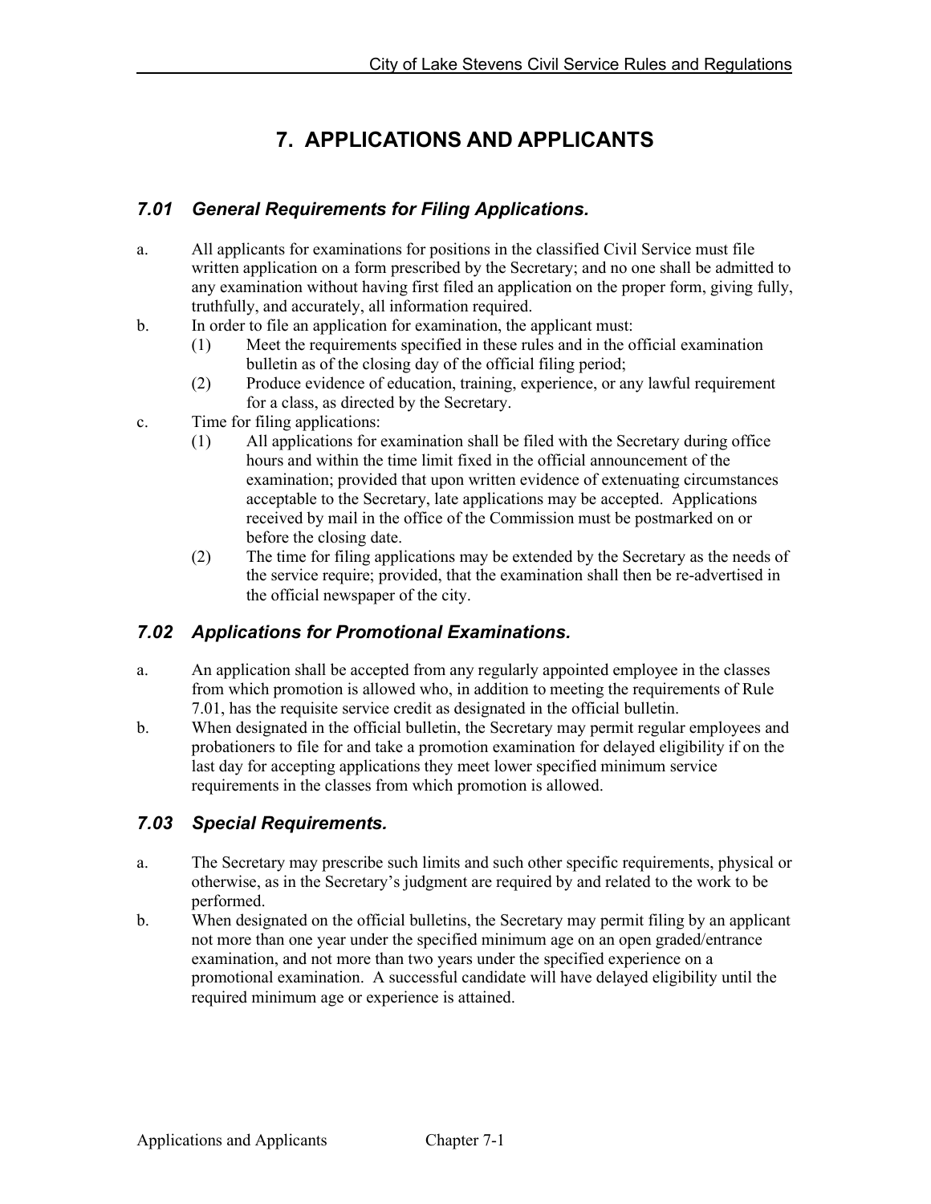# 7. APPLICATIONS AND APPLICANTS

### *7.01 General Requirements for Filing Applications.*

a. All applicants for examinations for positions in the classified Civil Service must file written application on a form prescribed by the Secretary; and no one shall be admitted to any examination without having first filed an application on the proper form, giving fully, truthfully, and accurately, all information required.

b. In order to file an application for examination, the applicant must:
   (1) Meet the requirements specified in these rules and in the official examination bulletin as of the closing day of the official filing period;
   (2) Produce evidence of education, training, experience, or any lawful requirement for a class, as directed by the Secretary.

c. Time for filing applications:
   (1) All applications for examination shall be filed with the Secretary during office hours and within the time limit fixed in the official announcement of the examination; provided that upon written evidence of extenuating circumstances acceptable to the Secretary, late applications may be accepted. Applications received by mail in the office of the Commission must be postmarked on or before the closing date.
   (2) The time for filing applications may be extended by the Secretary as the needs of the service require; provided, that the examination shall then be re-advertised in the official newspaper of the city.

### *7.02 Applications for Promotional Examinations.*

a. An application shall be accepted from any regularly appointed employee in the classes from which promotion is allowed who, in addition to meeting the requirements of Rule 7.01, has the requisite service credit as designated in the official bulletin.

b. When designated in the official bulletin, the Secretary may permit regular employees and probationers to file for and take a promotion examination for delayed eligibility if on the last day for accepting applications they meet lower specified minimum service requirements in the classes from which promotion is allowed.

### *7.03 Special Requirements.*

a. The Secretary may prescribe such limits and such other specific requirements, physical or otherwise, as in the Secretary's judgment are required by and related to the work to be performed.

b. When designated on the official bulletins, the Secretary may permit filing by an applicant not more than one year under the specified minimum age on an open graded/entrance examination, and not more than two years under the specified experience on a promotional examination. A successful candidate will have delayed eligibility until the required minimum age or experience is attained.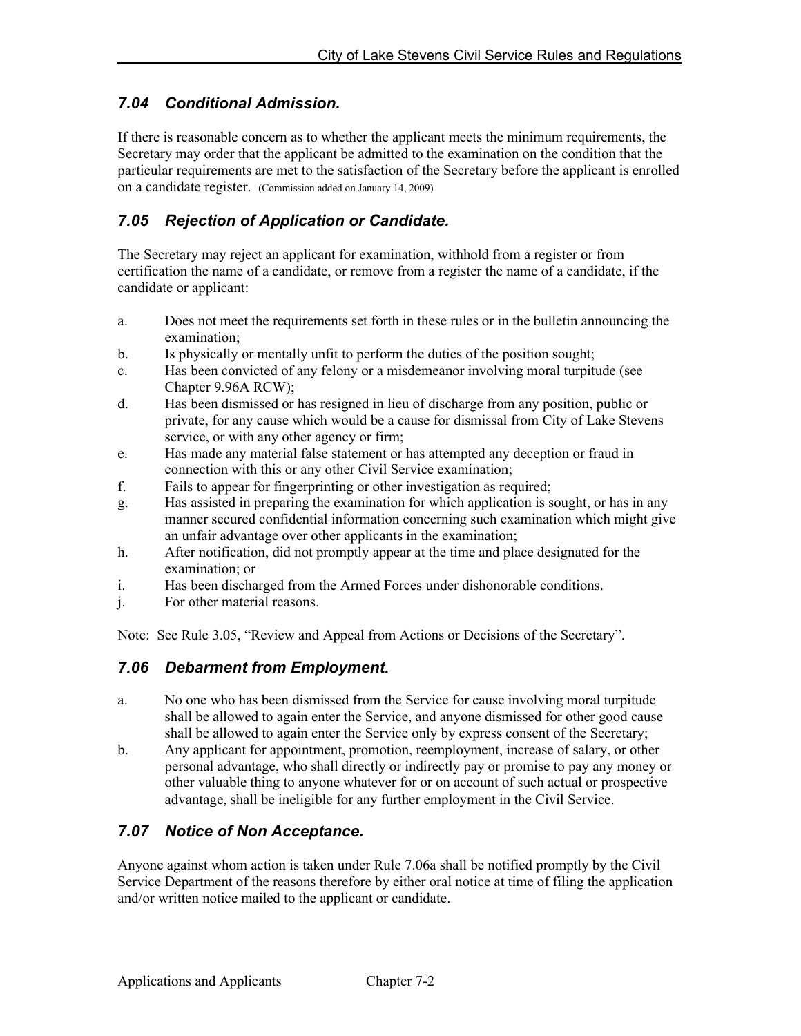## *7.04 Conditional Admission.*

If there is reasonable concern as to whether the applicant meets the minimum requirements, the Secretary may order that the applicant be admitted to the examination on the condition that the particular requirements are met to the satisfaction of the Secretary before the applicant is enrolled on a candidate register. (Commission added on January 14, 2009)

## *7.05 Rejection of Application or Candidate.*

The Secretary may reject an applicant for examination, withhold from a register or from certification the name of a candidate, or remove from a register the name of a candidate, if the candidate or applicant:

a. Does not meet the requirements set forth in these rules or in the bulletin announcing the examination;
b. Is physically or mentally unfit to perform the duties of the position sought;
c. Has been convicted of any felony or a misdemeanor involving moral turpitude (see Chapter 9.96A RCW);
d. Has been dismissed or has resigned in lieu of discharge from any position, public or private, for any cause which would be a cause for dismissal from City of Lake Stevens service, or with any other agency or firm;
e. Has made any material false statement or has attempted any deception or fraud in connection with this or any other Civil Service examination;
f. Fails to appear for fingerprinting or other investigation as required;
g. Has assisted in preparing the examination for which application is sought, or has in any manner secured confidential information concerning such examination which might give an unfair advantage over other applicants in the examination;
h. After notification, did not promptly appear at the time and place designated for the examination; or
i. Has been discharged from the Armed Forces under dishonorable conditions.
j. For other material reasons.

Note: See Rule 3.05, "Review and Appeal from Actions or Decisions of the Secretary".

## *7.06 Debarment from Employment.*

a. No one who has been dismissed from the Service for cause involving moral turpitude shall be allowed to again enter the Service, and anyone dismissed for other good cause shall be allowed to again enter the Service only by express consent of the Secretary;
b. Any applicant for appointment, promotion, reemployment, increase of salary, or other personal advantage, who shall directly or indirectly pay or promise to pay any money or other valuable thing to anyone whatever for or on account of such actual or prospective advantage, shall be ineligible for any further employment in the Civil Service.

## *7.07 Notice of Non Acceptance.*

Anyone against whom action is taken under Rule 7.06a shall be notified promptly by the Civil Service Department of the reasons therefore by either oral notice at time of filing the application and/or written notice mailed to the applicant or candidate.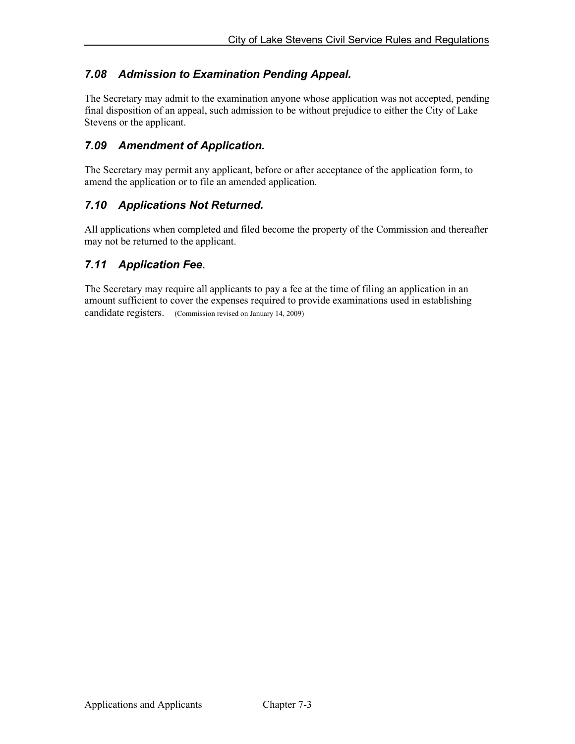### *7.08 Admission to Examination Pending Appeal.*

The Secretary may admit to the examination anyone whose application was not accepted, pending final disposition of an appeal, such admission to be without prejudice to either the City of Lake Stevens or the applicant.

### *7.09 Amendment of Application.*

The Secretary may permit any applicant, before or after acceptance of the application form, to amend the application or to file an amended application.

### *7.10 Applications Not Returned.*

All applications when completed and filed become the property of the Commission and thereafter may not be returned to the applicant.

### *7.11 Application Fee.*

The Secretary may require all applicants to pay a fee at the time of filing an application in an amount sufficient to cover the expenses required to provide examinations used in establishing candidate registers. (Commission revised on January 14, 2009)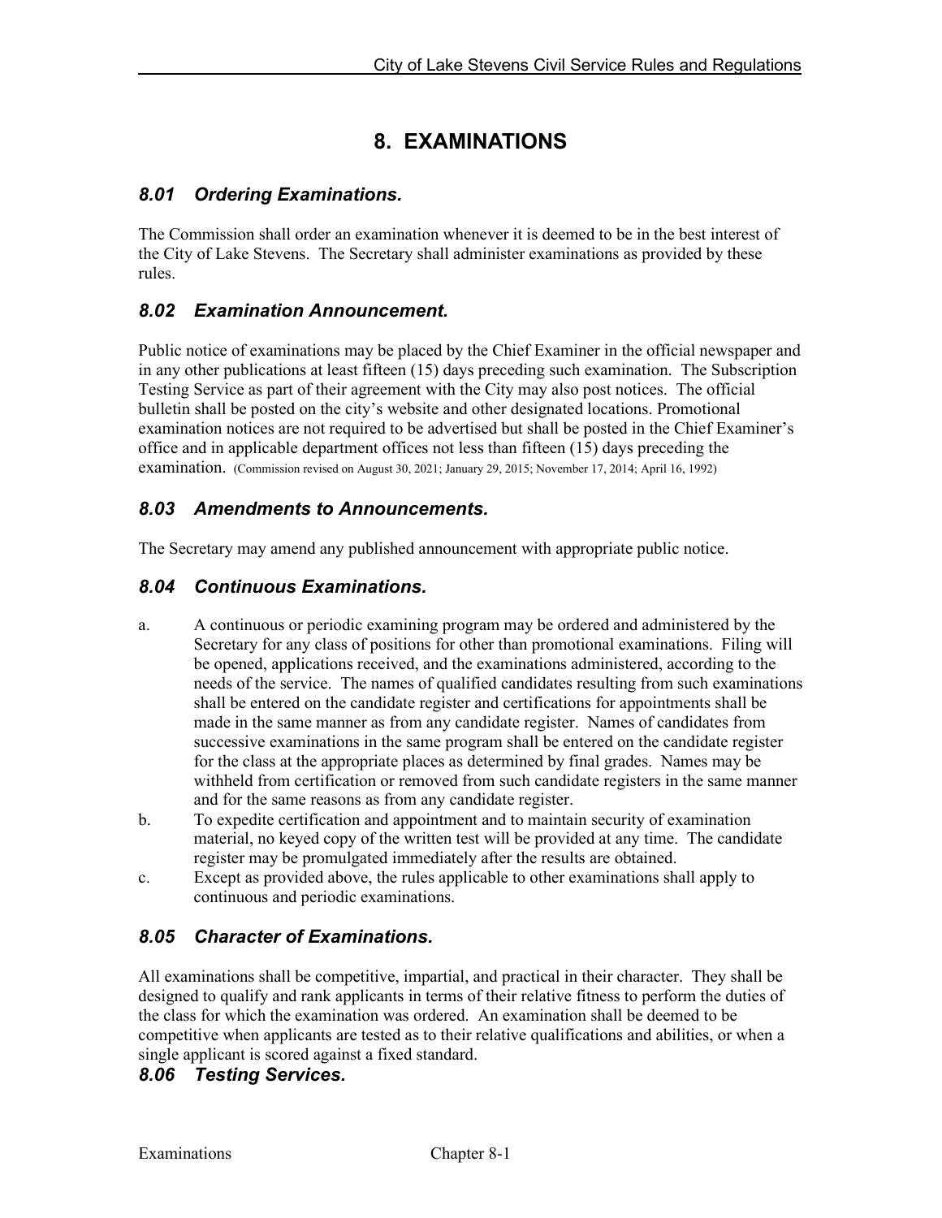# 8. EXAMINATIONS

## *8.01 Ordering Examinations.*

The Commission shall order an examination whenever it is deemed to be in the best interest of the City of Lake Stevens. The Secretary shall administer examinations as provided by these rules.

## *8.02 Examination Announcement.*

Public notice of examinations may be placed by the Chief Examiner in the official newspaper and in any other publications at least fifteen (15) days preceding such examination. The Subscription Testing Service as part of their agreement with the City may also post notices. The official bulletin shall be posted on the city's website and other designated locations. Promotional examination notices are not required to be advertised but shall be posted in the Chief Examiner's office and in applicable department offices not less than fifteen (15) days preceding the examination. (Commission revised on August 30, 2021; January 29, 2015; November 17, 2014; April 16, 1992)

## *8.03 Amendments to Announcements.*

The Secretary may amend any published announcement with appropriate public notice.

## *8.04 Continuous Examinations.*

a. A continuous or periodic examining program may be ordered and administered by the Secretary for any class of positions for other than promotional examinations. Filing will be opened, applications received, and the examinations administered, according to the needs of the service. The names of qualified candidates resulting from such examinations shall be entered on the candidate register and certifications for appointments shall be made in the same manner as from any candidate register. Names of candidates from successive examinations in the same program shall be entered on the candidate register for the class at the appropriate places as determined by final grades. Names may be withheld from certification or removed from such candidate registers in the same manner and for the same reasons as from any candidate register.

b. To expedite certification and appointment and to maintain security of examination material, no keyed copy of the written test will be provided at any time. The candidate register may be promulgated immediately after the results are obtained.

c. Except as provided above, the rules applicable to other examinations shall apply to continuous and periodic examinations.

## *8.05 Character of Examinations.*

All examinations shall be competitive, impartial, and practical in their character. They shall be designed to qualify and rank applicants in terms of their relative fitness to perform the duties of the class for which the examination was ordered. An examination shall be deemed to be competitive when applicants are tested as to their relative qualifications and abilities, or when a single applicant is scored against a fixed standard.

## *8.06 Testing Services.*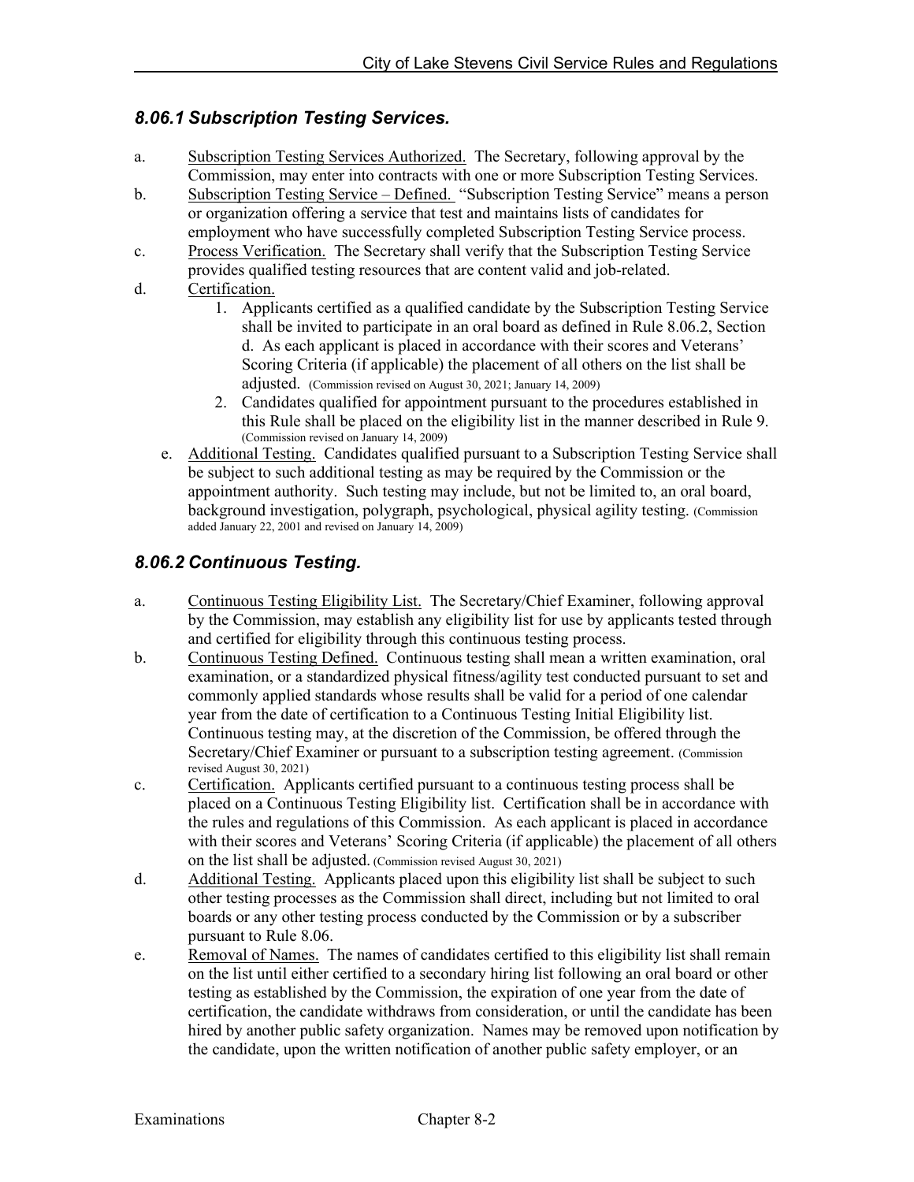### *8.06.1 Subscription Testing Services.*

a. Subscription Testing Services Authorized. The Secretary, following approval by the Commission, may enter into contracts with one or more Subscription Testing Services.

b. Subscription Testing Service – Defined. "Subscription Testing Service" means a person or organization offering a service that test and maintains lists of candidates for employment who have successfully completed Subscription Testing Service process.

c. Process Verification. The Secretary shall verify that the Subscription Testing Service provides qualified testing resources that are content valid and job-related.

d. Certification.
   1. Applicants certified as a qualified candidate by the Subscription Testing Service shall be invited to participate in an oral board as defined in Rule 8.06.2, Section d. As each applicant is placed in accordance with their scores and Veterans' Scoring Criteria (if applicable) the placement of all others on the list shall be adjusted. (Commission revised on August 30, 2021; January 14, 2009)
   2. Candidates qualified for appointment pursuant to the procedures established in this Rule shall be placed on the eligibility list in the manner described in Rule 9. (Commission revised on January 14, 2009)

e. Additional Testing. Candidates qualified pursuant to a Subscription Testing Service shall be subject to such additional testing as may be required by the Commission or the appointment authority. Such testing may include, but not be limited to, an oral board, background investigation, polygraph, psychological, physical agility testing. (Commission added January 22, 2001 and revised on January 14, 2009)

### *8.06.2 Continuous Testing.*

a. Continuous Testing Eligibility List. The Secretary/Chief Examiner, following approval by the Commission, may establish any eligibility list for use by applicants tested through and certified for eligibility through this continuous testing process.

b. Continuous Testing Defined. Continuous testing shall mean a written examination, oral examination, or a standardized physical fitness/agility test conducted pursuant to set and commonly applied standards whose results shall be valid for a period of one calendar year from the date of certification to a Continuous Testing Initial Eligibility list. Continuous testing may, at the discretion of the Commission, be offered through the Secretary/Chief Examiner or pursuant to a subscription testing agreement. (Commission revised August 30, 2021)

c. Certification. Applicants certified pursuant to a continuous testing process shall be placed on a Continuous Testing Eligibility list. Certification shall be in accordance with the rules and regulations of this Commission. As each applicant is placed in accordance with their scores and Veterans' Scoring Criteria (if applicable) the placement of all others on the list shall be adjusted. (Commission revised August 30, 2021)

d. Additional Testing. Applicants placed upon this eligibility list shall be subject to such other testing processes as the Commission shall direct, including but not limited to oral boards or any other testing process conducted by the Commission or by a subscriber pursuant to Rule 8.06.

e. Removal of Names. The names of candidates certified to this eligibility list shall remain on the list until either certified to a secondary hiring list following an oral board or other testing as established by the Commission, the expiration of one year from the date of certification, the candidate withdraws from consideration, or until the candidate has been hired by another public safety organization. Names may be removed upon notification by the candidate, upon the written notification of another public safety employer, or an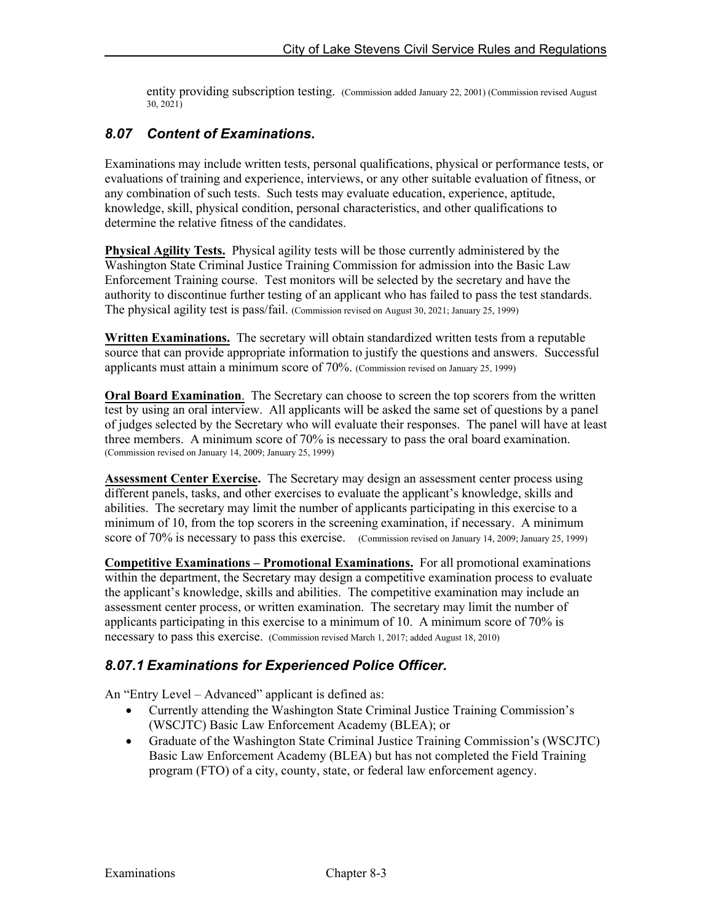entity providing subscription testing. (Commission added January 22, 2001) (Commission revised August 30, 2021)

## *8.07 Content of Examinations.*

Examinations may include written tests, personal qualifications, physical or performance tests, or evaluations of training and experience, interviews, or any other suitable evaluation of fitness, or any combination of such tests. Such tests may evaluate education, experience, aptitude, knowledge, skill, physical condition, personal characteristics, and other qualifications to determine the relative fitness of the candidates.

**Physical Agility Tests.** Physical agility tests will be those currently administered by the Washington State Criminal Justice Training Commission for admission into the Basic Law Enforcement Training course. Test monitors will be selected by the secretary and have the authority to discontinue further testing of an applicant who has failed to pass the test standards. The physical agility test is pass/fail. (Commission revised on August 30, 2021; January 25, 1999)

**Written Examinations.** The secretary will obtain standardized written tests from a reputable source that can provide appropriate information to justify the questions and answers. Successful applicants must attain a minimum score of 70%. (Commission revised on January 25, 1999)

**Oral Board Examination**. The Secretary can choose to screen the top scorers from the written test by using an oral interview. All applicants will be asked the same set of questions by a panel of judges selected by the Secretary who will evaluate their responses. The panel will have at least three members. A minimum score of 70% is necessary to pass the oral board examination. (Commission revised on January 14, 2009; January 25, 1999)

**Assessment Center Exercise.** The Secretary may design an assessment center process using different panels, tasks, and other exercises to evaluate the applicant's knowledge, skills and abilities. The secretary may limit the number of applicants participating in this exercise to a minimum of 10, from the top scorers in the screening examination, if necessary. A minimum score of 70% is necessary to pass this exercise. (Commission revised on January 14, 2009; January 25, 1999)

**Competitive Examinations – Promotional Examinations.** For all promotional examinations within the department, the Secretary may design a competitive examination process to evaluate the applicant's knowledge, skills and abilities. The competitive examination may include an assessment center process, or written examination. The secretary may limit the number of applicants participating in this exercise to a minimum of 10. A minimum score of 70% is necessary to pass this exercise. (Commission revised March 1, 2017; added August 18, 2010)

## *8.07.1 Examinations for Experienced Police Officer.*

An "Entry Level – Advanced" applicant is defined as:

- Currently attending the Washington State Criminal Justice Training Commission's (WSCJTC) Basic Law Enforcement Academy (BLEA); or
- Graduate of the Washington State Criminal Justice Training Commission's (WSCJTC) Basic Law Enforcement Academy (BLEA) but has not completed the Field Training program (FTO) of a city, county, state, or federal law enforcement agency.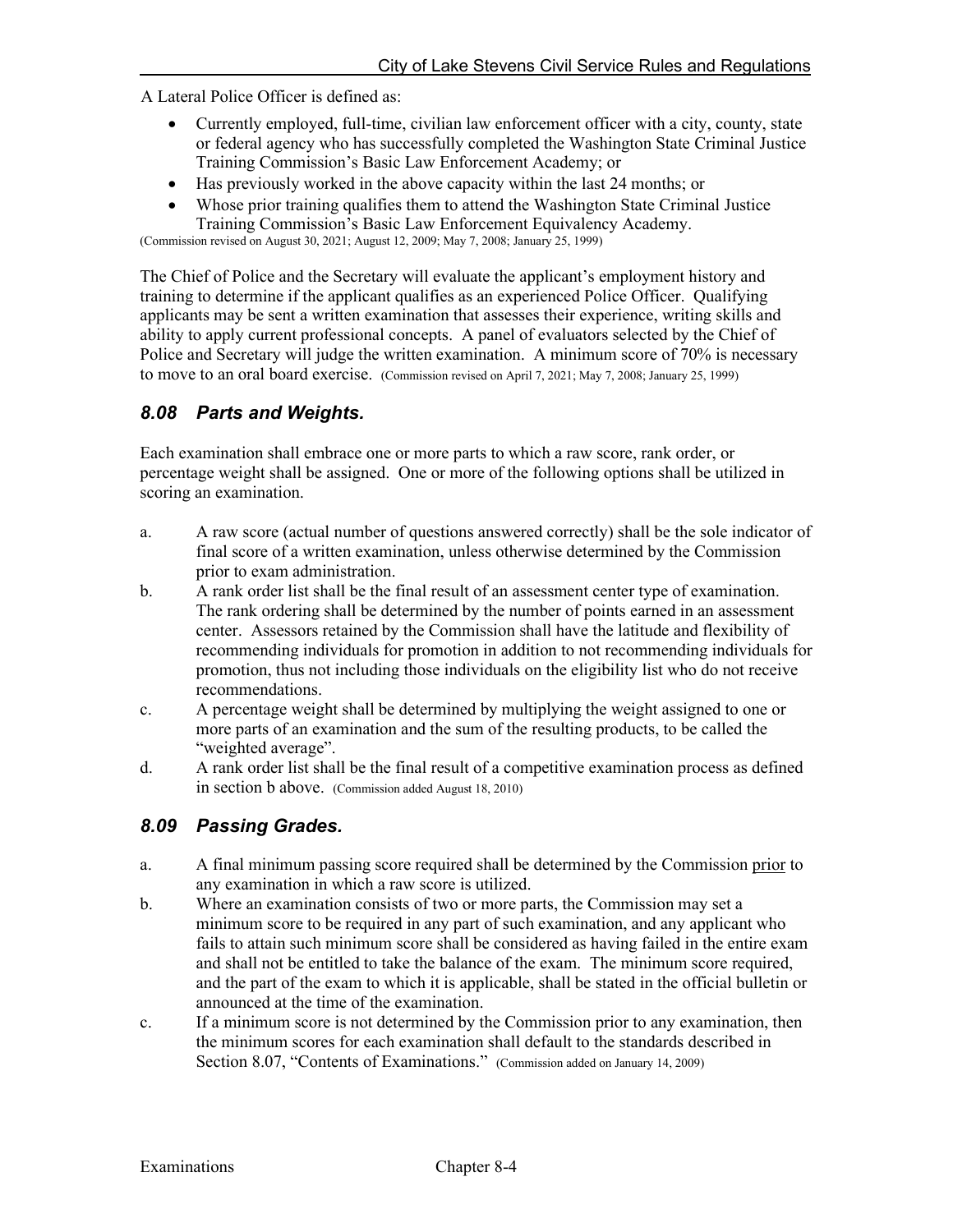A Lateral Police Officer is defined as:

- Currently employed, full-time, civilian law enforcement officer with a city, county, state or federal agency who has successfully completed the Washington State Criminal Justice Training Commission's Basic Law Enforcement Academy; or
- Has previously worked in the above capacity within the last 24 months; or
- Whose prior training qualifies them to attend the Washington State Criminal Justice Training Commission's Basic Law Enforcement Equivalency Academy.

(Commission revised on August 30, 2021; August 12, 2009; May 7, 2008; January 25, 1999)

The Chief of Police and the Secretary will evaluate the applicant's employment history and training to determine if the applicant qualifies as an experienced Police Officer. Qualifying applicants may be sent a written examination that assesses their experience, writing skills and ability to apply current professional concepts. A panel of evaluators selected by the Chief of Police and Secretary will judge the written examination. A minimum score of 70% is necessary to move to an oral board exercise. (Commission revised on April 7, 2021; May 7, 2008; January 25, 1999)

## *8.08 Parts and Weights.*

Each examination shall embrace one or more parts to which a raw score, rank order, or percentage weight shall be assigned. One or more of the following options shall be utilized in scoring an examination.

a. A raw score (actual number of questions answered correctly) shall be the sole indicator of final score of a written examination, unless otherwise determined by the Commission prior to exam administration.

b. A rank order list shall be the final result of an assessment center type of examination. The rank ordering shall be determined by the number of points earned in an assessment center. Assessors retained by the Commission shall have the latitude and flexibility of recommending individuals for promotion in addition to not recommending individuals for promotion, thus not including those individuals on the eligibility list who do not receive recommendations.

c. A percentage weight shall be determined by multiplying the weight assigned to one or more parts of an examination and the sum of the resulting products, to be called the "weighted average".

d. A rank order list shall be the final result of a competitive examination process as defined in section b above. (Commission added August 18, 2010)

## *8.09 Passing Grades.*

a. A final minimum passing score required shall be determined by the Commission <u>prior</u> to any examination in which a raw score is utilized.

b. Where an examination consists of two or more parts, the Commission may set a minimum score to be required in any part of such examination, and any applicant who fails to attain such minimum score shall be considered as having failed in the entire exam and shall not be entitled to take the balance of the exam. The minimum score required, and the part of the exam to which it is applicable, shall be stated in the official bulletin or announced at the time of the examination.

c. If a minimum score is not determined by the Commission prior to any examination, then the minimum scores for each examination shall default to the standards described in Section 8.07, "Contents of Examinations." (Commission added on January 14, 2009)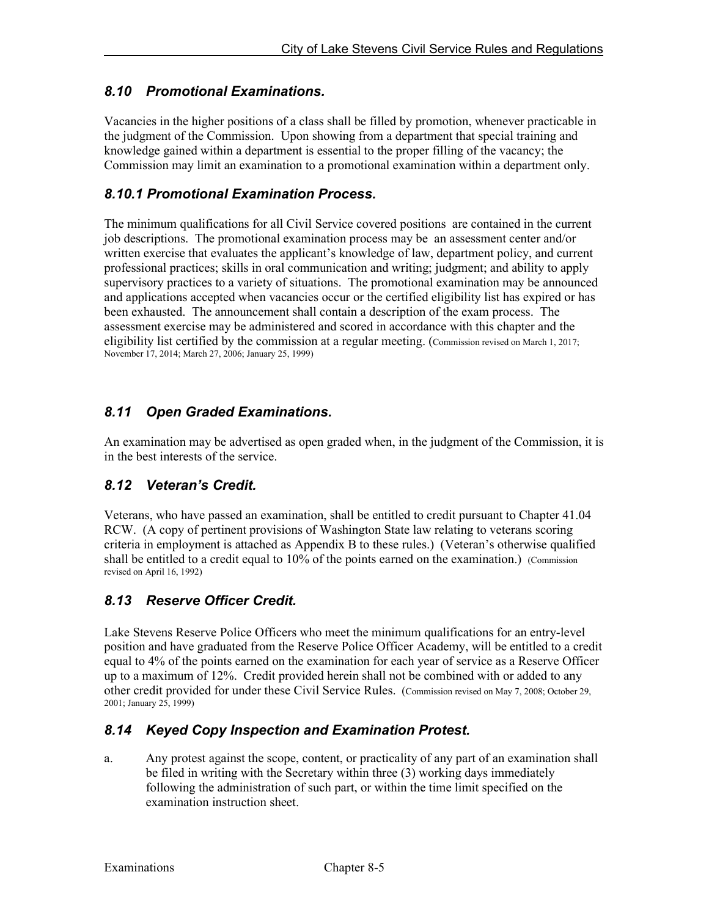### *8.10 Promotional Examinations.*

Vacancies in the higher positions of a class shall be filled by promotion, whenever practicable in the judgment of the Commission. Upon showing from a department that special training and knowledge gained within a department is essential to the proper filling of the vacancy; the Commission may limit an examination to a promotional examination within a department only.

### *8.10.1 Promotional Examination Process.*

The minimum qualifications for all Civil Service covered positions are contained in the current job descriptions. The promotional examination process may be an assessment center and/or written exercise that evaluates the applicant's knowledge of law, department policy, and current professional practices; skills in oral communication and writing; judgment; and ability to apply supervisory practices to a variety of situations. The promotional examination may be announced and applications accepted when vacancies occur or the certified eligibility list has expired or has been exhausted. The announcement shall contain a description of the exam process. The assessment exercise may be administered and scored in accordance with this chapter and the eligibility list certified by the commission at a regular meeting. (Commission revised on March 1, 2017; November 17, 2014; March 27, 2006; January 25, 1999)

### *8.11 Open Graded Examinations.*

An examination may be advertised as open graded when, in the judgment of the Commission, it is in the best interests of the service.

### *8.12 Veteran's Credit.*

Veterans, who have passed an examination, shall be entitled to credit pursuant to Chapter 41.04 RCW. (A copy of pertinent provisions of Washington State law relating to veterans scoring criteria in employment is attached as Appendix B to these rules.) (Veteran's otherwise qualified shall be entitled to a credit equal to 10% of the points earned on the examination.) (Commission revised on April 16, 1992)

### *8.13 Reserve Officer Credit.*

Lake Stevens Reserve Police Officers who meet the minimum qualifications for an entry-level position and have graduated from the Reserve Police Officer Academy, will be entitled to a credit equal to 4% of the points earned on the examination for each year of service as a Reserve Officer up to a maximum of 12%. Credit provided herein shall not be combined with or added to any other credit provided for under these Civil Service Rules. (Commission revised on May 7, 2008; October 29, 2001; January 25, 1999)

### *8.14 Keyed Copy Inspection and Examination Protest.*

a. Any protest against the scope, content, or practicality of any part of an examination shall be filed in writing with the Secretary within three (3) working days immediately following the administration of such part, or within the time limit specified on the examination instruction sheet.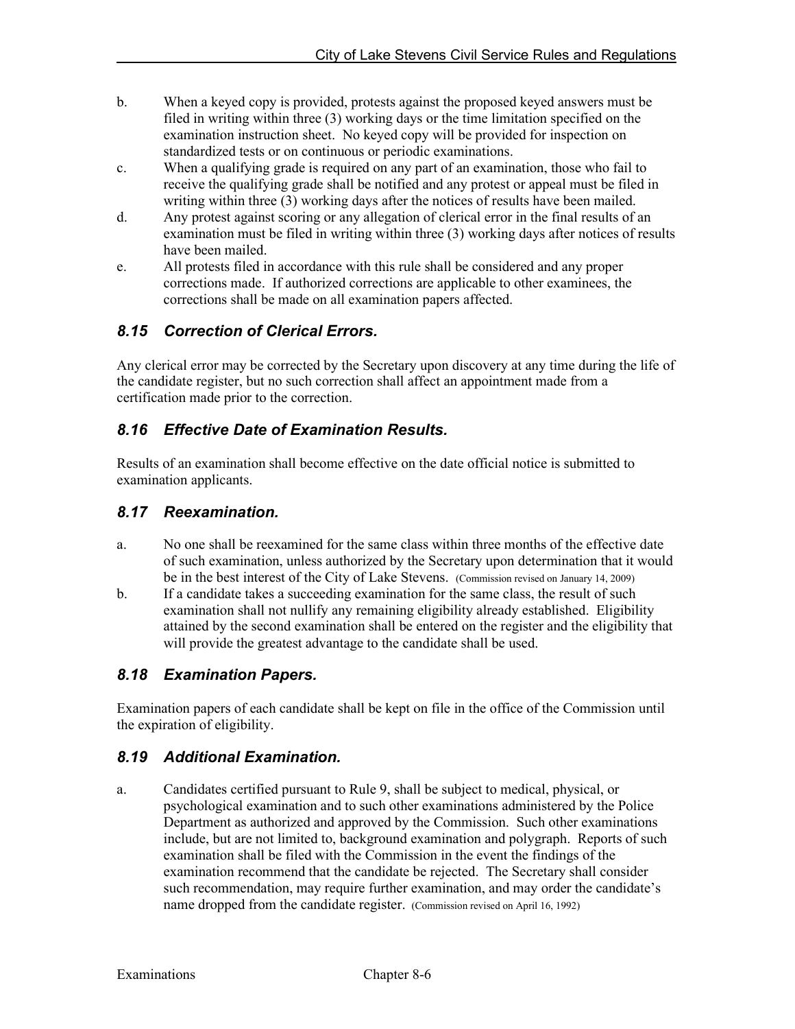b. When a keyed copy is provided, protests against the proposed keyed answers must be filed in writing within three (3) working days or the time limitation specified on the examination instruction sheet. No keyed copy will be provided for inspection on standardized tests or on continuous or periodic examinations.

c. When a qualifying grade is required on any part of an examination, those who fail to receive the qualifying grade shall be notified and any protest or appeal must be filed in writing within three (3) working days after the notices of results have been mailed.

d. Any protest against scoring or any allegation of clerical error in the final results of an examination must be filed in writing within three (3) working days after notices of results have been mailed.

e. All protests filed in accordance with this rule shall be considered and any proper corrections made. If authorized corrections are applicable to other examinees, the corrections shall be made on all examination papers affected.

### *8.15 Correction of Clerical Errors.*

Any clerical error may be corrected by the Secretary upon discovery at any time during the life of the candidate register, but no such correction shall affect an appointment made from a certification made prior to the correction.

### *8.16 Effective Date of Examination Results.*

Results of an examination shall become effective on the date official notice is submitted to examination applicants.

### *8.17 Reexamination.*

a. No one shall be reexamined for the same class within three months of the effective date of such examination, unless authorized by the Secretary upon determination that it would be in the best interest of the City of Lake Stevens. (Commission revised on January 14, 2009)

b. If a candidate takes a succeeding examination for the same class, the result of such examination shall not nullify any remaining eligibility already established. Eligibility attained by the second examination shall be entered on the register and the eligibility that will provide the greatest advantage to the candidate shall be used.

### *8.18 Examination Papers.*

Examination papers of each candidate shall be kept on file in the office of the Commission until the expiration of eligibility.

### *8.19 Additional Examination.*

a. Candidates certified pursuant to Rule 9, shall be subject to medical, physical, or psychological examination and to such other examinations administered by the Police Department as authorized and approved by the Commission. Such other examinations include, but are not limited to, background examination and polygraph. Reports of such examination shall be filed with the Commission in the event the findings of the examination recommend that the candidate be rejected. The Secretary shall consider such recommendation, may require further examination, and may order the candidate's name dropped from the candidate register. (Commission revised on April 16, 1992)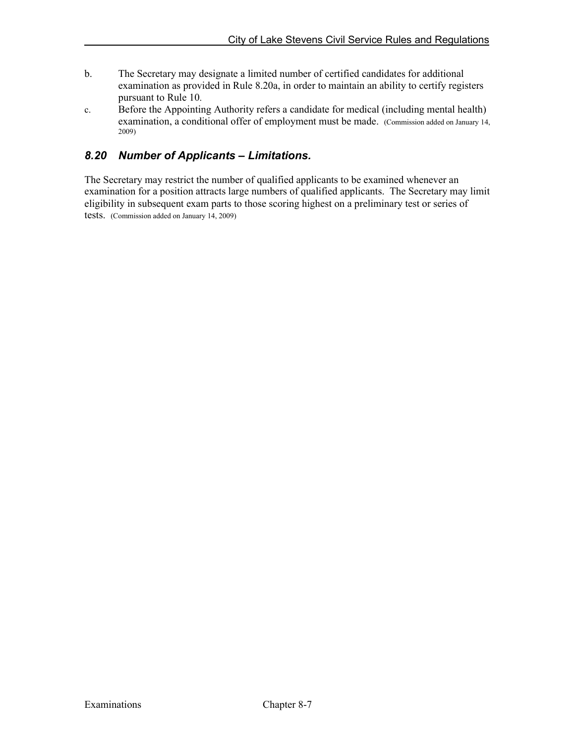b. The Secretary may designate a limited number of certified candidates for additional examination as provided in Rule 8.20a, in order to maintain an ability to certify registers pursuant to Rule 10.

c. Before the Appointing Authority refers a candidate for medical (including mental health) examination, a conditional offer of employment must be made. (Commission added on January 14, 2009)

## *8.20 Number of Applicants – Limitations.*

The Secretary may restrict the number of qualified applicants to be examined whenever an examination for a position attracts large numbers of qualified applicants. The Secretary may limit eligibility in subsequent exam parts to those scoring highest on a preliminary test or series of tests. (Commission added on January 14, 2009)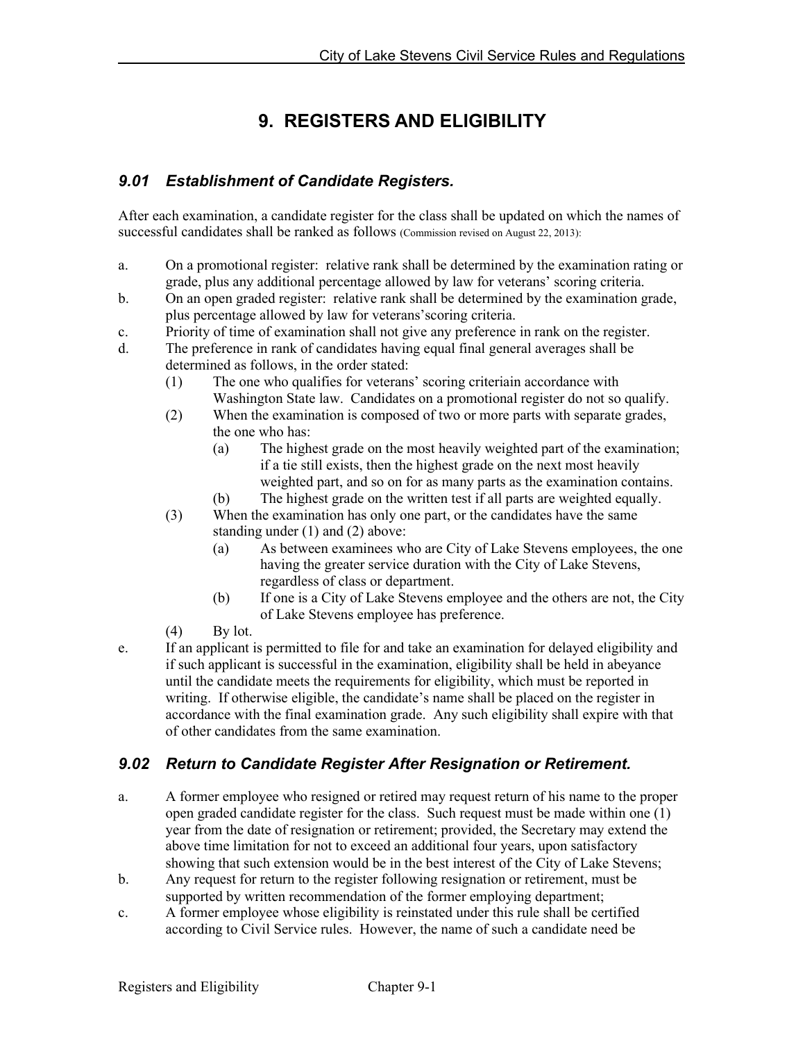# 9. REGISTERS AND ELIGIBILITY

## *9.01 Establishment of Candidate Registers.*

After each examination, a candidate register for the class shall be updated on which the names of successful candidates shall be ranked as follows (Commission revised on August 22, 2013):

a. On a promotional register: relative rank shall be determined by the examination rating or grade, plus any additional percentage allowed by law for veterans' scoring criteria.

b. On an open graded register: relative rank shall be determined by the examination grade, plus percentage allowed by law for veterans'scoring criteria.

c. Priority of time of examination shall not give any preference in rank on the register.

d. The preference in rank of candidates having equal final general averages shall be determined as follows, in the order stated:

   (1) The one who qualifies for veterans' scoring criteriain accordance with Washington State law. Candidates on a promotional register do not so qualify.

   (2) When the examination is composed of two or more parts with separate grades, the one who has:

      (a) The highest grade on the most heavily weighted part of the examination; if a tie still exists, then the highest grade on the next most heavily weighted part, and so on for as many parts as the examination contains.

      (b) The highest grade on the written test if all parts are weighted equally.

   (3) When the examination has only one part, or the candidates have the same standing under (1) and (2) above:

      (a) As between examinees who are City of Lake Stevens employees, the one having the greater service duration with the City of Lake Stevens, regardless of class or department.

      (b) If one is a City of Lake Stevens employee and the others are not, the City of Lake Stevens employee has preference.

   (4) By lot.

e. If an applicant is permitted to file for and take an examination for delayed eligibility and if such applicant is successful in the examination, eligibility shall be held in abeyance until the candidate meets the requirements for eligibility, which must be reported in writing. If otherwise eligible, the candidate's name shall be placed on the register in accordance with the final examination grade. Any such eligibility shall expire with that of other candidates from the same examination.

## *9.02 Return to Candidate Register After Resignation or Retirement.*

a. A former employee who resigned or retired may request return of his name to the proper open graded candidate register for the class. Such request must be made within one (1) year from the date of resignation or retirement; provided, the Secretary may extend the above time limitation for not to exceed an additional four years, upon satisfactory showing that such extension would be in the best interest of the City of Lake Stevens;

b. Any request for return to the register following resignation or retirement, must be supported by written recommendation of the former employing department;

c. A former employee whose eligibility is reinstated under this rule shall be certified according to Civil Service rules. However, the name of such a candidate need be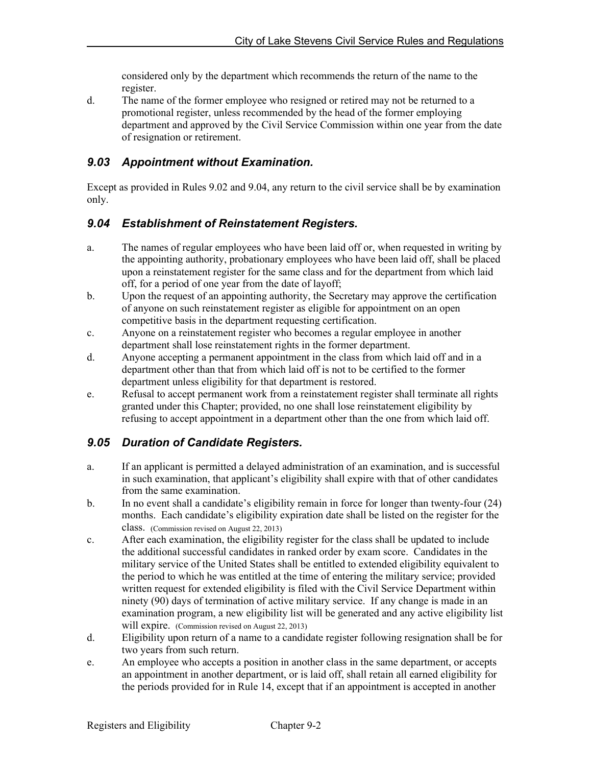considered only by the department which recommends the return of the name to the register.

d. The name of the former employee who resigned or retired may not be returned to a promotional register, unless recommended by the head of the former employing department and approved by the Civil Service Commission within one year from the date of resignation or retirement.

## *9.03 Appointment without Examination.*

Except as provided in Rules 9.02 and 9.04, any return to the civil service shall be by examination only.

## *9.04 Establishment of Reinstatement Registers.*

a. The names of regular employees who have been laid off or, when requested in writing by the appointing authority, probationary employees who have been laid off, shall be placed upon a reinstatement register for the same class and for the department from which laid off, for a period of one year from the date of layoff;

b. Upon the request of an appointing authority, the Secretary may approve the certification of anyone on such reinstatement register as eligible for appointment on an open competitive basis in the department requesting certification.

c. Anyone on a reinstatement register who becomes a regular employee in another department shall lose reinstatement rights in the former department.

d. Anyone accepting a permanent appointment in the class from which laid off and in a department other than that from which laid off is not to be certified to the former department unless eligibility for that department is restored.

e. Refusal to accept permanent work from a reinstatement register shall terminate all rights granted under this Chapter; provided, no one shall lose reinstatement eligibility by refusing to accept appointment in a department other than the one from which laid off.

## *9.05 Duration of Candidate Registers.*

a. If an applicant is permitted a delayed administration of an examination, and is successful in such examination, that applicant's eligibility shall expire with that of other candidates from the same examination.

b. In no event shall a candidate's eligibility remain in force for longer than twenty-four (24) months. Each candidate's eligibility expiration date shall be listed on the register for the class. (Commission revised on August 22, 2013)

c. After each examination, the eligibility register for the class shall be updated to include the additional successful candidates in ranked order by exam score. Candidates in the military service of the United States shall be entitled to extended eligibility equivalent to the period to which he was entitled at the time of entering the military service; provided written request for extended eligibility is filed with the Civil Service Department within ninety (90) days of termination of active military service. If any change is made in an examination program, a new eligibility list will be generated and any active eligibility list will expire. (Commission revised on August 22, 2013)

d. Eligibility upon return of a name to a candidate register following resignation shall be for two years from such return.

e. An employee who accepts a position in another class in the same department, or accepts an appointment in another department, or is laid off, shall retain all earned eligibility for the periods provided for in Rule 14, except that if an appointment is accepted in another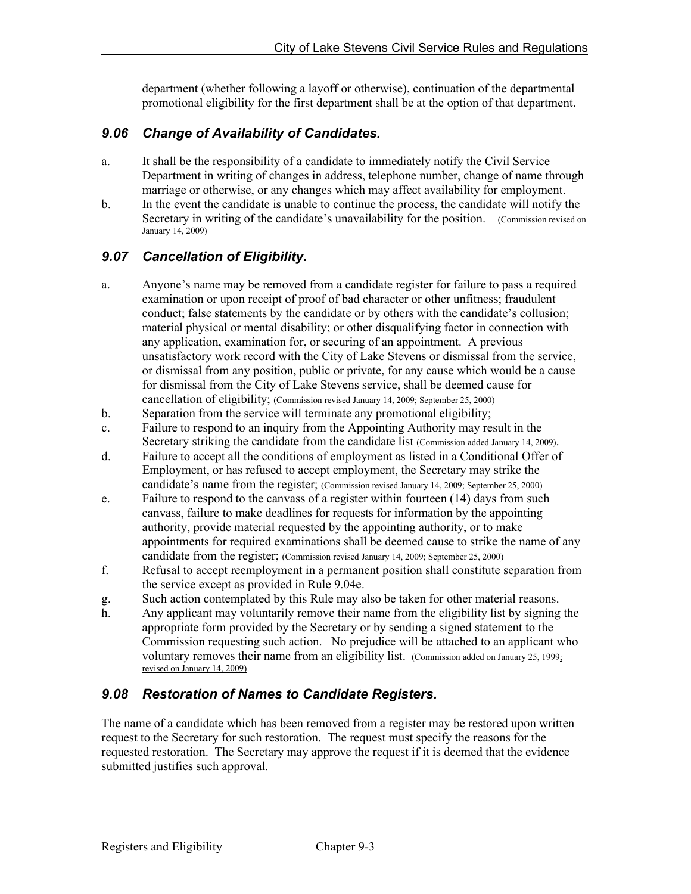department (whether following a layoff or otherwise), continuation of the departmental promotional eligibility for the first department shall be at the option of that department.

### *9.06 Change of Availability of Candidates.*

a. It shall be the responsibility of a candidate to immediately notify the Civil Service Department in writing of changes in address, telephone number, change of name through marriage or otherwise, or any changes which may affect availability for employment.

b. In the event the candidate is unable to continue the process, the candidate will notify the Secretary in writing of the candidate's unavailability for the position. (Commission revised on January 14, 2009)

### *9.07 Cancellation of Eligibility.*

a. Anyone's name may be removed from a candidate register for failure to pass a required examination or upon receipt of proof of bad character or other unfitness; fraudulent conduct; false statements by the candidate or by others with the candidate's collusion; material physical or mental disability; or other disqualifying factor in connection with any application, examination for, or securing of an appointment. A previous unsatisfactory work record with the City of Lake Stevens or dismissal from the service, or dismissal from any position, public or private, for any cause which would be a cause for dismissal from the City of Lake Stevens service, shall be deemed cause for cancellation of eligibility; (Commission revised January 14, 2009; September 25, 2000)

b. Separation from the service will terminate any promotional eligibility;

c. Failure to respond to an inquiry from the Appointing Authority may result in the Secretary striking the candidate from the candidate list (Commission added January 14, 2009).

d. Failure to accept all the conditions of employment as listed in a Conditional Offer of Employment, or has refused to accept employment, the Secretary may strike the candidate's name from the register; (Commission revised January 14, 2009; September 25, 2000)

e. Failure to respond to the canvass of a register within fourteen (14) days from such canvass, failure to make deadlines for requests for information by the appointing authority, provide material requested by the appointing authority, or to make appointments for required examinations shall be deemed cause to strike the name of any candidate from the register; (Commission revised January 14, 2009; September 25, 2000)

f. Refusal to accept reemployment in a permanent position shall constitute separation from the service except as provided in Rule 9.04e.

g. Such action contemplated by this Rule may also be taken for other material reasons.

h. Any applicant may voluntarily remove their name from the eligibility list by signing the appropriate form provided by the Secretary or by sending a signed statement to the Commission requesting such action. No prejudice will be attached to an applicant who voluntary removes their name from an eligibility list. (Commission added on January 25, 1999; revised on January 14, 2009)

### *9.08 Restoration of Names to Candidate Registers.*

The name of a candidate which has been removed from a register may be restored upon written request to the Secretary for such restoration. The request must specify the reasons for the requested restoration. The Secretary may approve the request if it is deemed that the evidence submitted justifies such approval.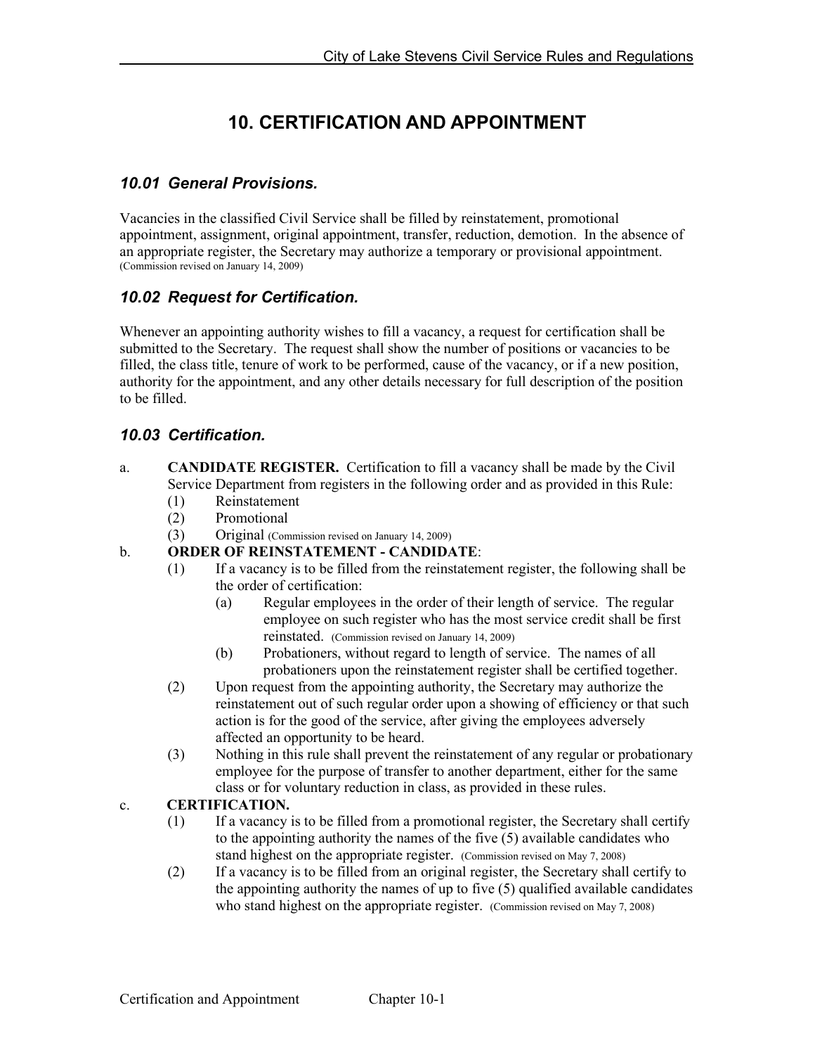# 10. CERTIFICATION AND APPOINTMENT

## *10.01 General Provisions.*

Vacancies in the classified Civil Service shall be filled by reinstatement, promotional appointment, assignment, original appointment, transfer, reduction, demotion. In the absence of an appropriate register, the Secretary may authorize a temporary or provisional appointment. (Commission revised on January 14, 2009)

## *10.02 Request for Certification.*

Whenever an appointing authority wishes to fill a vacancy, a request for certification shall be submitted to the Secretary. The request shall show the number of positions or vacancies to be filled, the class title, tenure of work to be performed, cause of the vacancy, or if a new position, authority for the appointment, and any other details necessary for full description of the position to be filled.

## *10.03 Certification.*

a. **CANDIDATE REGISTER.** Certification to fill a vacancy shall be made by the Civil Service Department from registers in the following order and as provided in this Rule:
   - (1) Reinstatement
   - (2) Promotional
   - (3) Original (Commission revised on January 14, 2009)

b. **ORDER OF REINSTATEMENT - CANDIDATE**:
   - (1) If a vacancy is to be filled from the reinstatement register, the following shall be the order of certification:
     - (a) Regular employees in the order of their length of service. The regular employee on such register who has the most service credit shall be first reinstated. (Commission revised on January 14, 2009)
     - (b) Probationers, without regard to length of service. The names of all probationers upon the reinstatement register shall be certified together.
   - (2) Upon request from the appointing authority, the Secretary may authorize the reinstatement out of such regular order upon a showing of efficiency or that such action is for the good of the service, after giving the employees adversely affected an opportunity to be heard.
   - (3) Nothing in this rule shall prevent the reinstatement of any regular or probationary employee for the purpose of transfer to another department, either for the same class or for voluntary reduction in class, as provided in these rules.

c. **CERTIFICATION.**
   - (1) If a vacancy is to be filled from a promotional register, the Secretary shall certify to the appointing authority the names of the five (5) available candidates who stand highest on the appropriate register. (Commission revised on May 7, 2008)
   - (2) If a vacancy is to be filled from an original register, the Secretary shall certify to the appointing authority the names of up to five (5) qualified available candidates who stand highest on the appropriate register. (Commission revised on May 7, 2008)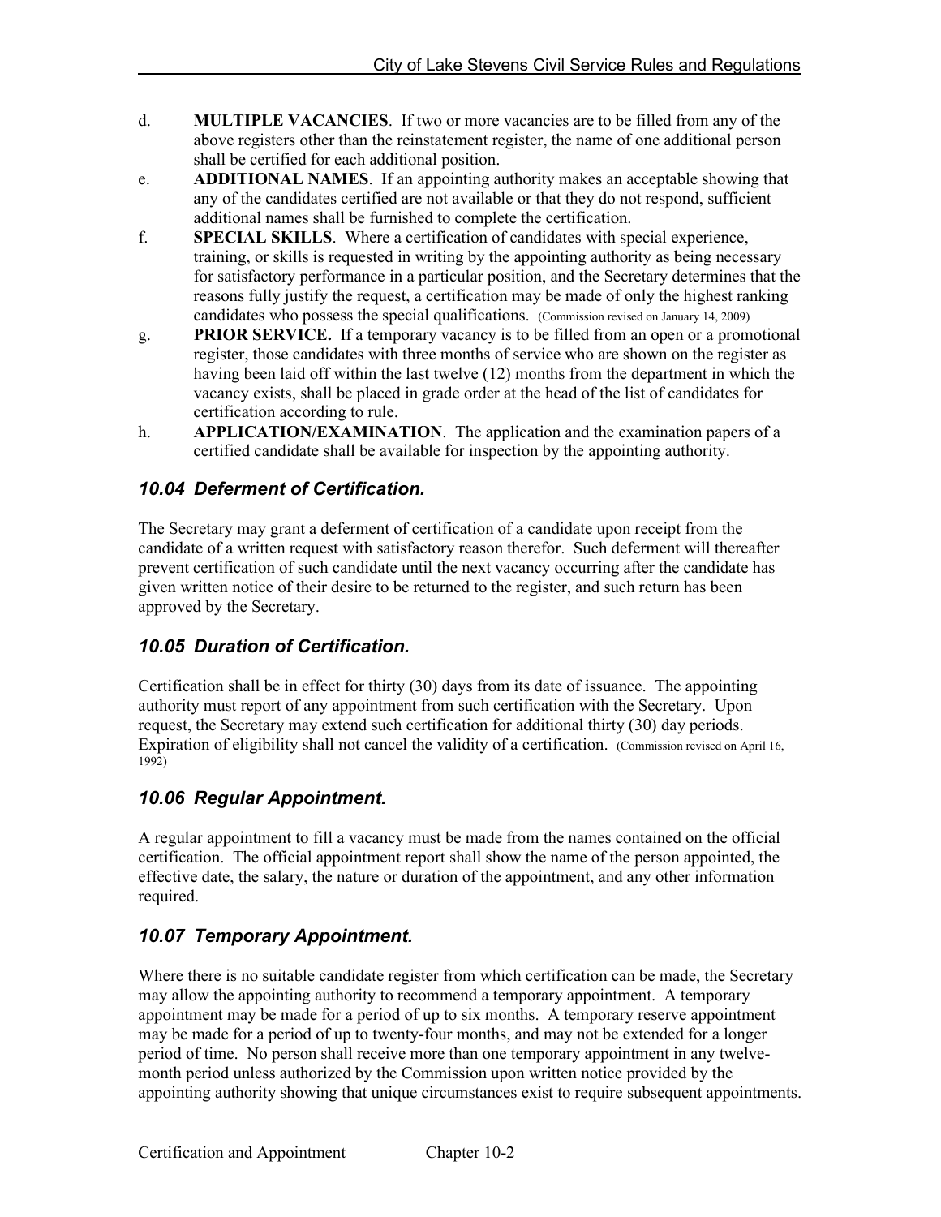d. **MULTIPLE VACANCIES**. If two or more vacancies are to be filled from any of the above registers other than the reinstatement register, the name of one additional person shall be certified for each additional position.

e. **ADDITIONAL NAMES**. If an appointing authority makes an acceptable showing that any of the candidates certified are not available or that they do not respond, sufficient additional names shall be furnished to complete the certification.

f. **SPECIAL SKILLS**. Where a certification of candidates with special experience, training, or skills is requested in writing by the appointing authority as being necessary for satisfactory performance in a particular position, and the Secretary determines that the reasons fully justify the request, a certification may be made of only the highest ranking candidates who possess the special qualifications. (Commission revised on January 14, 2009)

g. **PRIOR SERVICE.** If a temporary vacancy is to be filled from an open or a promotional register, those candidates with three months of service who are shown on the register as having been laid off within the last twelve (12) months from the department in which the vacancy exists, shall be placed in grade order at the head of the list of candidates for certification according to rule.

h. **APPLICATION/EXAMINATION**. The application and the examination papers of a certified candidate shall be available for inspection by the appointing authority.

## *10.04 Deferment of Certification.*

The Secretary may grant a deferment of certification of a candidate upon receipt from the candidate of a written request with satisfactory reason therefor. Such deferment will thereafter prevent certification of such candidate until the next vacancy occurring after the candidate has given written notice of their desire to be returned to the register, and such return has been approved by the Secretary.

## *10.05 Duration of Certification.*

Certification shall be in effect for thirty (30) days from its date of issuance. The appointing authority must report of any appointment from such certification with the Secretary. Upon request, the Secretary may extend such certification for additional thirty (30) day periods. Expiration of eligibility shall not cancel the validity of a certification. (Commission revised on April 16, 1992)

## *10.06 Regular Appointment.*

A regular appointment to fill a vacancy must be made from the names contained on the official certification. The official appointment report shall show the name of the person appointed, the effective date, the salary, the nature or duration of the appointment, and any other information required.

## *10.07 Temporary Appointment.*

Where there is no suitable candidate register from which certification can be made, the Secretary may allow the appointing authority to recommend a temporary appointment. A temporary appointment may be made for a period of up to six months. A temporary reserve appointment may be made for a period of up to twenty-four months, and may not be extended for a longer period of time. No person shall receive more than one temporary appointment in any twelve-month period unless authorized by the Commission upon written notice provided by the appointing authority showing that unique circumstances exist to require subsequent appointments.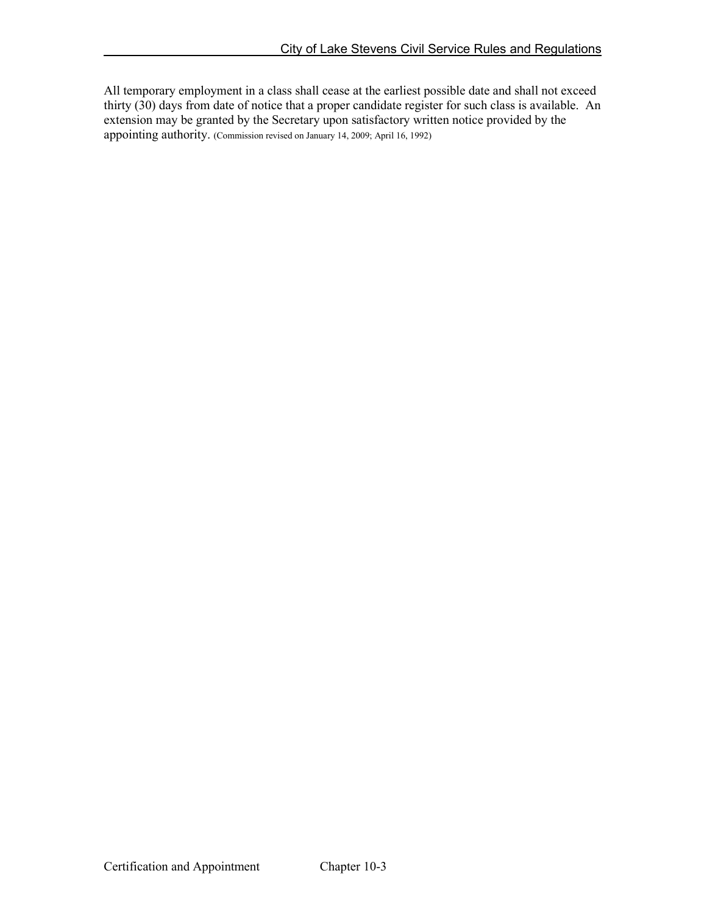All temporary employment in a class shall cease at the earliest possible date and shall not exceed thirty (30) days from date of notice that a proper candidate register for such class is available. An extension may be granted by the Secretary upon satisfactory written notice provided by the appointing authority. (Commission revised on January 14, 2009; April 16, 1992)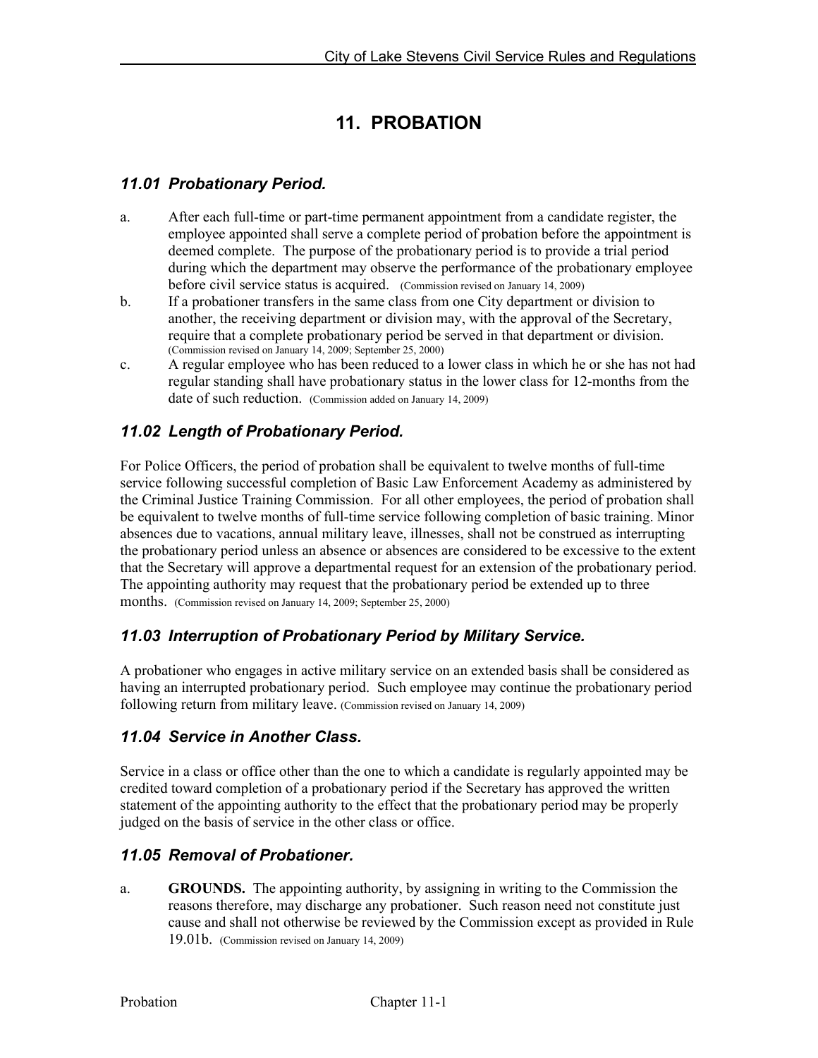# 11. PROBATION

## *11.01 Probationary Period.*

a. After each full-time or part-time permanent appointment from a candidate register, the employee appointed shall serve a complete period of probation before the appointment is deemed complete. The purpose of the probationary period is to provide a trial period during which the department may observe the performance of the probationary employee before civil service status is acquired. (Commission revised on January 14, 2009)

b. If a probationer transfers in the same class from one City department or division to another, the receiving department or division may, with the approval of the Secretary, require that a complete probationary period be served in that department or division. (Commission revised on January 14, 2009; September 25, 2000)

c. A regular employee who has been reduced to a lower class in which he or she has not had regular standing shall have probationary status in the lower class for 12-months from the date of such reduction. (Commission added on January 14, 2009)

## *11.02 Length of Probationary Period.*

For Police Officers, the period of probation shall be equivalent to twelve months of full-time service following successful completion of Basic Law Enforcement Academy as administered by the Criminal Justice Training Commission. For all other employees, the period of probation shall be equivalent to twelve months of full-time service following completion of basic training. Minor absences due to vacations, annual military leave, illnesses, shall not be construed as interrupting the probationary period unless an absence or absences are considered to be excessive to the extent that the Secretary will approve a departmental request for an extension of the probationary period. The appointing authority may request that the probationary period be extended up to three months. (Commission revised on January 14, 2009; September 25, 2000)

## *11.03 Interruption of Probationary Period by Military Service.*

A probationer who engages in active military service on an extended basis shall be considered as having an interrupted probationary period. Such employee may continue the probationary period following return from military leave. (Commission revised on January 14, 2009)

## *11.04 Service in Another Class.*

Service in a class or office other than the one to which a candidate is regularly appointed may be credited toward completion of a probationary period if the Secretary has approved the written statement of the appointing authority to the effect that the probationary period may be properly judged on the basis of service in the other class or office.

## *11.05 Removal of Probationer.*

a. **GROUNDS.** The appointing authority, by assigning in writing to the Commission the reasons therefore, may discharge any probationer. Such reason need not constitute just cause and shall not otherwise be reviewed by the Commission except as provided in Rule 19.01b. (Commission revised on January 14, 2009)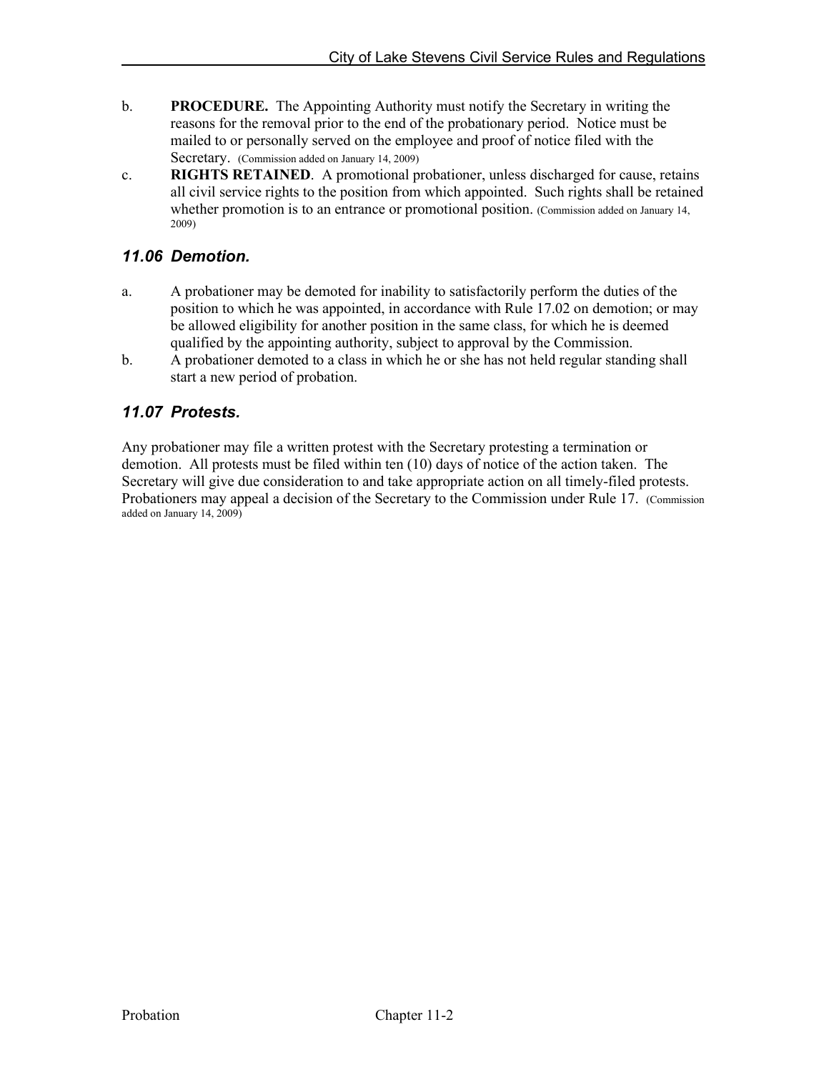b. **PROCEDURE.** The Appointing Authority must notify the Secretary in writing the reasons for the removal prior to the end of the probationary period. Notice must be mailed to or personally served on the employee and proof of notice filed with the Secretary. (Commission added on January 14, 2009)

c. **RIGHTS RETAINED**. A promotional probationer, unless discharged for cause, retains all civil service rights to the position from which appointed. Such rights shall be retained whether promotion is to an entrance or promotional position. (Commission added on January 14, 2009)

## *11.06 Demotion.*

a. A probationer may be demoted for inability to satisfactorily perform the duties of the position to which he was appointed, in accordance with Rule 17.02 on demotion; or may be allowed eligibility for another position in the same class, for which he is deemed qualified by the appointing authority, subject to approval by the Commission.

b. A probationer demoted to a class in which he or she has not held regular standing shall start a new period of probation.

## *11.07 Protests.*

Any probationer may file a written protest with the Secretary protesting a termination or demotion. All protests must be filed within ten (10) days of notice of the action taken. The Secretary will give due consideration to and take appropriate action on all timely-filed protests. Probationers may appeal a decision of the Secretary to the Commission under Rule 17. (Commission added on January 14, 2009)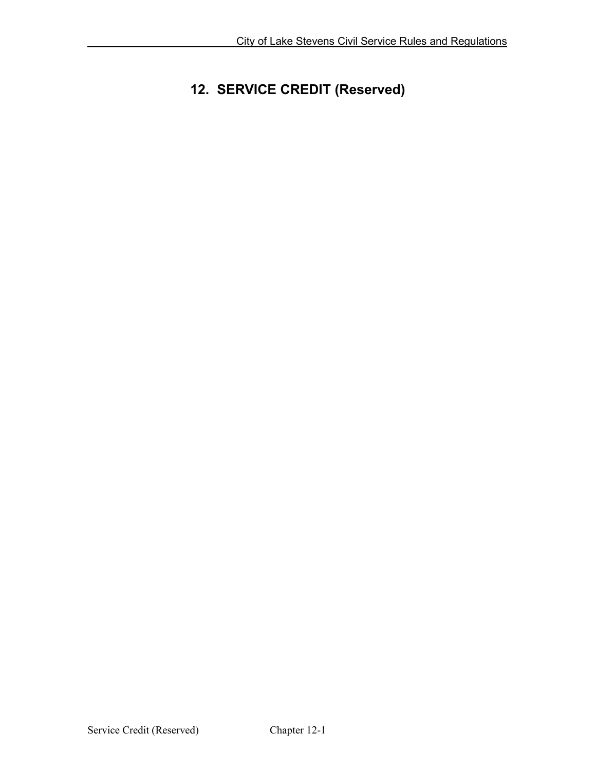# 12. SERVICE CREDIT (Reserved)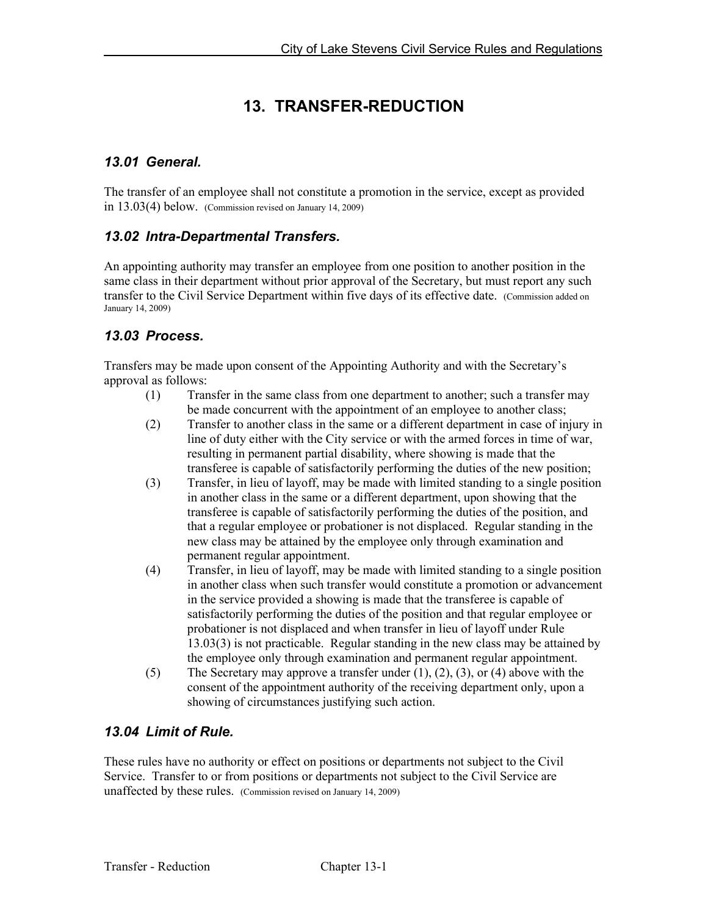# 13. TRANSFER-REDUCTION

### *13.01 General.*

The transfer of an employee shall not constitute a promotion in the service, except as provided in 13.03(4) below. (Commission revised on January 14, 2009)

### *13.02 Intra-Departmental Transfers.*

An appointing authority may transfer an employee from one position to another position in the same class in their department without prior approval of the Secretary, but must report any such transfer to the Civil Service Department within five days of its effective date. (Commission added on January 14, 2009)

### *13.03 Process.*

Transfers may be made upon consent of the Appointing Authority and with the Secretary's approval as follows:

(1) Transfer in the same class from one department to another; such a transfer may be made concurrent with the appointment of an employee to another class;

(2) Transfer to another class in the same or a different department in case of injury in line of duty either with the City service or with the armed forces in time of war, resulting in permanent partial disability, where showing is made that the transferee is capable of satisfactorily performing the duties of the new position;

(3) Transfer, in lieu of layoff, may be made with limited standing to a single position in another class in the same or a different department, upon showing that the transferee is capable of satisfactorily performing the duties of the position, and that a regular employee or probationer is not displaced. Regular standing in the new class may be attained by the employee only through examination and permanent regular appointment.

(4) Transfer, in lieu of layoff, may be made with limited standing to a single position in another class when such transfer would constitute a promotion or advancement in the service provided a showing is made that the transferee is capable of satisfactorily performing the duties of the position and that regular employee or probationer is not displaced and when transfer in lieu of layoff under Rule 13.03(3) is not practicable. Regular standing in the new class may be attained by the employee only through examination and permanent regular appointment.

(5) The Secretary may approve a transfer under (1), (2), (3), or (4) above with the consent of the appointment authority of the receiving department only, upon a showing of circumstances justifying such action.

### *13.04 Limit of Rule.*

These rules have no authority or effect on positions or departments not subject to the Civil Service. Transfer to or from positions or departments not subject to the Civil Service are unaffected by these rules. (Commission revised on January 14, 2009)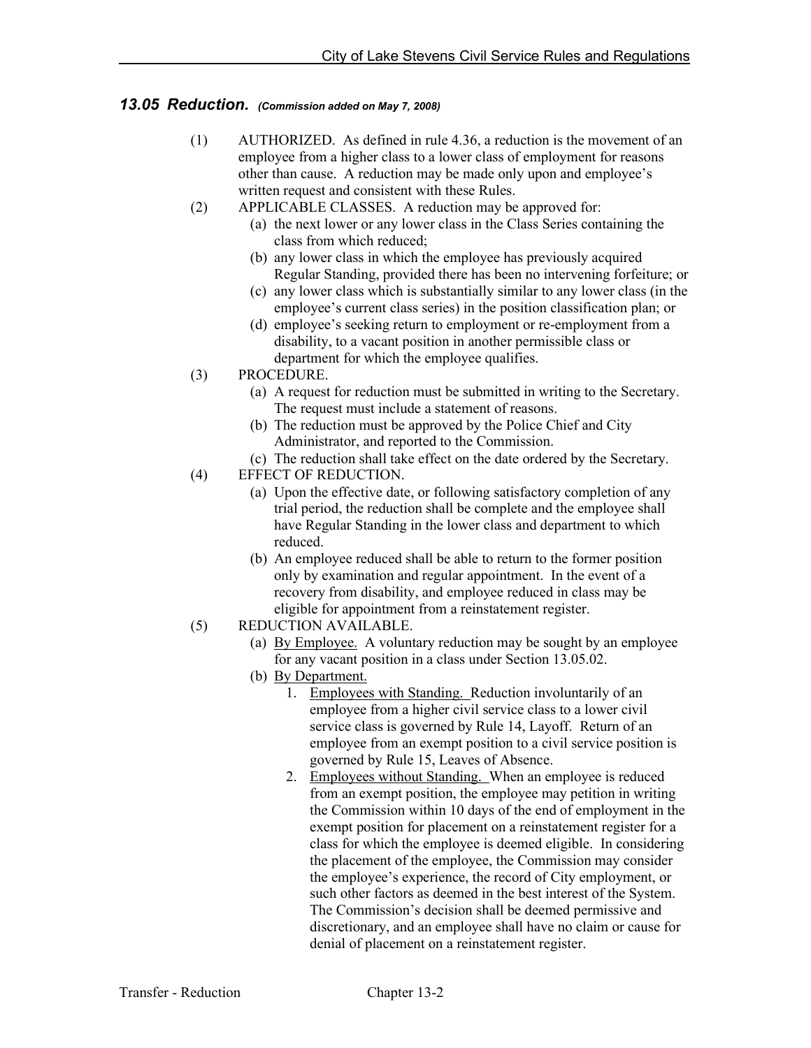### *13.05 Reduction.* *(Commission added on May 7, 2008)*

(1) AUTHORIZED. As defined in rule 4.36, a reduction is the movement of an employee from a higher class to a lower class of employment for reasons other than cause. A reduction may be made only upon and employee's written request and consistent with these Rules.

(2) APPLICABLE CLASSES. A reduction may be approved for:

- (a) the next lower or any lower class in the Class Series containing the class from which reduced;
- (b) any lower class in which the employee has previously acquired Regular Standing, provided there has been no intervening forfeiture; or
- (c) any lower class which is substantially similar to any lower class (in the employee's current class series) in the position classification plan; or
- (d) employee's seeking return to employment or re-employment from a disability, to a vacant position in another permissible class or department for which the employee qualifies.

(3) PROCEDURE.

- (a) A request for reduction must be submitted in writing to the Secretary. The request must include a statement of reasons.
- (b) The reduction must be approved by the Police Chief and City Administrator, and reported to the Commission.
- (c) The reduction shall take effect on the date ordered by the Secretary.

(4) EFFECT OF REDUCTION.

- (a) Upon the effective date, or following satisfactory completion of any trial period, the reduction shall be complete and the employee shall have Regular Standing in the lower class and department to which reduced.
- (b) An employee reduced shall be able to return to the former position only by examination and regular appointment. In the event of a recovery from disability, and employee reduced in class may be eligible for appointment from a reinstatement register.

(5) REDUCTION AVAILABLE.

- (a) <u>By Employee.</u> A voluntary reduction may be sought by an employee for any vacant position in a class under Section 13.05.02.
- (b) <u>By Department.</u>
  1. <u>Employees with Standing.</u> Reduction involuntarily of an employee from a higher civil service class to a lower civil service class is governed by Rule 14, Layoff. Return of an employee from an exempt position to a civil service position is governed by Rule 15, Leaves of Absence.
  2. <u>Employees without Standing.</u> When an employee is reduced from an exempt position, the employee may petition in writing the Commission within 10 days of the end of employment in the exempt position for placement on a reinstatement register for a class for which the employee is deemed eligible. In considering the placement of the employee, the Commission may consider the employee's experience, the record of City employment, or such other factors as deemed in the best interest of the System. The Commission's decision shall be deemed permissive and discretionary, and an employee shall have no claim or cause for denial of placement on a reinstatement register.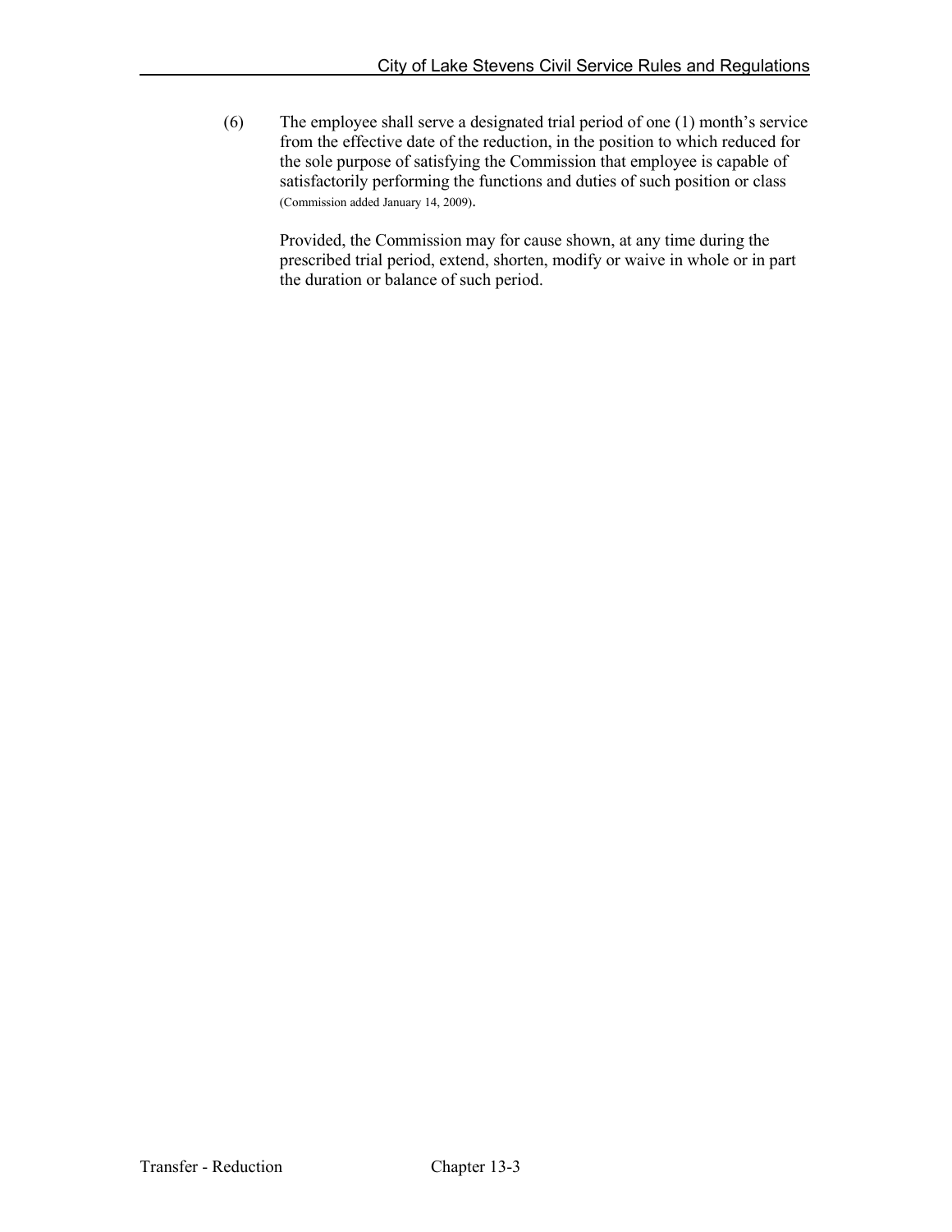(6) The employee shall serve a designated trial period of one (1) month's service from the effective date of the reduction, in the position to which reduced for the sole purpose of satisfying the Commission that employee is capable of satisfactorily performing the functions and duties of such position or class (Commission added January 14, 2009).

Provided, the Commission may for cause shown, at any time during the prescribed trial period, extend, shorten, modify or waive in whole or in part the duration or balance of such period.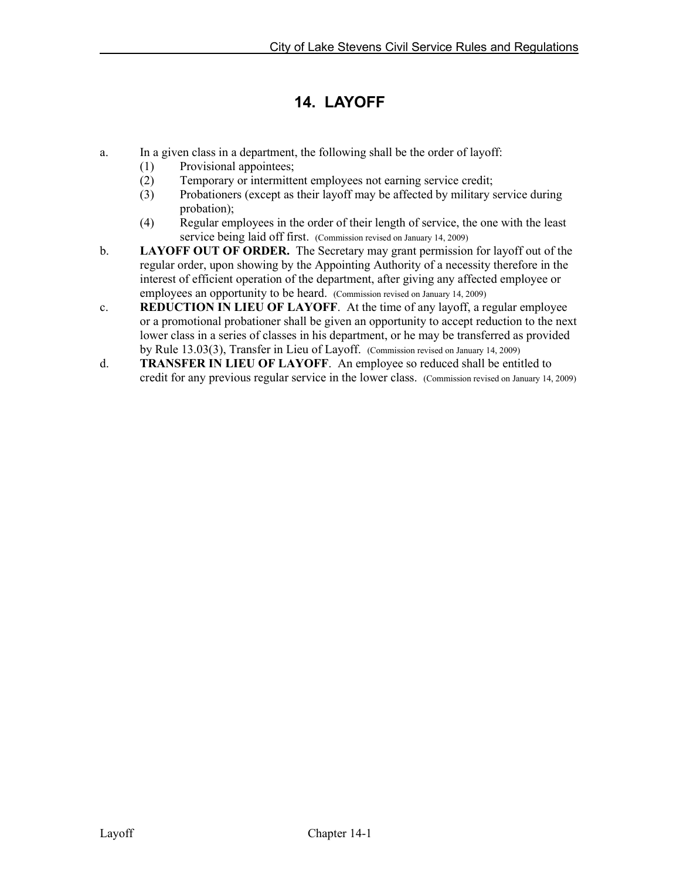# 14. LAYOFF

a. In a given class in a department, the following shall be the order of layoff:
   (1) Provisional appointees;
   (2) Temporary or intermittent employees not earning service credit;
   (3) Probationers (except as their layoff may be affected by military service during probation);
   (4) Regular employees in the order of their length of service, the one with the least service being laid off first. (Commission revised on January 14, 2009)

b. **LAYOFF OUT OF ORDER.** The Secretary may grant permission for layoff out of the regular order, upon showing by the Appointing Authority of a necessity therefore in the interest of efficient operation of the department, after giving any affected employee or employees an opportunity to be heard. (Commission revised on January 14, 2009)

c. **REDUCTION IN LIEU OF LAYOFF**. At the time of any layoff, a regular employee or a promotional probationer shall be given an opportunity to accept reduction to the next lower class in a series of classes in his department, or he may be transferred as provided by Rule 13.03(3), Transfer in Lieu of Layoff. (Commission revised on January 14, 2009)

d. **TRANSFER IN LIEU OF LAYOFF**. An employee so reduced shall be entitled to credit for any previous regular service in the lower class. (Commission revised on January 14, 2009)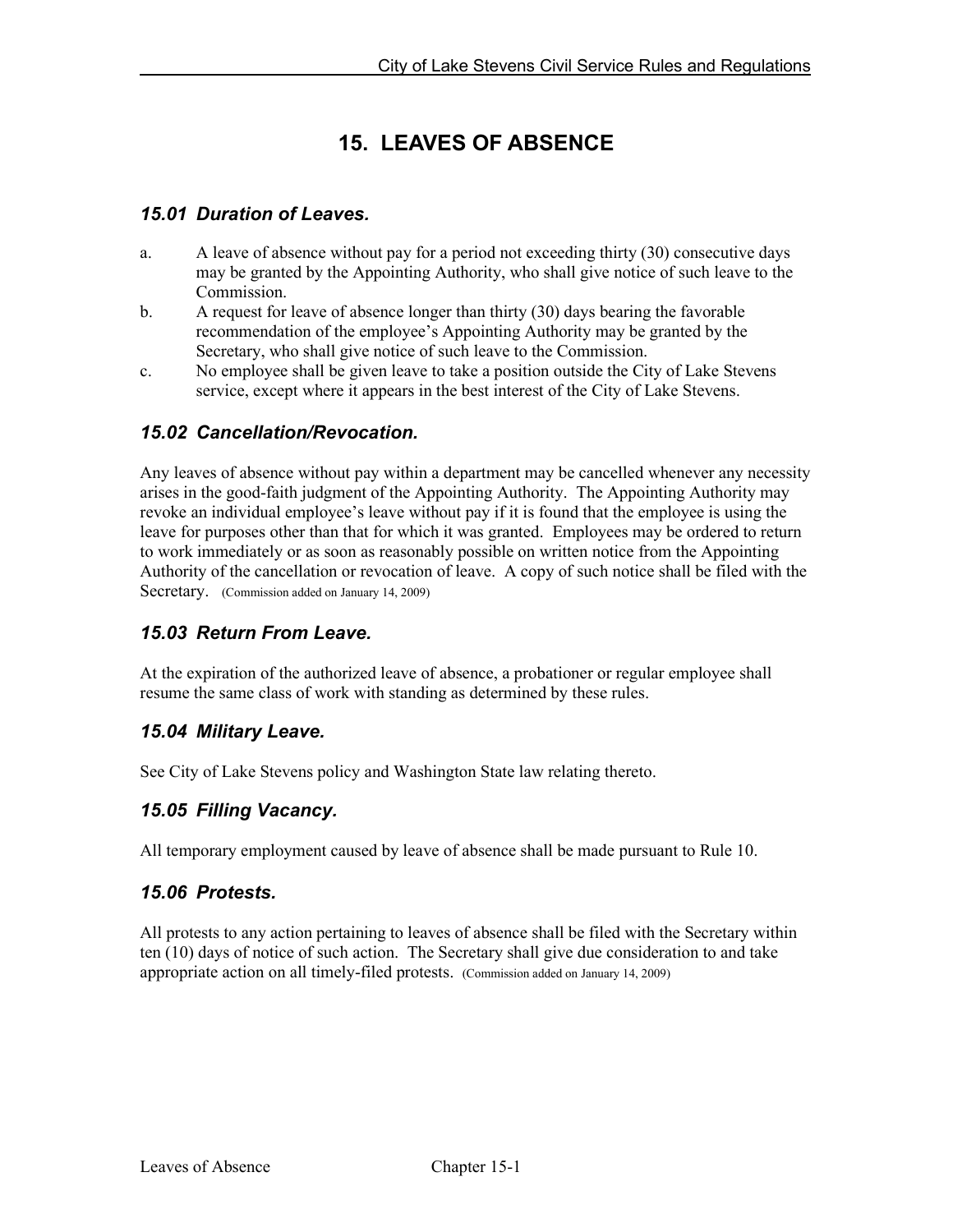# 15. LEAVES OF ABSENCE

### *15.01 Duration of Leaves.*

a. A leave of absence without pay for a period not exceeding thirty (30) consecutive days may be granted by the Appointing Authority, who shall give notice of such leave to the Commission.

b. A request for leave of absence longer than thirty (30) days bearing the favorable recommendation of the employee's Appointing Authority may be granted by the Secretary, who shall give notice of such leave to the Commission.

c. No employee shall be given leave to take a position outside the City of Lake Stevens service, except where it appears in the best interest of the City of Lake Stevens.

### *15.02 Cancellation/Revocation.*

Any leaves of absence without pay within a department may be cancelled whenever any necessity arises in the good-faith judgment of the Appointing Authority. The Appointing Authority may revoke an individual employee's leave without pay if it is found that the employee is using the leave for purposes other than that for which it was granted. Employees may be ordered to return to work immediately or as soon as reasonably possible on written notice from the Appointing Authority of the cancellation or revocation of leave. A copy of such notice shall be filed with the Secretary. (Commission added on January 14, 2009)

### *15.03 Return From Leave.*

At the expiration of the authorized leave of absence, a probationer or regular employee shall resume the same class of work with standing as determined by these rules.

### *15.04 Military Leave.*

See City of Lake Stevens policy and Washington State law relating thereto.

### *15.05 Filling Vacancy.*

All temporary employment caused by leave of absence shall be made pursuant to Rule 10.

### *15.06 Protests.*

All protests to any action pertaining to leaves of absence shall be filed with the Secretary within ten (10) days of notice of such action. The Secretary shall give due consideration to and take appropriate action on all timely-filed protests. (Commission added on January 14, 2009)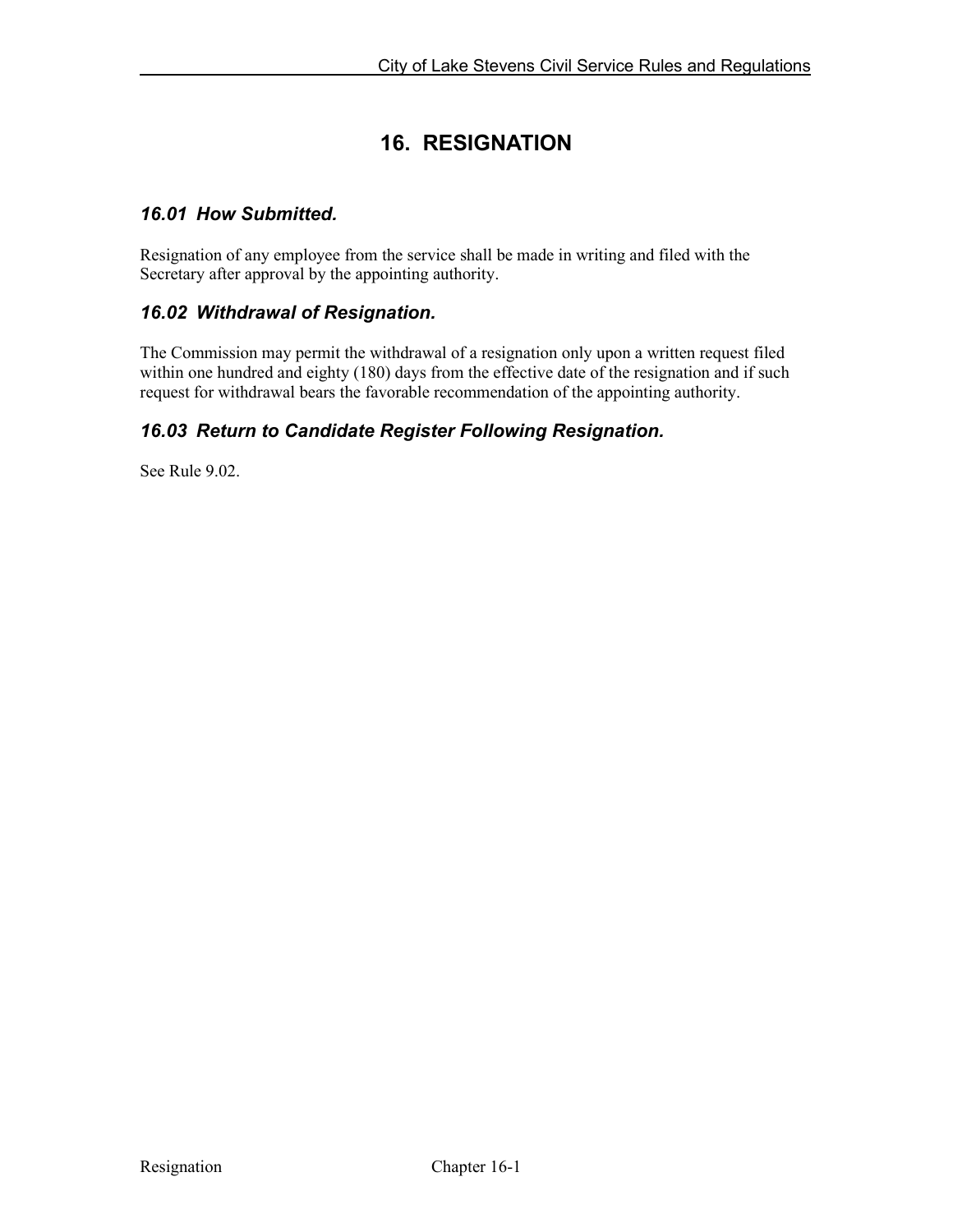# 16. RESIGNATION

### *16.01 How Submitted.*

Resignation of any employee from the service shall be made in writing and filed with the Secretary after approval by the appointing authority.

### *16.02 Withdrawal of Resignation.*

The Commission may permit the withdrawal of a resignation only upon a written request filed within one hundred and eighty (180) days from the effective date of the resignation and if such request for withdrawal bears the favorable recommendation of the appointing authority.

### *16.03 Return to Candidate Register Following Resignation.*

See Rule 9.02.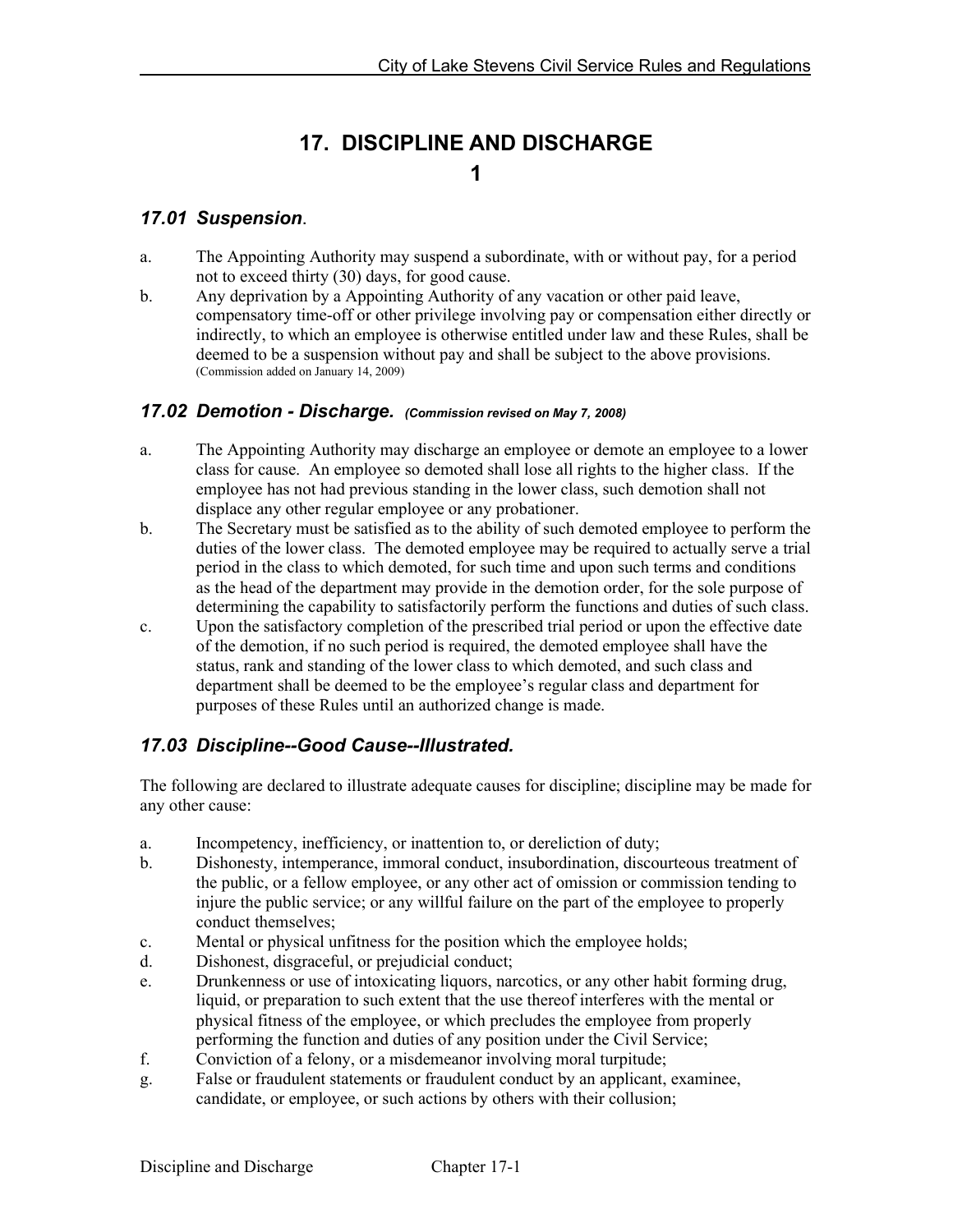# 17. DISCIPLINE AND DISCHARGE

# 1

### *17.01 Suspension*.

a. The Appointing Authority may suspend a subordinate, with or without pay, for a period not to exceed thirty (30) days, for good cause.

b. Any deprivation by a Appointing Authority of any vacation or other paid leave, compensatory time-off or other privilege involving pay or compensation either directly or indirectly, to which an employee is otherwise entitled under law and these Rules, shall be deemed to be a suspension without pay and shall be subject to the above provisions. (Commission added on January 14, 2009)

### *17.02 Demotion - Discharge. (Commission revised on May 7, 2008)*

a. The Appointing Authority may discharge an employee or demote an employee to a lower class for cause. An employee so demoted shall lose all rights to the higher class. If the employee has not had previous standing in the lower class, such demotion shall not displace any other regular employee or any probationer.

b. The Secretary must be satisfied as to the ability of such demoted employee to perform the duties of the lower class. The demoted employee may be required to actually serve a trial period in the class to which demoted, for such time and upon such terms and conditions as the head of the department may provide in the demotion order, for the sole purpose of determining the capability to satisfactorily perform the functions and duties of such class.

c. Upon the satisfactory completion of the prescribed trial period or upon the effective date of the demotion, if no such period is required, the demoted employee shall have the status, rank and standing of the lower class to which demoted, and such class and department shall be deemed to be the employee's regular class and department for purposes of these Rules until an authorized change is made.

### *17.03 Discipline--Good Cause--Illustrated.*

The following are declared to illustrate adequate causes for discipline; discipline may be made for any other cause:

a. Incompetency, inefficiency, or inattention to, or dereliction of duty;

b. Dishonesty, intemperance, immoral conduct, insubordination, discourteous treatment of the public, or a fellow employee, or any other act of omission or commission tending to injure the public service; or any willful failure on the part of the employee to properly conduct themselves;

c. Mental or physical unfitness for the position which the employee holds;

d. Dishonest, disgraceful, or prejudicial conduct;

e. Drunkenness or use of intoxicating liquors, narcotics, or any other habit forming drug, liquid, or preparation to such extent that the use thereof interferes with the mental or physical fitness of the employee, or which precludes the employee from properly performing the function and duties of any position under the Civil Service;

f. Conviction of a felony, or a misdemeanor involving moral turpitude;

g. False or fraudulent statements or fraudulent conduct by an applicant, examinee, candidate, or employee, or such actions by others with their collusion;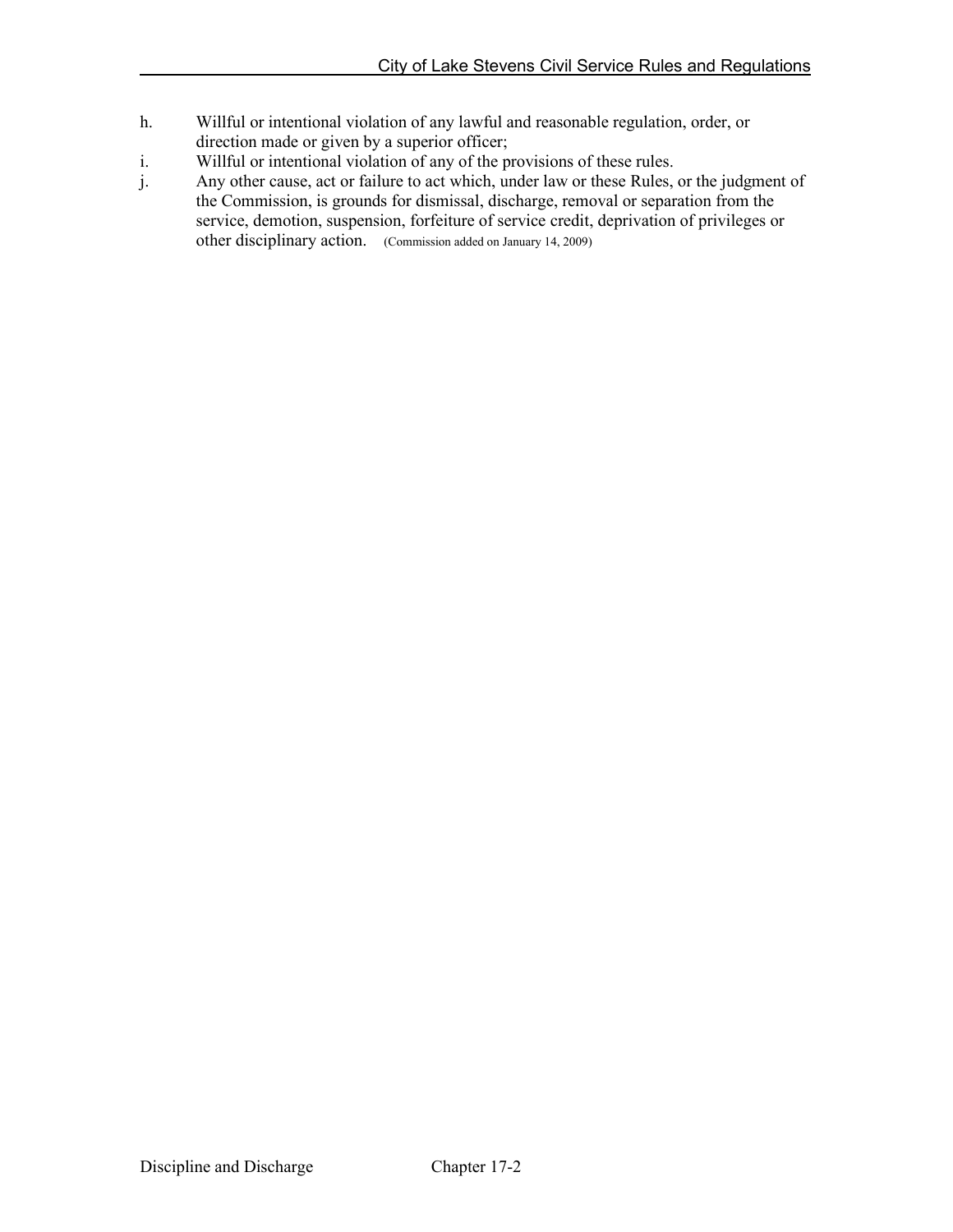h. Willful or intentional violation of any lawful and reasonable regulation, order, or direction made or given by a superior officer;

i. Willful or intentional violation of any of the provisions of these rules.

j. Any other cause, act or failure to act which, under law or these Rules, or the judgment of the Commission, is grounds for dismissal, discharge, removal or separation from the service, demotion, suspension, forfeiture of service credit, deprivation of privileges or other disciplinary action. (Commission added on January 14, 2009)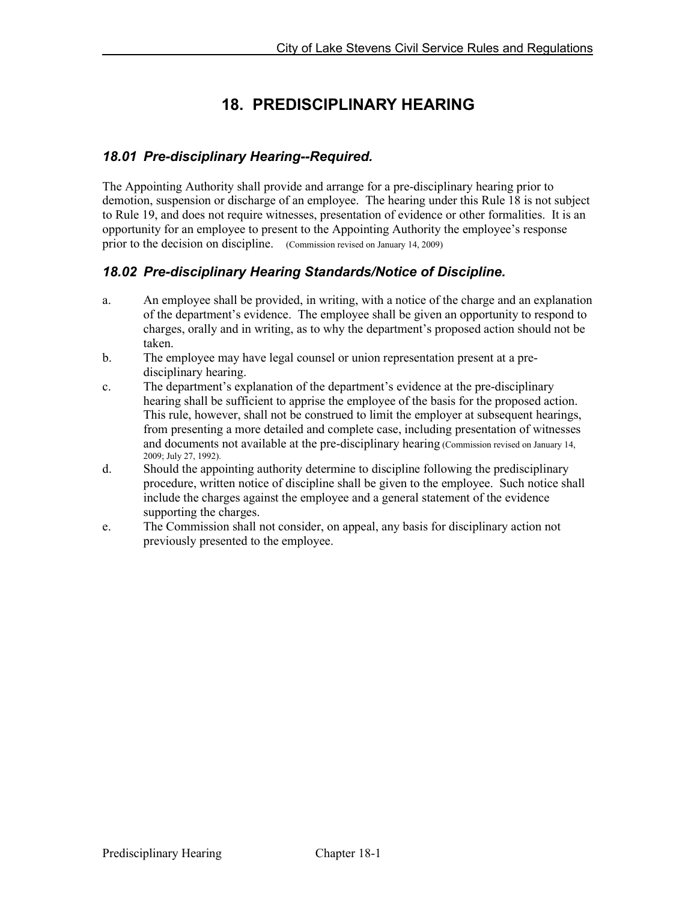# 18. PREDISCIPLINARY HEARING

## *18.01 Pre-disciplinary Hearing--Required.*

The Appointing Authority shall provide and arrange for a pre-disciplinary hearing prior to demotion, suspension or discharge of an employee. The hearing under this Rule 18 is not subject to Rule 19, and does not require witnesses, presentation of evidence or other formalities. It is an opportunity for an employee to present to the Appointing Authority the employee's response prior to the decision on discipline. (Commission revised on January 14, 2009)

## *18.02 Pre-disciplinary Hearing Standards/Notice of Discipline.*

a. An employee shall be provided, in writing, with a notice of the charge and an explanation of the department's evidence. The employee shall be given an opportunity to respond to charges, orally and in writing, as to why the department's proposed action should not be taken.

b. The employee may have legal counsel or union representation present at a pre-disciplinary hearing.

c. The department's explanation of the department's evidence at the pre-disciplinary hearing shall be sufficient to apprise the employee of the basis for the proposed action. This rule, however, shall not be construed to limit the employer at subsequent hearings, from presenting a more detailed and complete case, including presentation of witnesses and documents not available at the pre-disciplinary hearing (Commission revised on January 14, 2009; July 27, 1992).

d. Should the appointing authority determine to discipline following the predisciplinary procedure, written notice of discipline shall be given to the employee. Such notice shall include the charges against the employee and a general statement of the evidence supporting the charges.

e. The Commission shall not consider, on appeal, any basis for disciplinary action not previously presented to the employee.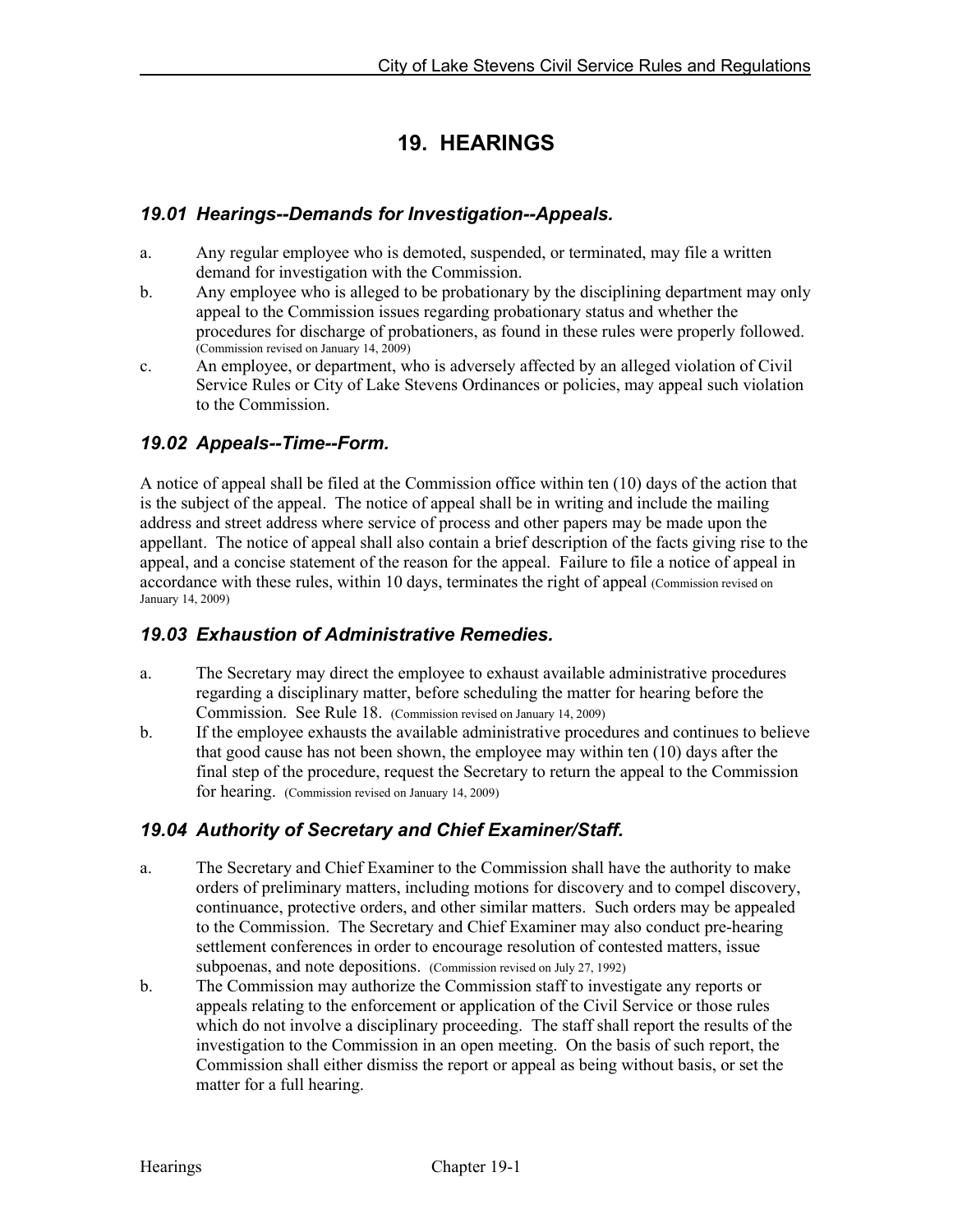# 19. HEARINGS

### *19.01 Hearings--Demands for Investigation--Appeals.*

a. Any regular employee who is demoted, suspended, or terminated, may file a written demand for investigation with the Commission.

b. Any employee who is alleged to be probationary by the disciplining department may only appeal to the Commission issues regarding probationary status and whether the procedures for discharge of probationers, as found in these rules were properly followed. (Commission revised on January 14, 2009)

c. An employee, or department, who is adversely affected by an alleged violation of Civil Service Rules or City of Lake Stevens Ordinances or policies, may appeal such violation to the Commission.

### *19.02 Appeals--Time--Form.*

A notice of appeal shall be filed at the Commission office within ten (10) days of the action that is the subject of the appeal. The notice of appeal shall be in writing and include the mailing address and street address where service of process and other papers may be made upon the appellant. The notice of appeal shall also contain a brief description of the facts giving rise to the appeal, and a concise statement of the reason for the appeal. Failure to file a notice of appeal in accordance with these rules, within 10 days, terminates the right of appeal (Commission revised on January 14, 2009)

### *19.03 Exhaustion of Administrative Remedies.*

a. The Secretary may direct the employee to exhaust available administrative procedures regarding a disciplinary matter, before scheduling the matter for hearing before the Commission. See Rule 18. (Commission revised on January 14, 2009)

b. If the employee exhausts the available administrative procedures and continues to believe that good cause has not been shown, the employee may within ten (10) days after the final step of the procedure, request the Secretary to return the appeal to the Commission for hearing. (Commission revised on January 14, 2009)

### *19.04 Authority of Secretary and Chief Examiner/Staff.*

a. The Secretary and Chief Examiner to the Commission shall have the authority to make orders of preliminary matters, including motions for discovery and to compel discovery, continuance, protective orders, and other similar matters. Such orders may be appealed to the Commission. The Secretary and Chief Examiner may also conduct pre-hearing settlement conferences in order to encourage resolution of contested matters, issue subpoenas, and note depositions. (Commission revised on July 27, 1992)

b. The Commission may authorize the Commission staff to investigate any reports or appeals relating to the enforcement or application of the Civil Service or those rules which do not involve a disciplinary proceeding. The staff shall report the results of the investigation to the Commission in an open meeting. On the basis of such report, the Commission shall either dismiss the report or appeal as being without basis, or set the matter for a full hearing.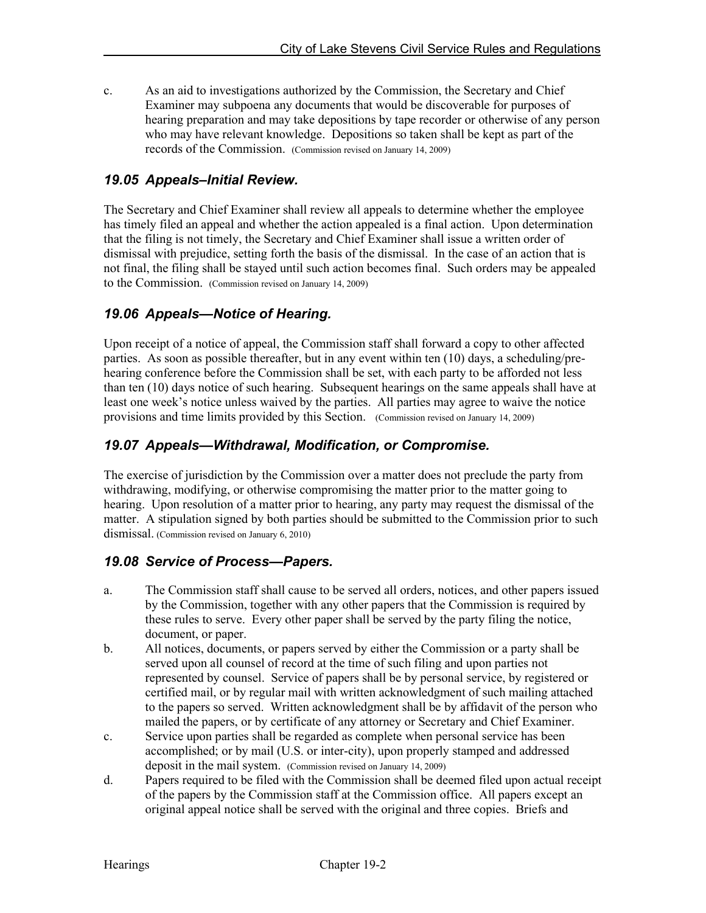c. As an aid to investigations authorized by the Commission, the Secretary and Chief Examiner may subpoena any documents that would be discoverable for purposes of hearing preparation and may take depositions by tape recorder or otherwise of any person who may have relevant knowledge. Depositions so taken shall be kept as part of the records of the Commission. (Commission revised on January 14, 2009)

### *19.05 Appeals–Initial Review.*

The Secretary and Chief Examiner shall review all appeals to determine whether the employee has timely filed an appeal and whether the action appealed is a final action. Upon determination that the filing is not timely, the Secretary and Chief Examiner shall issue a written order of dismissal with prejudice, setting forth the basis of the dismissal. In the case of an action that is not final, the filing shall be stayed until such action becomes final. Such orders may be appealed to the Commission. (Commission revised on January 14, 2009)

### *19.06 Appeals—Notice of Hearing.*

Upon receipt of a notice of appeal, the Commission staff shall forward a copy to other affected parties. As soon as possible thereafter, but in any event within ten (10) days, a scheduling/pre-hearing conference before the Commission shall be set, with each party to be afforded not less than ten (10) days notice of such hearing. Subsequent hearings on the same appeals shall have at least one week's notice unless waived by the parties. All parties may agree to waive the notice provisions and time limits provided by this Section. (Commission revised on January 14, 2009)

### *19.07 Appeals—Withdrawal, Modification, or Compromise.*

The exercise of jurisdiction by the Commission over a matter does not preclude the party from withdrawing, modifying, or otherwise compromising the matter prior to the matter going to hearing. Upon resolution of a matter prior to hearing, any party may request the dismissal of the matter. A stipulation signed by both parties should be submitted to the Commission prior to such dismissal. (Commission revised on January 6, 2010)

### *19.08 Service of Process—Papers.*

a. The Commission staff shall cause to be served all orders, notices, and other papers issued by the Commission, together with any other papers that the Commission is required by these rules to serve. Every other paper shall be served by the party filing the notice, document, or paper.

b. All notices, documents, or papers served by either the Commission or a party shall be served upon all counsel of record at the time of such filing and upon parties not represented by counsel. Service of papers shall be by personal service, by registered or certified mail, or by regular mail with written acknowledgment of such mailing attached to the papers so served. Written acknowledgment shall be by affidavit of the person who mailed the papers, or by certificate of any attorney or Secretary and Chief Examiner.

c. Service upon parties shall be regarded as complete when personal service has been accomplished; or by mail (U.S. or inter-city), upon properly stamped and addressed deposit in the mail system. (Commission revised on January 14, 2009)

d. Papers required to be filed with the Commission shall be deemed filed upon actual receipt of the papers by the Commission staff at the Commission office. All papers except an original appeal notice shall be served with the original and three copies. Briefs and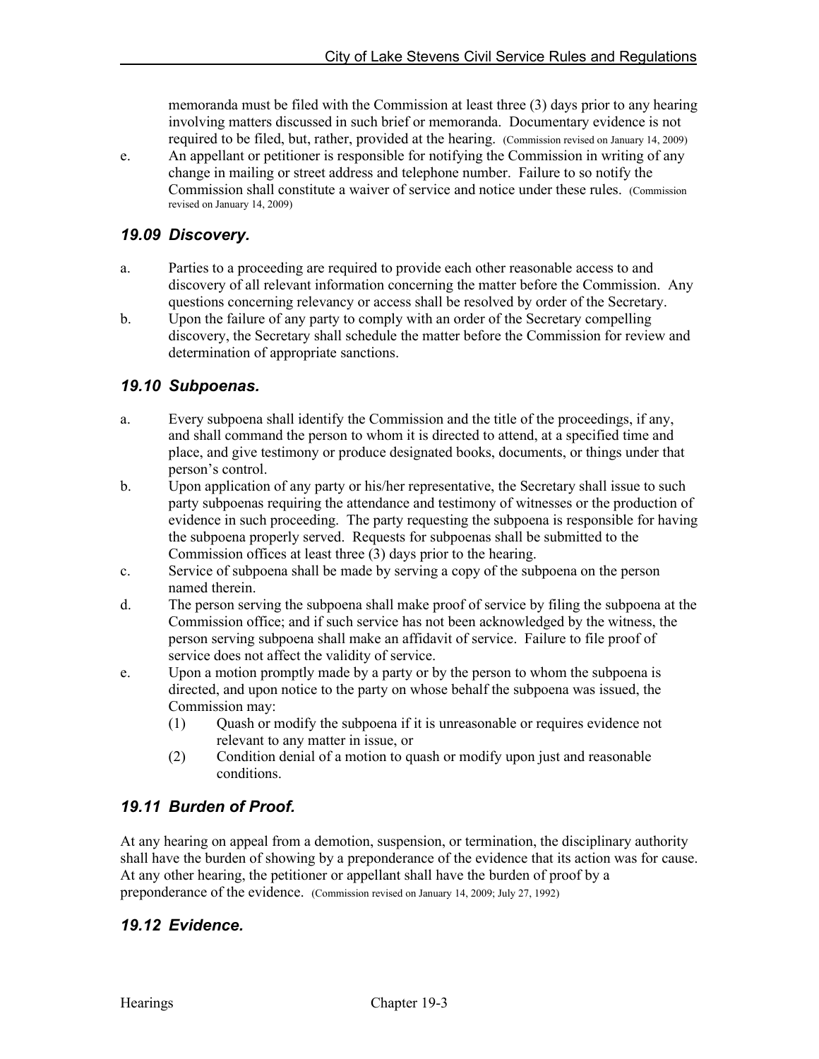memoranda must be filed with the Commission at least three (3) days prior to any hearing involving matters discussed in such brief or memoranda. Documentary evidence is not required to be filed, but, rather, provided at the hearing. (Commission revised on January 14, 2009)

e. An appellant or petitioner is responsible for notifying the Commission in writing of any change in mailing or street address and telephone number. Failure to so notify the Commission shall constitute a waiver of service and notice under these rules. (Commission revised on January 14, 2009)

## *19.09 Discovery.*

a. Parties to a proceeding are required to provide each other reasonable access to and discovery of all relevant information concerning the matter before the Commission. Any questions concerning relevancy or access shall be resolved by order of the Secretary.

b. Upon the failure of any party to comply with an order of the Secretary compelling discovery, the Secretary shall schedule the matter before the Commission for review and determination of appropriate sanctions.

## *19.10 Subpoenas.*

a. Every subpoena shall identify the Commission and the title of the proceedings, if any, and shall command the person to whom it is directed to attend, at a specified time and place, and give testimony or produce designated books, documents, or things under that person's control.

b. Upon application of any party or his/her representative, the Secretary shall issue to such party subpoenas requiring the attendance and testimony of witnesses or the production of evidence in such proceeding. The party requesting the subpoena is responsible for having the subpoena properly served. Requests for subpoenas shall be submitted to the Commission offices at least three (3) days prior to the hearing.

c. Service of subpoena shall be made by serving a copy of the subpoena on the person named therein.

d. The person serving the subpoena shall make proof of service by filing the subpoena at the Commission office; and if such service has not been acknowledged by the witness, the person serving subpoena shall make an affidavit of service. Failure to file proof of service does not affect the validity of service.

e. Upon a motion promptly made by a party or by the person to whom the subpoena is directed, and upon notice to the party on whose behalf the subpoena was issued, the Commission may:

   (1) Quash or modify the subpoena if it is unreasonable or requires evidence not relevant to any matter in issue, or

   (2) Condition denial of a motion to quash or modify upon just and reasonable conditions.

## *19.11 Burden of Proof.*

At any hearing on appeal from a demotion, suspension, or termination, the disciplinary authority shall have the burden of showing by a preponderance of the evidence that its action was for cause. At any other hearing, the petitioner or appellant shall have the burden of proof by a preponderance of the evidence. (Commission revised on January 14, 2009; July 27, 1992)

## *19.12 Evidence.*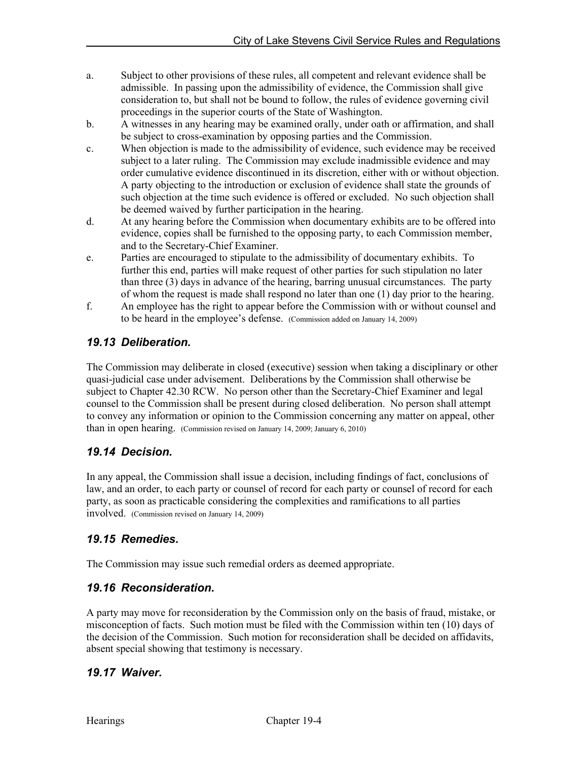a. Subject to other provisions of these rules, all competent and relevant evidence shall be admissible. In passing upon the admissibility of evidence, the Commission shall give consideration to, but shall not be bound to follow, the rules of evidence governing civil proceedings in the superior courts of the State of Washington.
b. A witnesses in any hearing may be examined orally, under oath or affirmation, and shall be subject to cross-examination by opposing parties and the Commission.
c. When objection is made to the admissibility of evidence, such evidence may be received subject to a later ruling. The Commission may exclude inadmissible evidence and may order cumulative evidence discontinued in its discretion, either with or without objection. A party objecting to the introduction or exclusion of evidence shall state the grounds of such objection at the time such evidence is offered or excluded. No such objection shall be deemed waived by further participation in the hearing.
d. At any hearing before the Commission when documentary exhibits are to be offered into evidence, copies shall be furnished to the opposing party, to each Commission member, and to the Secretary-Chief Examiner.
e. Parties are encouraged to stipulate to the admissibility of documentary exhibits. To further this end, parties will make request of other parties for such stipulation no later than three (3) days in advance of the hearing, barring unusual circumstances. The party of whom the request is made shall respond no later than one (1) day prior to the hearing.
f. An employee has the right to appear before the Commission with or without counsel and to be heard in the employee's defense. (Commission added on January 14, 2009)

### *19.13 Deliberation.*

The Commission may deliberate in closed (executive) session when taking a disciplinary or other quasi-judicial case under advisement. Deliberations by the Commission shall otherwise be subject to Chapter 42.30 RCW. No person other than the Secretary-Chief Examiner and legal counsel to the Commission shall be present during closed deliberation. No person shall attempt to convey any information or opinion to the Commission concerning any matter on appeal, other than in open hearing. (Commission revised on January 14, 2009; January 6, 2010)

### *19.14 Decision.*

In any appeal, the Commission shall issue a decision, including findings of fact, conclusions of law, and an order, to each party or counsel of record for each party or counsel of record for each party, as soon as practicable considering the complexities and ramifications to all parties involved. (Commission revised on January 14, 2009)

### *19.15 Remedies.*

The Commission may issue such remedial orders as deemed appropriate.

### *19.16 Reconsideration.*

A party may move for reconsideration by the Commission only on the basis of fraud, mistake, or misconception of facts. Such motion must be filed with the Commission within ten (10) days of the decision of the Commission. Such motion for reconsideration shall be decided on affidavits, absent special showing that testimony is necessary.

### *19.17 Waiver.*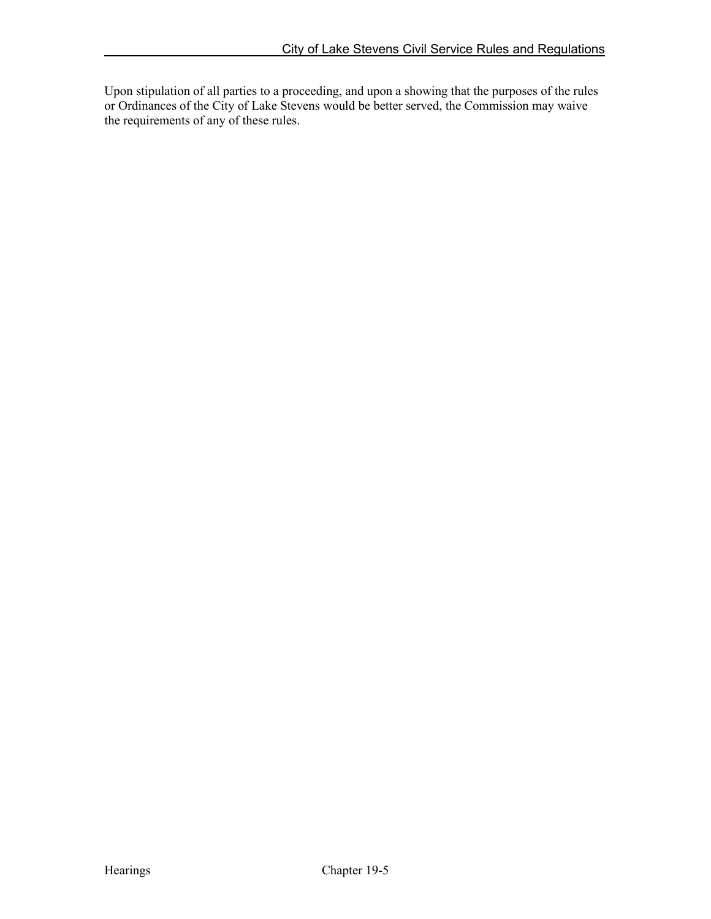Upon stipulation of all parties to a proceeding, and upon a showing that the purposes of the rules or Ordinances of the City of Lake Stevens would be better served, the Commission may waive the requirements of any of these rules.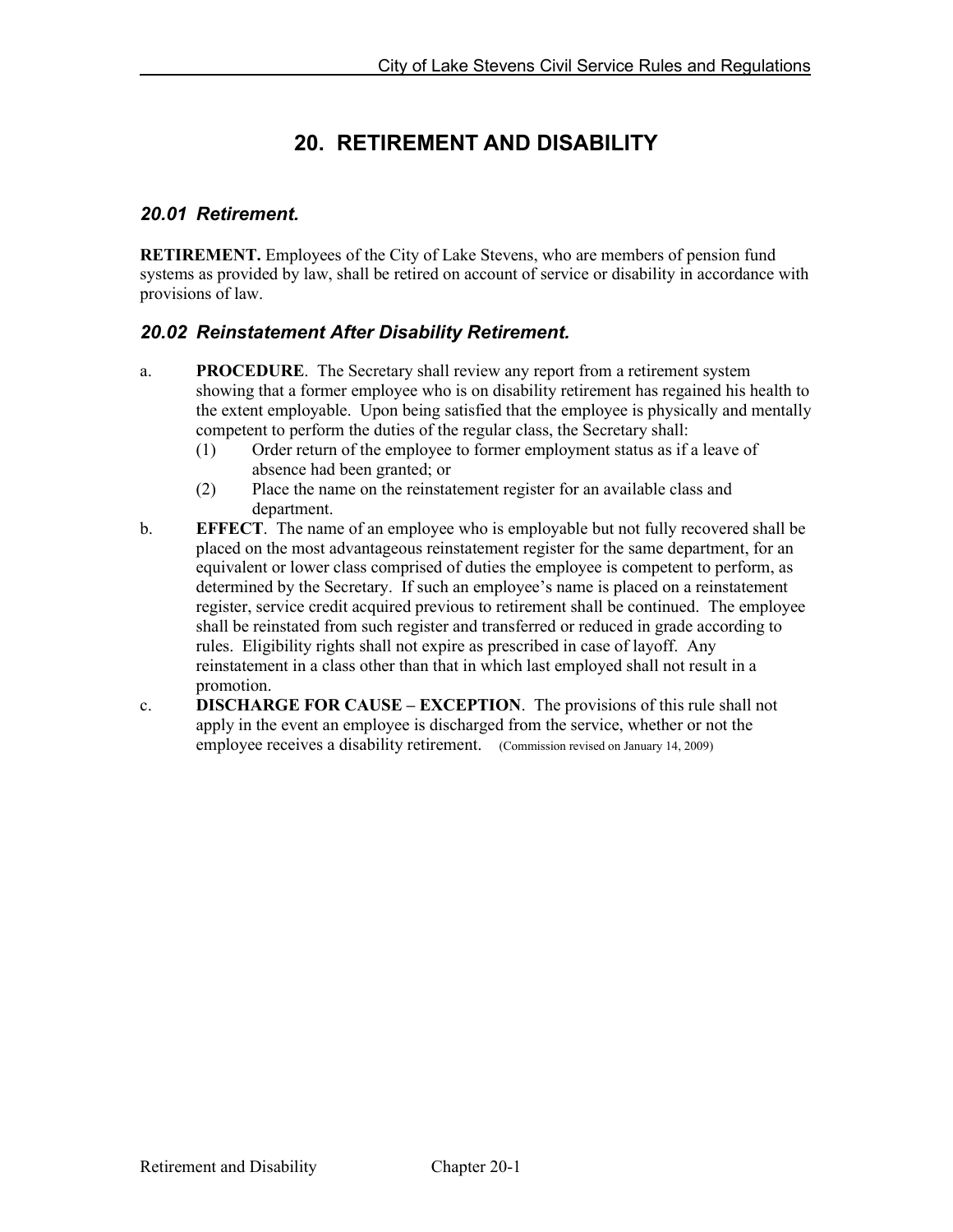# 20. RETIREMENT AND DISABILITY

### *20.01 Retirement.*

**RETIREMENT.** Employees of the City of Lake Stevens, who are members of pension fund systems as provided by law, shall be retired on account of service or disability in accordance with provisions of law.

### *20.02 Reinstatement After Disability Retirement.*

a. **PROCEDURE**. The Secretary shall review any report from a retirement system showing that a former employee who is on disability retirement has regained his health to the extent employable. Upon being satisfied that the employee is physically and mentally competent to perform the duties of the regular class, the Secretary shall:
   (1) Order return of the employee to former employment status as if a leave of absence had been granted; or
   (2) Place the name on the reinstatement register for an available class and department.

b. **EFFECT**. The name of an employee who is employable but not fully recovered shall be placed on the most advantageous reinstatement register for the same department, for an equivalent or lower class comprised of duties the employee is competent to perform, as determined by the Secretary. If such an employee's name is placed on a reinstatement register, service credit acquired previous to retirement shall be continued. The employee shall be reinstated from such register and transferred or reduced in grade according to rules. Eligibility rights shall not expire as prescribed in case of layoff. Any reinstatement in a class other than that in which last employed shall not result in a promotion.

c. **DISCHARGE FOR CAUSE – EXCEPTION**. The provisions of this rule shall not apply in the event an employee is discharged from the service, whether or not the employee receives a disability retirement. (Commission revised on January 14, 2009)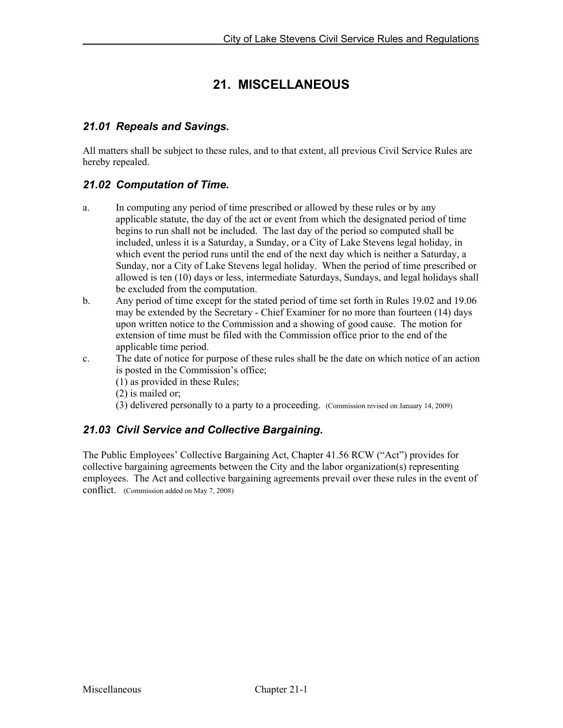# 21. MISCELLANEOUS

### *21.01 Repeals and Savings.*

All matters shall be subject to these rules, and to that extent, all previous Civil Service Rules are hereby repealed.

### *21.02 Computation of Time.*

a. In computing any period of time prescribed or allowed by these rules or by any applicable statute, the day of the act or event from which the designated period of time begins to run shall not be included. The last day of the period so computed shall be included, unless it is a Saturday, a Sunday, or a City of Lake Stevens legal holiday, in which event the period runs until the end of the next day which is neither a Saturday, a Sunday, nor a City of Lake Stevens legal holiday. When the period of time prescribed or allowed is ten (10) days or less, intermediate Saturdays, Sundays, and legal holidays shall be excluded from the computation.

b. Any period of time except for the stated period of time set forth in Rules 19.02 and 19.06 may be extended by the Secretary - Chief Examiner for no more than fourteen (14) days upon written notice to the Commission and a showing of good cause. The motion for extension of time must be filed with the Commission office prior to the end of the applicable time period.

c. The date of notice for purpose of these rules shall be the date on which notice of an action is posted in the Commission's office;
(1) as provided in these Rules;
(2) is mailed or;
(3) delivered personally to a party to a proceeding. (Commission revised on January 14, 2009)

### *21.03 Civil Service and Collective Bargaining.*

The Public Employees' Collective Bargaining Act, Chapter 41.56 RCW ("Act") provides for collective bargaining agreements between the City and the labor organization(s) representing employees. The Act and collective bargaining agreements prevail over these rules in the event of conflict. (Commission added on May 7, 2008)